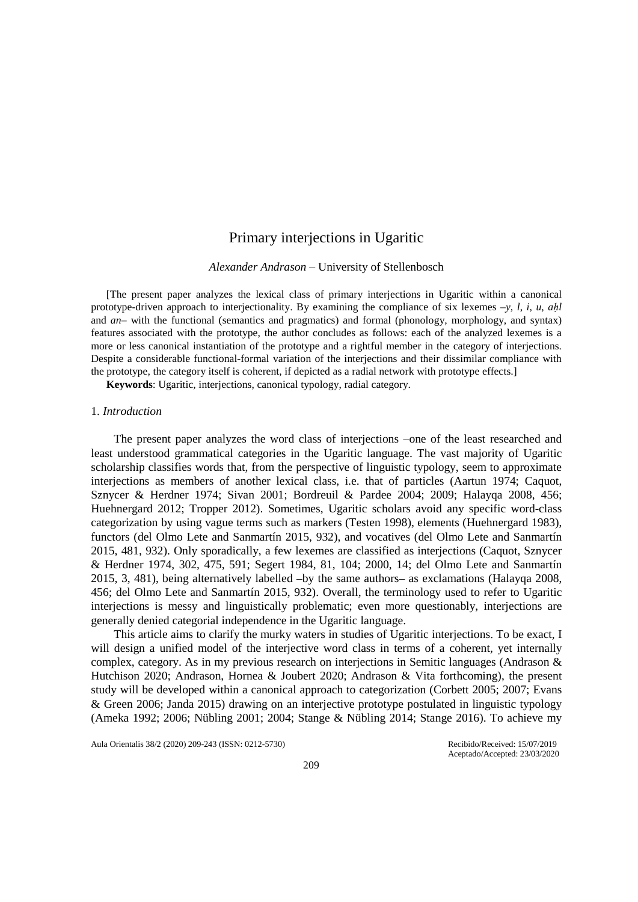# Primary interjections in Ugaritic

*Alexander Andrason* – University of Stellenbosch

[The present paper analyzes the lexical class of primary interjections in Ugaritic within a canonical prototype-driven approach to interjectionality. By examining the compliance of six lexemes –*y*, *l*, *i*, *u*, *aḥl* and *an*– with the functional (semantics and pragmatics) and formal (phonology, morphology, and syntax) features associated with the prototype, the author concludes as follows: each of the analyzed lexemes is a more or less canonical instantiation of the prototype and a rightful member in the category of interjections. Despite a considerable functional-formal variation of the interjections and their dissimilar compliance with the prototype, the category itself is coherent, if depicted as a radial network with prototype effects.]

**Keywords**: Ugaritic, interjections, canonical typology, radial category.

## 1. *Introduction*

The present paper analyzes the word class of interjections –one of the least researched and least understood grammatical categories in the Ugaritic language. The vast majority of Ugaritic scholarship classifies words that, from the perspective of linguistic typology, seem to approximate interjections as members of another lexical class, i.e. that of particles (Aartun 1974; Caquot, Sznycer & Herdner 1974; Sivan 2001; Bordreuil & Pardee 2004; 2009; Halayqa 2008, 456; Huehnergard 2012; Tropper 2012). Sometimes, Ugaritic scholars avoid any specific word-class categorization by using vague terms such as markers (Testen 1998), elements (Huehnergard 1983), functors (del Olmo Lete and Sanmartín 2015, 932), and vocatives (del Olmo Lete and Sanmartín 2015, 481, 932). Only sporadically, a few lexemes are classified as interjections (Caquot, Sznycer & Herdner 1974, 302, 475, 591; Segert 1984, 81, 104; 2000, 14; del Olmo Lete and Sanmartín 2015, 3, 481), being alternatively labelled –by the same authors– as exclamations (Halayqa 2008, 456; del Olmo Lete and Sanmartín 2015, 932). Overall, the terminology used to refer to Ugaritic interjections is messy and linguistically problematic; even more questionably, interjections are generally denied categorial independence in the Ugaritic language.

This article aims to clarify the murky waters in studies of Ugaritic interjections. To be exact, I will design a unified model of the interjective word class in terms of a coherent, yet internally complex, category. As in my previous research on interjections in Semitic languages (Andrason & Hutchison 2020; Andrason, Hornea & Joubert 2020; Andrason & Vita forthcoming), the present study will be developed within a canonical approach to categorization (Corbett 2005; 2007; Evans & Green 2006; Janda 2015) drawing on an interjective prototype postulated in linguistic typology (Ameka 1992; 2006; Nübling 2001; 2004; Stange & Nübling 2014; Stange 2016). To achieve my

Recibido/Received: 15/07/2019
Aceptado/Accepted: 23/03/2020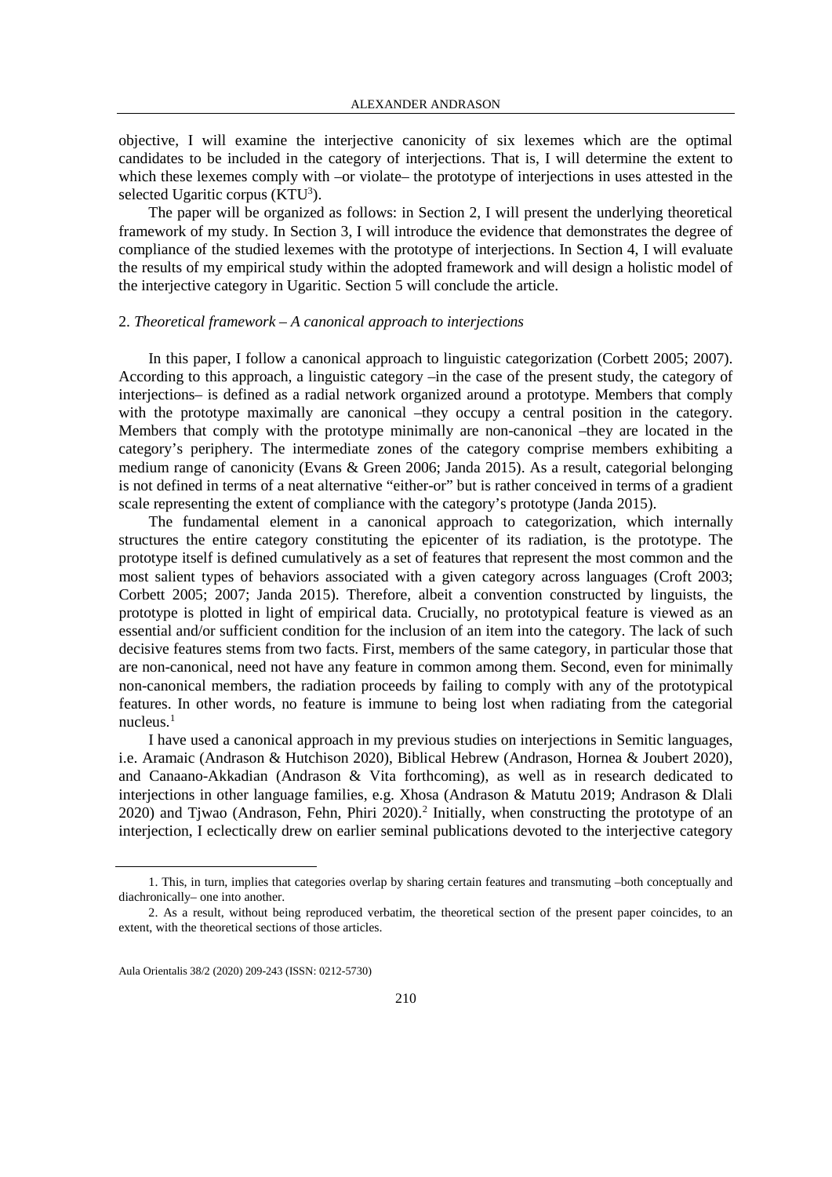objective, I will examine the interjective canonicity of six lexemes which are the optimal candidates to be included in the category of interjections. That is, I will determine the extent to which these lexemes comply with –or violate– the prototype of interjections in uses attested in the selected Ugaritic corpus (KTU[3]).

The paper will be organized as follows: in Section 2, I will present the underlying theoretical framework of my study. In Section 3, I will introduce the evidence that demonstrates the degree of compliance of the studied lexemes with the prototype of interjections. In Section 4, I will evaluate the results of my empirical study within the adopted framework and will design a holistic model of the interjective category in Ugaritic. Section 5 will conclude the article.

## 2. *Theoretical framework – A canonical approach to interjections*

In this paper, I follow a canonical approach to linguistic categorization (Corbett 2005; 2007). According to this approach, a linguistic category –in the case of the present study, the category of interjections– is defined as a radial network organized around a prototype. Members that comply with the prototype maximally are canonical –they occupy a central position in the category. Members that comply with the prototype minimally are non-canonical –they are located in the category's periphery. The intermediate zones of the category comprise members exhibiting a medium range of canonicity (Evans & Green 2006; Janda 2015). As a result, categorial belonging is not defined in terms of a neat alternative "either-or" but is rather conceived in terms of a gradient scale representing the extent of compliance with the category's prototype (Janda 2015).

The fundamental element in a canonical approach to categorization, which internally structures the entire category constituting the epicenter of its radiation, is the prototype. The prototype itself is defined cumulatively as a set of features that represent the most common and the most salient types of behaviors associated with a given category across languages (Croft 2003; Corbett 2005; 2007; Janda 2015). Therefore, albeit a convention constructed by linguists, the prototype is plotted in light of empirical data. Crucially, no prototypical feature is viewed as an essential and/or sufficient condition for the inclusion of an item into the category. The lack of such decisive features stems from two facts. First, members of the same category, in particular those that are non-canonical, need not have any feature in common among them. Second, even for minimally non-canonical members, the radiation proceeds by failing to comply with any of the prototypical features. In other words, no feature is immune to being lost when radiating from the categorial nucleus.[1]

I have used a canonical approach in my previous studies on interjections in Semitic languages, i.e. Aramaic (Andrason & Hutchison 2020), Biblical Hebrew (Andrason, Hornea & Joubert 2020), and Canaano-Akkadian (Andrason & Vita forthcoming), as well as in research dedicated to interjections in other language families, e.g. Xhosa (Andrason & Matutu 2019; Andrason & Dlali 2020) and Tjwao (Andrason, Fehn, Phiri 2020).[2] Initially, when constructing the prototype of an interjection, I eclectically drew on earlier seminal publications devoted to the interjective category

1. This, in turn, implies that categories overlap by sharing certain features and transmuting –both conceptually and diachronically– one into another.

2. As a result, without being reproduced verbatim, the theoretical section of the present paper coincides, to an extent, with the theoretical sections of those articles.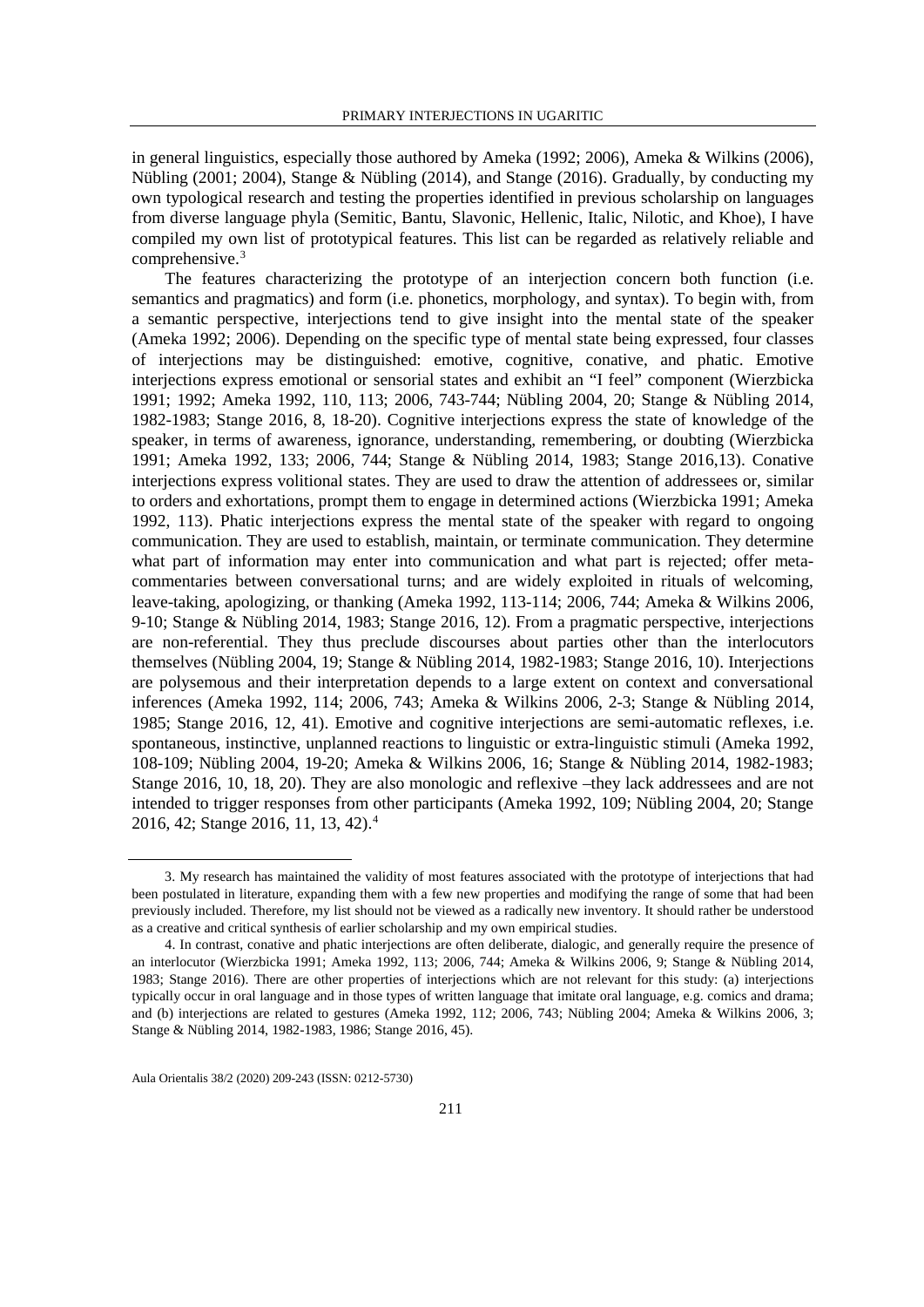in general linguistics, especially those authored by Ameka (1992; 2006), Ameka & Wilkins (2006), Nübling (2001; 2004), Stange & Nübling (2014), and Stange (2016). Gradually, by conducting my own typological research and testing the properties identified in previous scholarship on languages from diverse language phyla (Semitic, Bantu, Slavonic, Hellenic, Italic, Nilotic, and Khoe), I have compiled my own list of prototypical features. This list can be regarded as relatively reliable and comprehensive.[3]

The features characterizing the prototype of an interjection concern both function (i.e. semantics and pragmatics) and form (i.e. phonetics, morphology, and syntax). To begin with, from a semantic perspective, interjections tend to give insight into the mental state of the speaker (Ameka 1992; 2006). Depending on the specific type of mental state being expressed, four classes of interjections may be distinguished: emotive, cognitive, conative, and phatic. Emotive interjections express emotional or sensorial states and exhibit an "I feel" component (Wierzbicka 1991; 1992; Ameka 1992, 110, 113; 2006, 743-744; Nübling 2004, 20; Stange & Nübling 2014, 1982-1983; Stange 2016, 8, 18-20). Cognitive interjections express the state of knowledge of the speaker, in terms of awareness, ignorance, understanding, remembering, or doubting (Wierzbicka 1991; Ameka 1992, 133; 2006, 744; Stange & Nübling 2014, 1983; Stange 2016,13). Conative interjections express volitional states. They are used to draw the attention of addressees or, similar to orders and exhortations, prompt them to engage in determined actions (Wierzbicka 1991; Ameka 1992, 113). Phatic interjections express the mental state of the speaker with regard to ongoing communication. They are used to establish, maintain, or terminate communication. They determine what part of information may enter into communication and what part is rejected; offer meta-commentaries between conversational turns; and are widely exploited in rituals of welcoming, leave-taking, apologizing, or thanking (Ameka 1992, 113-114; 2006, 744; Ameka & Wilkins 2006, 9-10; Stange & Nübling 2014, 1983; Stange 2016, 12). From a pragmatic perspective, interjections are non-referential. They thus preclude discourses about parties other than the interlocutors themselves (Nübling 2004, 19; Stange & Nübling 2014, 1982-1983; Stange 2016, 10). Interjections are polysemous and their interpretation depends to a large extent on context and conversational inferences (Ameka 1992, 114; 2006, 743; Ameka & Wilkins 2006, 2-3; Stange & Nübling 2014, 1985; Stange 2016, 12, 41). Emotive and cognitive interjections are semi-automatic reflexes, i.e. spontaneous, instinctive, unplanned reactions to linguistic or extra-linguistic stimuli (Ameka 1992, 108-109; Nübling 2004, 19-20; Ameka & Wilkins 2006, 16; Stange & Nübling 2014, 1982-1983; Stange 2016, 10, 18, 20). They are also monologic and reflexive –they lack addressees and are not intended to trigger responses from other participants (Ameka 1992, 109; Nübling 2004, 20; Stange 2016, 42; Stange 2016, 11, 13, 42).[4]

---

3. My research has maintained the validity of most features associated with the prototype of interjections that had been postulated in literature, expanding them with a few new properties and modifying the range of some that had been previously included. Therefore, my list should not be viewed as a radically new inventory. It should rather be understood as a creative and critical synthesis of earlier scholarship and my own empirical studies.

4. In contrast, conative and phatic interjections are often deliberate, dialogic, and generally require the presence of an interlocutor (Wierzbicka 1991; Ameka 1992, 113; 2006, 744; Ameka & Wilkins 2006, 9; Stange & Nübling 2014, 1983; Stange 2016). There are other properties of interjections which are not relevant for this study: (a) interjections typically occur in oral language and in those types of written language that imitate oral language, e.g. comics and drama; and (b) interjections are related to gestures (Ameka 1992, 112; 2006, 743; Nübling 2004; Ameka & Wilkins 2006, 3; Stange & Nübling 2014, 1982-1983, 1986; Stange 2016, 45).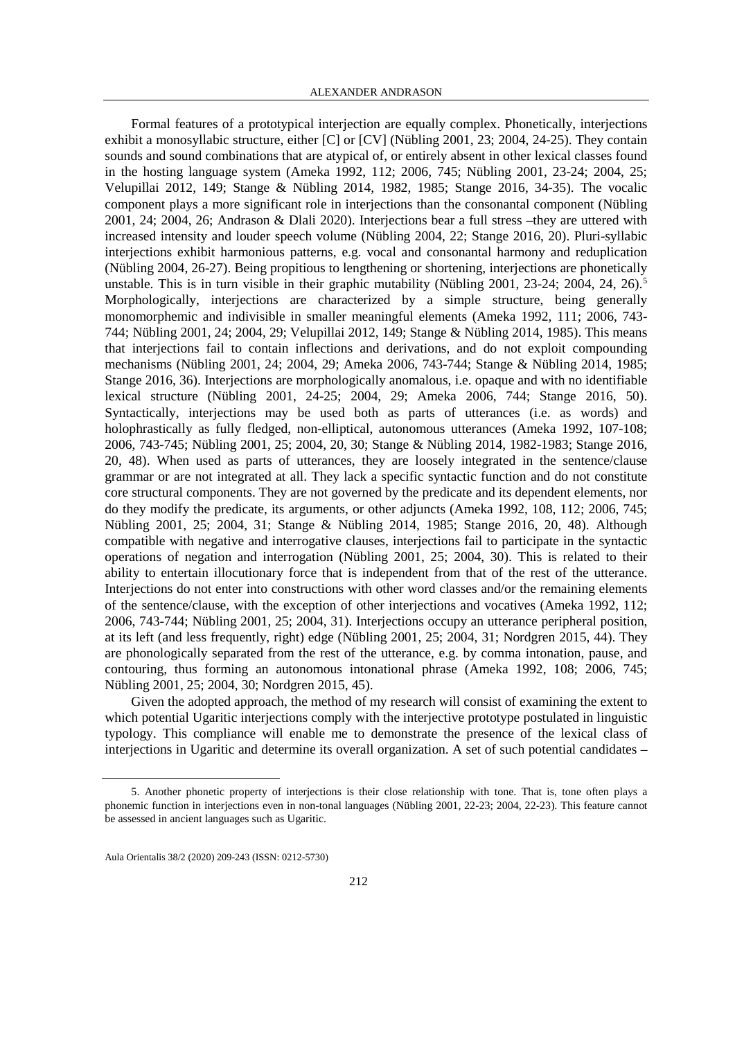Formal features of a prototypical interjection are equally complex. Phonetically, interjections exhibit a monosyllabic structure, either [C] or [CV] (Nübling 2001, 23; 2004, 24-25). They contain sounds and sound combinations that are atypical of, or entirely absent in other lexical classes found in the hosting language system (Ameka 1992, 112; 2006, 745; Nübling 2001, 23-24; 2004, 25; Velupillai 2012, 149; Stange & Nübling 2014, 1982, 1985; Stange 2016, 34-35). The vocalic component plays a more significant role in interjections than the consonantal component (Nübling 2001, 24; 2004, 26; Andrason & Dlali 2020). Interjections bear a full stress –they are uttered with increased intensity and louder speech volume (Nübling 2004, 22; Stange 2016, 20). Pluri-syllabic interjections exhibit harmonious patterns, e.g. vocal and consonantal harmony and reduplication (Nübling 2004, 26-27). Being propitious to lengthening or shortening, interjections are phonetically unstable. This is in turn visible in their graphic mutability (Nübling 2001, 23-24; 2004, 24, 26).[5] Morphologically, interjections are characterized by a simple structure, being generally monomorphemic and indivisible in smaller meaningful elements (Ameka 1992, 111; 2006, 743-744; Nübling 2001, 24; 2004, 29; Velupillai 2012, 149; Stange & Nübling 2014, 1985). This means that interjections fail to contain inflections and derivations, and do not exploit compounding mechanisms (Nübling 2001, 24; 2004, 29; Ameka 2006, 743-744; Stange & Nübling 2014, 1985; Stange 2016, 36). Interjections are morphologically anomalous, i.e. opaque and with no identifiable lexical structure (Nübling 2001, 24-25; 2004, 29; Ameka 2006, 744; Stange 2016, 50). Syntactically, interjections may be used both as parts of utterances (i.e. as words) and holophrastically as fully fledged, non-elliptical, autonomous utterances (Ameka 1992, 107-108; 2006, 743-745; Nübling 2001, 25; 2004, 20, 30; Stange & Nübling 2014, 1982-1983; Stange 2016, 20, 48). When used as parts of utterances, they are loosely integrated in the sentence/clause grammar or are not integrated at all. They lack a specific syntactic function and do not constitute core structural components. They are not governed by the predicate and its dependent elements, nor do they modify the predicate, its arguments, or other adjuncts (Ameka 1992, 108, 112; 2006, 745; Nübling 2001, 25; 2004, 31; Stange & Nübling 2014, 1985; Stange 2016, 20, 48). Although compatible with negative and interrogative clauses, interjections fail to participate in the syntactic operations of negation and interrogation (Nübling 2001, 25; 2004, 30). This is related to their ability to entertain illocutionary force that is independent from that of the rest of the utterance. Interjections do not enter into constructions with other word classes and/or the remaining elements of the sentence/clause, with the exception of other interjections and vocatives (Ameka 1992, 112; 2006, 743-744; Nübling 2001, 25; 2004, 31). Interjections occupy an utterance peripheral position, at its left (and less frequently, right) edge (Nübling 2001, 25; 2004, 31; Nordgren 2015, 44). They are phonologically separated from the rest of the utterance, e.g. by comma intonation, pause, and contouring, thus forming an autonomous intonational phrase (Ameka 1992, 108; 2006, 745; Nübling 2001, 25; 2004, 30; Nordgren 2015, 45).

Given the adopted approach, the method of my research will consist of examining the extent to which potential Ugaritic interjections comply with the interjective prototype postulated in linguistic typology. This compliance will enable me to demonstrate the presence of the lexical class of interjections in Ugaritic and determine its overall organization. A set of such potential candidates –

5. Another phonetic property of interjections is their close relationship with tone. That is, tone often plays a phonemic function in interjections even in non-tonal languages (Nübling 2001, 22-23; 2004, 22-23). This feature cannot be assessed in ancient languages such as Ugaritic.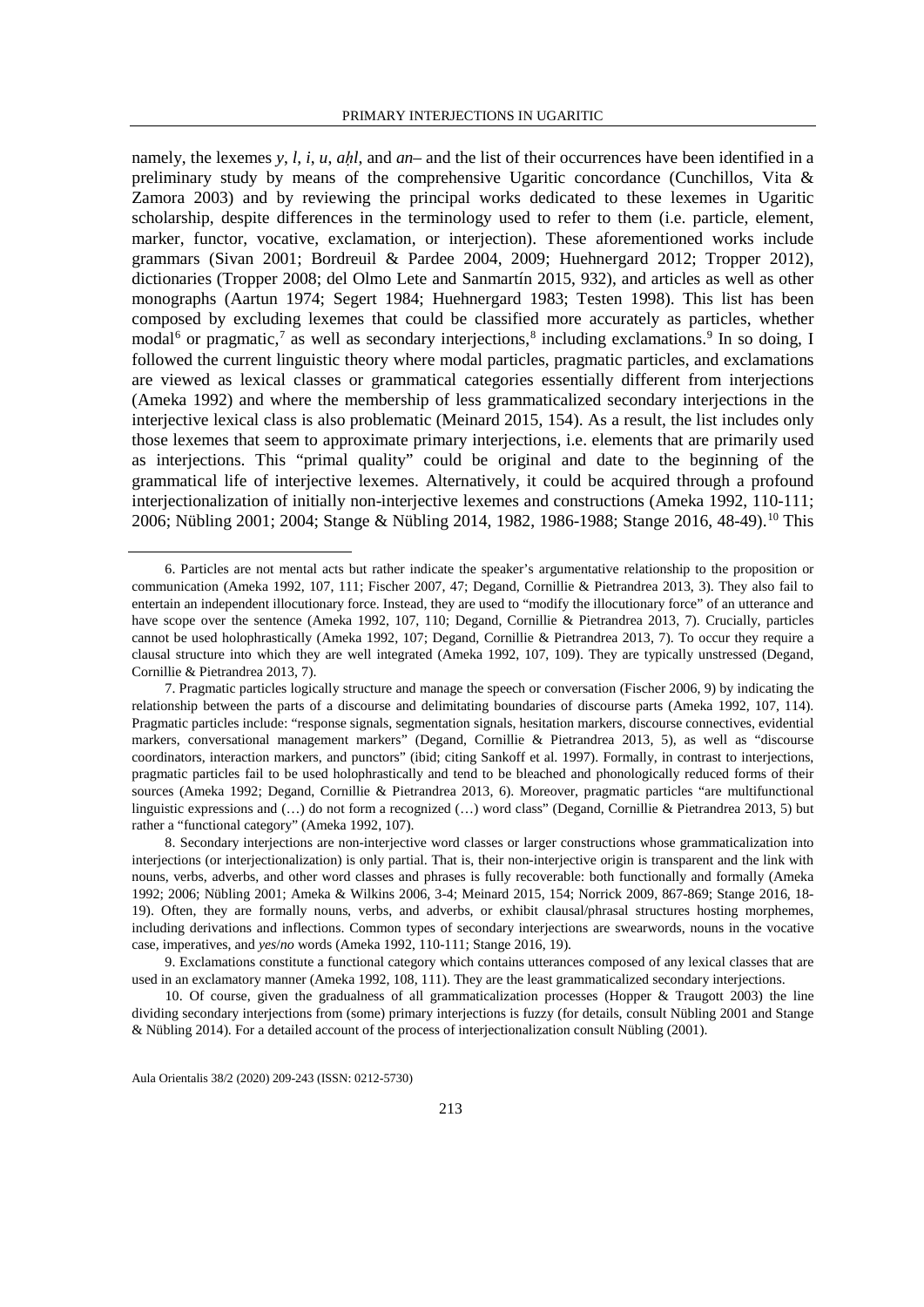namely, the lexemes *y*, *l*, *i*, *u*, *aḫl*, and *an*– and the list of their occurrences have been identified in a preliminary study by means of the comprehensive Ugaritic concordance (Cunchillos, Vita & Zamora 2003) and by reviewing the principal works dedicated to these lexemes in Ugaritic scholarship, despite differences in the terminology used to refer to them (i.e. particle, element, marker, functor, vocative, exclamation, or interjection). These aforementioned works include grammars (Sivan 2001; Bordreuil & Pardee 2004, 2009; Huehnergard 2012; Tropper 2012), dictionaries (Tropper 2008; del Olmo Lete and Sanmartín 2015, 932), and articles as well as other monographs (Aartun 1974; Segert 1984; Huehnergard 1983; Testen 1998). This list has been composed by excluding lexemes that could be classified more accurately as particles, whether modal[6] or pragmatic,[7] as well as secondary interjections,[8] including exclamations.[9] In so doing, I followed the current linguistic theory where modal particles, pragmatic particles, and exclamations are viewed as lexical classes or grammatical categories essentially different from interjections (Ameka 1992) and where the membership of less grammaticalized secondary interjections in the interjective lexical class is also problematic (Meinard 2015, 154). As a result, the list includes only those lexemes that seem to approximate primary interjections, i.e. elements that are primarily used as interjections. This "primal quality" could be original and date to the beginning of the grammatical life of interjective lexemes. Alternatively, it could be acquired through a profound interjectionalization of initially non-interjective lexemes and constructions (Ameka 1992, 110-111; 2006; Nübling 2001; 2004; Stange & Nübling 2014, 1982, 1986-1988; Stange 2016, 48-49).[10] This

---

6. Particles are not mental acts but rather indicate the speaker's argumentative relationship to the proposition or communication (Ameka 1992, 107, 111; Fischer 2007, 47; Degand, Cornillie & Pietrandrea 2013, 3). They also fail to entertain an independent illocutionary force. Instead, they are used to "modify the illocutionary force" of an utterance and have scope over the sentence (Ameka 1992, 107, 110; Degand, Cornillie & Pietrandrea 2013, 7). Crucially, particles cannot be used holophrastically (Ameka 1992, 107; Degand, Cornillie & Pietrandrea 2013, 7). To occur they require a clausal structure into which they are well integrated (Ameka 1992, 107, 109). They are typically unstressed (Degand, Cornillie & Pietrandrea 2013, 7).

7. Pragmatic particles logically structure and manage the speech or conversation (Fischer 2006, 9) by indicating the relationship between the parts of a discourse and delimitating boundaries of discourse parts (Ameka 1992, 107, 114). Pragmatic particles include: "response signals, segmentation signals, hesitation markers, discourse connectives, evidential markers, conversational management markers" (Degand, Cornillie & Pietrandrea 2013, 5), as well as "discourse coordinators, interaction markers, and punctors" (ibid; citing Sankoff et al. 1997). Formally, in contrast to interjections, pragmatic particles fail to be used holophrastically and tend to be bleached and phonologically reduced forms of their sources (Ameka 1992; Degand, Cornillie & Pietrandrea 2013, 6). Moreover, pragmatic particles "are multifunctional linguistic expressions and (…) do not form a recognized (…) word class" (Degand, Cornillie & Pietrandrea 2013, 5) but rather a "functional category" (Ameka 1992, 107).

8. Secondary interjections are non-interjective word classes or larger constructions whose grammaticalization into interjections (or interjectionalization) is only partial. That is, their non-interjective origin is transparent and the link with nouns, verbs, adverbs, and other word classes and phrases is fully recoverable: both functionally and formally (Ameka 1992; 2006; Nübling 2001; Ameka & Wilkins 2006, 3-4; Meinard 2015, 154; Norrick 2009, 867-869; Stange 2016, 18-19). Often, they are formally nouns, verbs, and adverbs, or exhibit clausal/phrasal structures hosting morphemes, including derivations and inflections. Common types of secondary interjections are swearwords, nouns in the vocative case, imperatives, and *yes*/*no* words (Ameka 1992, 110-111; Stange 2016, 19).

9. Exclamations constitute a functional category which contains utterances composed of any lexical classes that are used in an exclamatory manner (Ameka 1992, 108, 111). They are the least grammaticalized secondary interjections.

10. Of course, given the gradualness of all grammaticalization processes (Hopper & Traugott 2003) the line dividing secondary interjections from (some) primary interjections is fuzzy (for details, consult Nübling 2001 and Stange & Nübling 2014). For a detailed account of the process of interjectionalization consult Nübling (2001).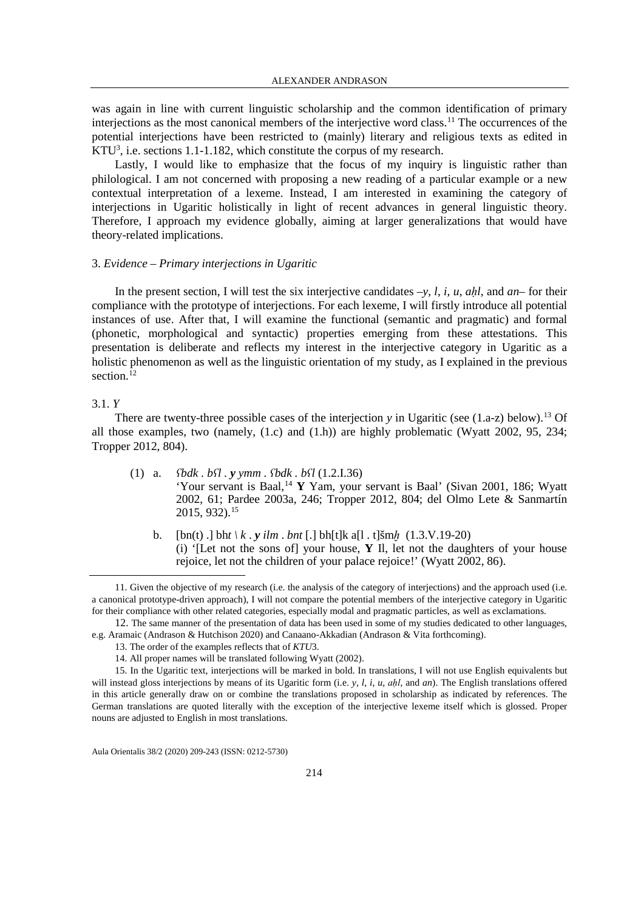was again in line with current linguistic scholarship and the common identification of primary interjections as the most canonical members of the interjective word class.[11] The occurrences of the potential interjections have been restricted to (mainly) literary and religious texts as edited in KTU[3], i.e. sections 1.1-1.182, which constitute the corpus of my research.

Lastly, I would like to emphasize that the focus of my inquiry is linguistic rather than philological. I am not concerned with proposing a new reading of a particular example or a new contextual interpretation of a lexeme. Instead, I am interested in examining the category of interjections in Ugaritic holistically in light of recent advances in general linguistic theory. Therefore, I approach my evidence globally, aiming at larger generalizations that would have theory-related implications.

## 3. *Evidence – Primary interjections in Ugaritic*

In the present section, I will test the six interjective candidates –*y*, *l*, *i*, *u*, *aḥl*, and *an*– for their compliance with the prototype of interjections. For each lexeme, I will firstly introduce all potential instances of use. After that, I will examine the functional (semantic and pragmatic) and formal (phonetic, morphological and syntactic) properties emerging from these attestations. This presentation is deliberate and reflects my interest in the interjective category in Ugaritic as a holistic phenomenon as well as the linguistic orientation of my study, as I explained in the previous section.[12]

### 3.1. *Y*

There are twenty-three possible cases of the interjection *y* in Ugaritic (see (1.a-z) below).[13] Of all those examples, two (namely, (1.c) and (1.h)) are highly problematic (Wyatt 2002, 95, 234; Tropper 2012, 804).

(1) a. *ʕbdk . bʕl . **y** ymm . ʕbdk . bʕl* (1.2.I.36)
'Your servant is Baal,[14] **Y** Yam, your servant is Baal' (Sivan 2001, 186; Wyatt 2002, 61; Pardee 2003a, 246; Tropper 2012, 804; del Olmo Lete & Sanmartín 2015, 932).[15]

b. [bn(t) .] bh*t \ k . **y** ilm . bnt* [.] bh[t]k a[l . t]šm*ḫ* (1.3.V.19-20)
(i) '[Let not the sons of] your house, **Y** Il, let not the daughters of your house rejoice, let not the children of your palace rejoice!' (Wyatt 2002, 86).

---

11. Given the objective of my research (i.e. the analysis of the category of interjections) and the approach used (i.e. a canonical prototype-driven approach), I will not compare the potential members of the interjective category in Ugaritic for their compliance with other related categories, especially modal and pragmatic particles, as well as exclamations.

12. The same manner of the presentation of data has been used in some of my studies dedicated to other languages, e.g. Aramaic (Andrason & Hutchison 2020) and Canaano-Akkadian (Andrason & Vita forthcoming).

13. The order of the examples reflects that of *KTU*3.

14. All proper names will be translated following Wyatt (2002).

15. In the Ugaritic text, interjections will be marked in bold. In translations, I will not use English equivalents but will instead gloss interjections by means of its Ugaritic form (i.e. *y*, *l*, *i*, *u*, *aḥl*, and *an*). The English translations offered in this article generally draw on or combine the translations proposed in scholarship as indicated by references. The German translations are quoted literally with the exception of the interjective lexeme itself which is glossed. Proper nouns are adjusted to English in most translations.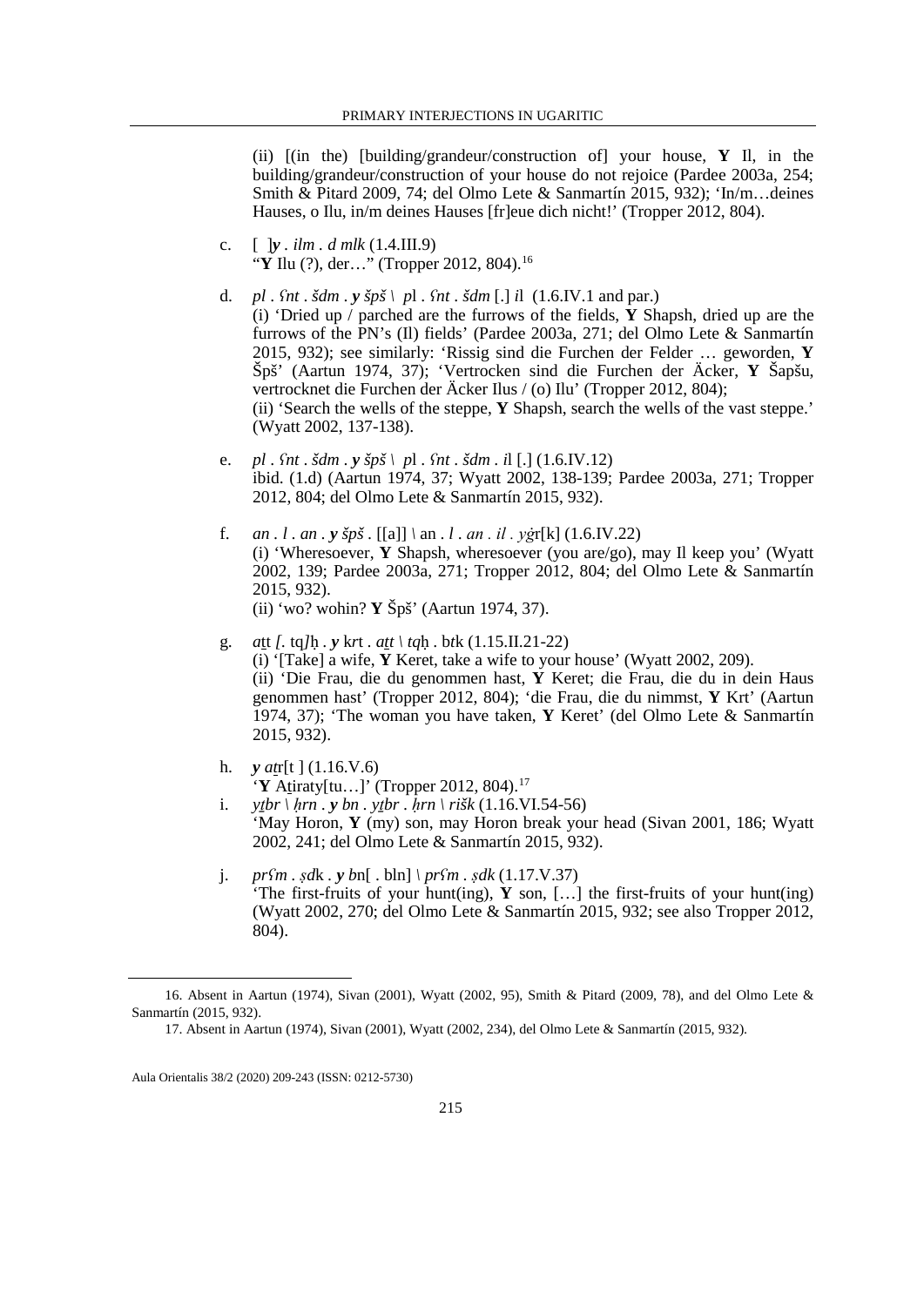(ii) [(in the) [building/grandeur/construction of] your house, **Y** Il, in the building/grandeur/construction of your house do not rejoice (Pardee 2003a, 254; Smith & Pitard 2009, 74; del Olmo Lete & Sanmartín 2015, 932); 'In/m…deines Hauses, o Ilu, in/m deines Hauses [fr]eue dich nicht!' (Tropper 2012, 804).

c. [ ]***y*** . *ilm* . *d mlk* (1.4.III.9)
"**Y** Ilu (?), der…" (Tropper 2012, 804).[16]

d. *pl* . *ʕnt* . *šdm* . ***y*** *špš* \ *p*l . *ʕnt* . *šdm* [.] *i*l (1.6.IV.1 and par.)
(i) 'Dried up / parched are the furrows of the fields, **Y** Shapsh, dried up are the furrows of the PN's (Il) fields' (Pardee 2003a, 271; del Olmo Lete & Sanmartín 2015, 932); see similarly: 'Rissig sind die Furchen der Felder … geworden, **Y** Špš' (Aartun 1974, 37); 'Vertrocken sind die Furchen der Äcker, **Y** Šapšu, vertrocknet die Furchen der Äcker Ilus / (o) Ilu' (Tropper 2012, 804);
(ii) 'Search the wells of the steppe, **Y** Shapsh, search the wells of the vast steppe.' (Wyatt 2002, 137-138).

e. *pl* . *ʕnt* . *šdm* . ***y*** *špš* \ *p*l . *ʕnt* . *šdm* . *i*l [.] (1.6.IV.12)
ibid. (1.d) (Aartun 1974, 37; Wyatt 2002, 138-139; Pardee 2003a, 271; Tropper 2012, 804; del Olmo Lete & Sanmartín 2015, 932).

f. *an* . *l* . *an* . ***y*** *špš* . [[a]] \ an . *l* . *an* . *il* . *yġ*r[k] (1.6.IV.22)
(i) 'Wheresoever, **Y** Shapsh, wheresoever (you are/go), may Il keep you' (Wyatt 2002, 139; Pardee 2003a, 271; Tropper 2012, 804; del Olmo Lete & Sanmartín 2015, 932).
(ii) 'wo? wohin? **Y** Špš' (Aartun 1974, 37).

g. *a*ṯt *[*. tq*]*ḥ . ***y*** krt . *aṯt* \ *tq*ḥ . b*t*k (1.15.II.21-22)
(i) '[Take] a wife, **Y** Keret, take a wife to your house' (Wyatt 2002, 209).
(ii) 'Die Frau, die du genommen hast, **Y** Keret; die Frau, die du in dein Haus genommen hast' (Tropper 2012, 804); 'die Frau, die du nimmst, **Y** Krt' (Aartun 1974, 37); 'The woman you have taken, **Y** Keret' (del Olmo Lete & Sanmartín 2015, 932).

h. ***y*** *aṯ*r[t ] (1.16.V.6)
'**Y** Aṯiraty[tu…]' (Tropper 2012, 804).[17]

i. *yṯbr* \ *ḥrn* . ***y*** *bn* . *yṯbr* . *ḥrn* \ *rišk* (1.16.VI.54-56)
'May Horon, **Y** (my) son, may Horon break your head (Sivan 2001, 186; Wyatt 2002, 241; del Olmo Lete & Sanmartín 2015, 932).

j. *prʕm* . *ṣd*k . ***y*** *b*n[ . bln] \ *prʕm* . *ṣdk* (1.17.V.37)
'The first-fruits of your hunt(ing), **Y** son, […] the first-fruits of your hunt(ing) (Wyatt 2002, 270; del Olmo Lete & Sanmartín 2015, 932; see also Tropper 2012, 804).

---

16. Absent in Aartun (1974), Sivan (2001), Wyatt (2002, 95), Smith & Pitard (2009, 78), and del Olmo Lete & Sanmartín (2015, 932).

17. Absent in Aartun (1974), Sivan (2001), Wyatt (2002, 234), del Olmo Lete & Sanmartín (2015, 932).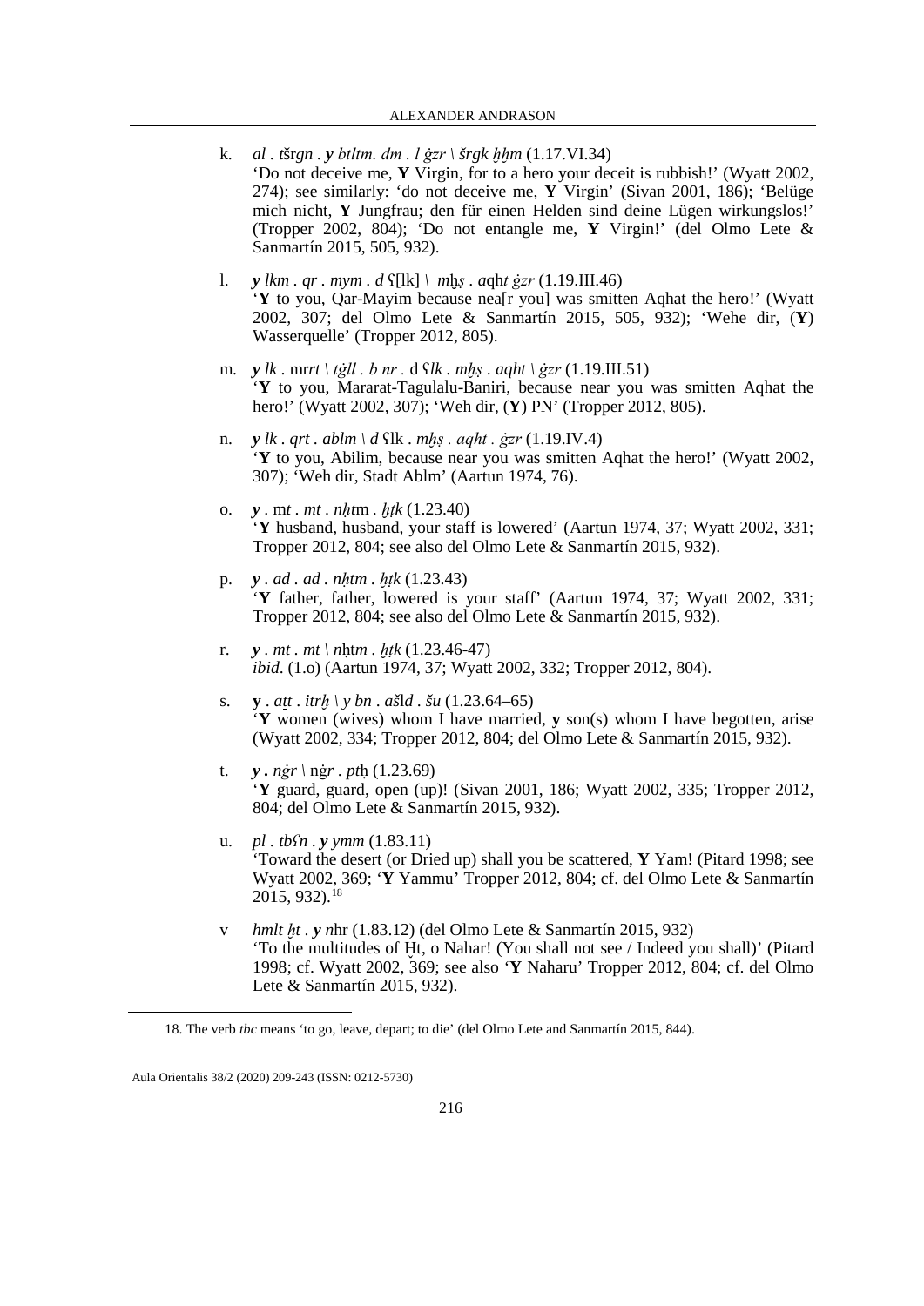k. *al . tš*r*gn . **y** btltm. dm . l ġzr \ šrgk ḫḫm* (1.17.VI.34)
'Do not deceive me, **Y** Virgin, for to a hero your deceit is rubbish!' (Wyatt 2002, 274); see similarly: 'do not deceive me, **Y** Virgin' (Sivan 2001, 186); 'Belüge mich nicht, **Y** Jungfrau; den für einen Helden sind deine Lügen wirkungslos!' (Tropper 2002, 804); 'Do not entangle me, **Y** Virgin!' (del Olmo Lete & Sanmartín 2015, 505, 932).

l. ***y** lkm . qr . mym . d* ʕ[lk] \ *m*ḫ*ṣ . a*qh*t ġzr* (1.19.III.46)
'**Y** to you, Qar-Mayim because nea[r you] was smitten Aqhat the hero!' (Wyatt 2002, 307; del Olmo Lete & Sanmartín 2015, 505, 932); 'Wehe dir, (**Y**) Wasserquelle' (Tropper 2012, 805).

m. ***y** lk .* mr*rt \ tġll . b nr .* d *ʕlk . mḫṣ . aqht \ ġzr* (1.19.III.51)
'**Y** to you, Mararat-Tagulalu-Baniri, because near you was smitten Aqhat the hero!' (Wyatt 2002, 307); 'Weh dir, (**Y**) PN' (Tropper 2012, 805).

n. ***y** lk . qrt . ablm \ d* ʕlk . *mḫṣ . aqht . ġzr* (1.19.IV.4)
'**Y** to you, Abilim, because near you was smitten Aqhat the hero!' (Wyatt 2002, 307); 'Weh dir, Stadt Ablm' (Aartun 1974, 76).

o. ***y*** . m*t . mt . nḥt*m . *ḫṭk* (1.23.40)
'**Y** husband, husband, your staff is lowered' (Aartun 1974, 37; Wyatt 2002, 331; Tropper 2012, 804; see also del Olmo Lete & Sanmartín 2015, 932).

p. ***y*** *. ad . ad . nḥtm . ḫṭk* (1.23.43)
'**Y** father, father, lowered is your staff' (Aartun 1974, 37; Wyatt 2002, 331; Tropper 2012, 804; see also del Olmo Lete & Sanmartín 2015, 932).

r. ***y*** *. mt . mt \ n*ḥtm . *ḫṭk* (1.23.46-47)
*ibid*. (1.o) (Aartun 1974, 37; Wyatt 2002, 332; Tropper 2012, 804).

s. **y** . *aṯt . itrḫ \ y bn . aš*l*d . šu* (1.23.64–65)
'**Y** women (wives) whom I have married, **y** son(s) whom I have begotten, arise (Wyatt 2002, 334; Tropper 2012, 804; del Olmo Lete & Sanmartín 2015, 932).

t. ***y . nġr*** \ nġ*r . pt*ḥ (1.23.69)
'**Y** guard, guard, open (up)! (Sivan 2001, 186; Wyatt 2002, 335; Tropper 2012, 804; del Olmo Lete & Sanmartín 2015, 932).

u. *pl . tbʕn . **y** ymm* (1.83.11)
'Toward the desert (or Dried up) shall you be scattered, **Y** Yam! (Pitard 1998; see Wyatt 2002, 369; '**Y** Yammu' Tropper 2012, 804; cf. del Olmo Lete & Sanmartín 2015, 932).[18]

v *hmlt ḫt . **y** n*hr (1.83.12) (del Olmo Lete & Sanmartín 2015, 932)
'To the multitudes of Ḫt, o Nahar! (You shall not see / Indeed you shall)' (Pitard 1998; cf. Wyatt 2002, 369; see also '**Y** Naharu' Tropper 2012, 804; cf. del Olmo Lete & Sanmartín 2015, 932).

18. The verb *tbc* means 'to go, leave, depart; to die' (del Olmo Lete and Sanmartín 2015, 844).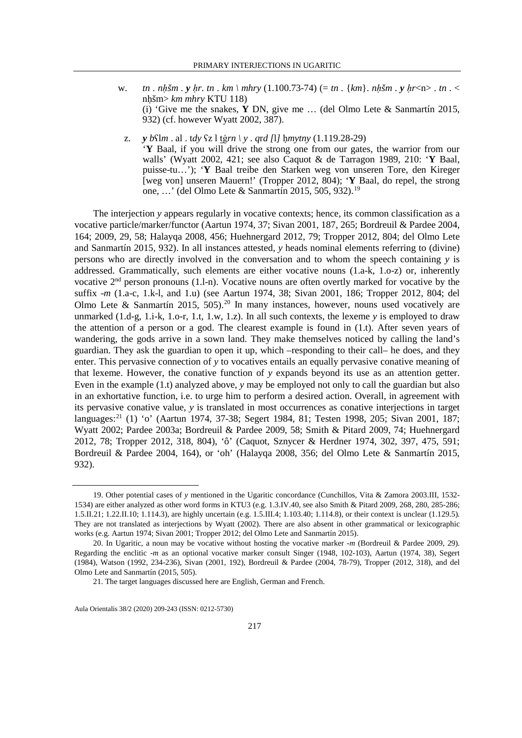w. *tn . nḥšm . **y** ḥr. tn . km \ mhry* (1.100.73-74) (= *tn* . {*km*}. *nḥšm . **y** ḥr*<n> . *tn* . < nḥšm> *km mhry* KTU 118)
(i) 'Give me the snakes, **Y** DN, give me … (del Olmo Lete & Sanmartín 2015, 932) (cf. however Wyatt 2002, 387).

z. ***y** bʕlm* . al . t*dy* ʕz l ṯġ*rn \ y . qrd [l]* ḥ*mytny* (1.119.28-29)
'**Y** Baal, if you will drive the strong one from our gates, the warrior from our walls' (Wyatt 2002, 421; see also Caquot & de Tarragon 1989, 210: '**Y** Baal, puisse-tu…'); '**Y** Baal treibe den Starken weg von unseren Tore, den Kireger [weg von] unseren Mauern!' (Tropper 2012, 804); '**Y** Baal, do repel, the strong one, …' (del Olmo Lete & Sanmartín 2015, 505, 932).[19]

The interjection *y* appears regularly in vocative contexts; hence, its common classification as a vocative particle/marker/functor (Aartun 1974, 37; Sivan 2001, 187, 265; Bordreuil & Pardee 2004, 164; 2009, 29, 58; Halayqa 2008, 456; Huehnergard 2012, 79; Tropper 2012, 804; del Olmo Lete and Sanmartín 2015, 932). In all instances attested, *y* heads nominal elements referring to (divine) persons who are directly involved in the conversation and to whom the speech containing *y* is addressed. Grammatically, such elements are either vocative nouns (1.a-k, 1.o-z) or, inherently vocative 2nd person pronouns (1.l-n). Vocative nouns are often overtly marked for vocative by the suffix *-m* (1.a-c, 1.k-l, and 1.u) (see Aartun 1974, 38; Sivan 2001, 186; Tropper 2012, 804; del Olmo Lete & Sanmartín 2015, 505).[20] In many instances, however, nouns used vocatively are unmarked (1.d-g, 1.i-k, 1.o-r, 1.t, 1.w, 1.z). In all such contexts, the lexeme *y* is employed to draw the attention of a person or a god. The clearest example is found in (1.t). After seven years of wandering, the gods arrive in a sown land. They make themselves noticed by calling the land's guardian. They ask the guardian to open it up, which –responding to their call– he does, and they enter. This pervasive connection of *y* to vocatives entails an equally pervasive conative meaning of that lexeme. However, the conative function of *y* expands beyond its use as an attention getter. Even in the example (1.t) analyzed above, *y* may be employed not only to call the guardian but also in an exhortative function, i.e. to urge him to perform a desired action. Overall, in agreement with its pervasive conative value, *y* is translated in most occurrences as conative interjections in target languages:[21] (1) 'o' (Aartun 1974, 37-38; Segert 1984, 81; Testen 1998, 205; Sivan 2001, 187; Wyatt 2002; Pardee 2003a; Bordreuil & Pardee 2009, 58; Smith & Pitard 2009, 74; Huehnergard 2012, 78; Tropper 2012, 318, 804), 'ô' (Caquot, Sznycer & Herdner 1974, 302, 397, 475, 591; Bordreuil & Pardee 2004, 164), or 'oh' (Halayqa 2008, 356; del Olmo Lete & Sanmartín 2015, 932).

---

19. Other potential cases of *y* mentioned in the Ugaritic concordance (Cunchillos, Vita & Zamora 2003.III, 1532-1534) are either analyzed as other word forms in KTU3 (e.g. 1.3.IV.40, see also Smith & Pitard 2009, 268, 280, 285-286; 1.5.II.21; 1.22.II.10; 1.114.3), are highly uncertain (e.g. 1.5.III.4; 1.103.40; 1.114.8), or their context is unclear (1.129.5). They are not translated as interjections by Wyatt (2002). There are also absent in other grammatical or lexicographic works (e.g. Aartun 1974; Sivan 2001; Tropper 2012; del Olmo Lete and Sanmartín 2015).

20. In Ugaritic, a noun may be vocative without hosting the vocative marker *-m* (Bordreuil & Pardee 2009, 29). Regarding the enclitic *-m* as an optional vocative marker consult Singer (1948, 102-103), Aartun (1974, 38), Segert (1984), Watson (1992, 234-236), Sivan (2001, 192), Bordreuil & Pardee (2004, 78-79), Tropper (2012, 318), and del Olmo Lete and Sanmartín (2015, 505).

21. The target languages discussed here are English, German and French.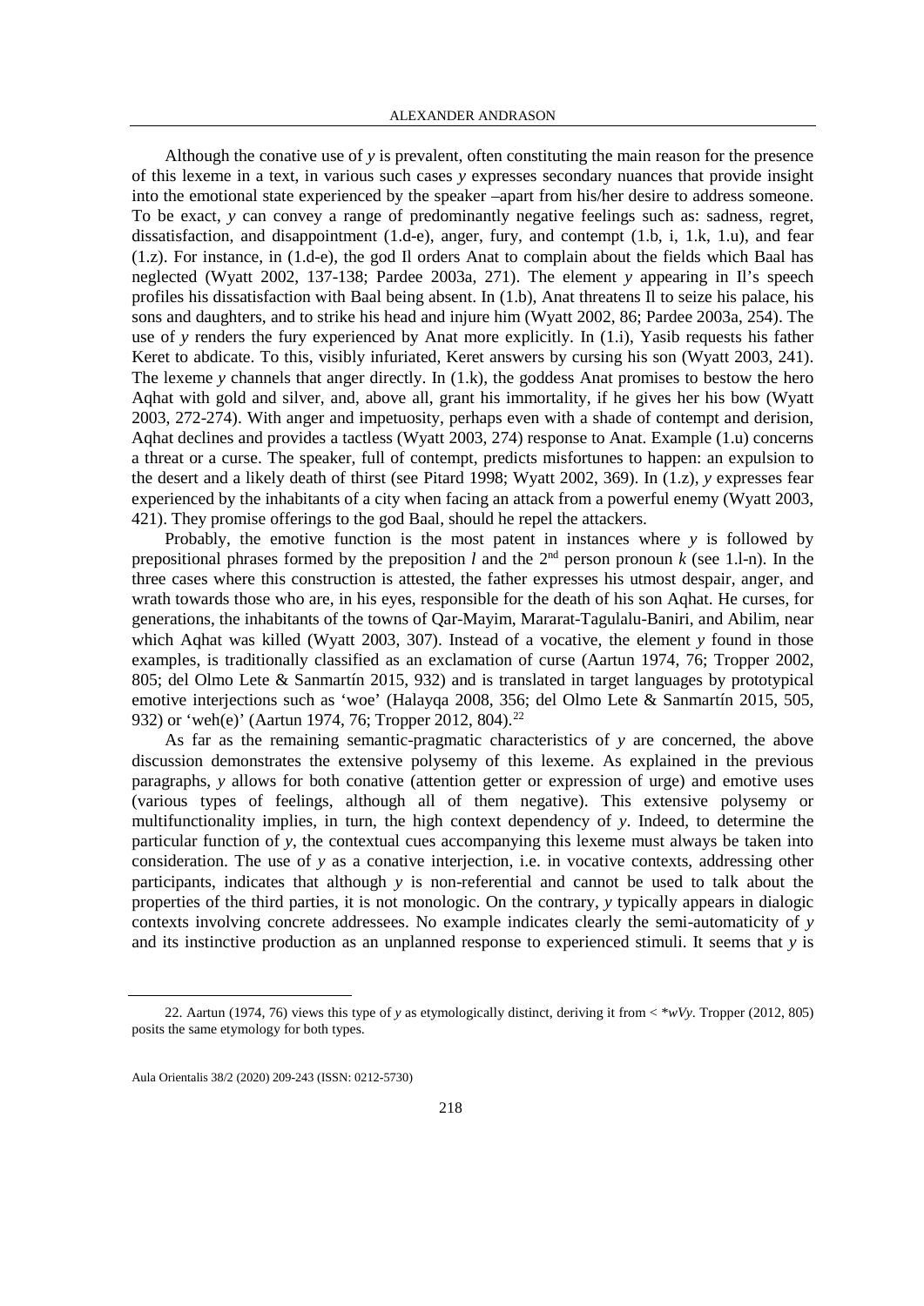Although the conative use of *y* is prevalent, often constituting the main reason for the presence of this lexeme in a text, in various such cases *y* expresses secondary nuances that provide insight into the emotional state experienced by the speaker –apart from his/her desire to address someone. To be exact, *y* can convey a range of predominantly negative feelings such as: sadness, regret, dissatisfaction, and disappointment (1.d-e), anger, fury, and contempt (1.b, i, 1.k, 1.u), and fear (1.z). For instance, in (1.d-e), the god Il orders Anat to complain about the fields which Baal has neglected (Wyatt 2002, 137-138; Pardee 2003a, 271). The element *y* appearing in Il's speech profiles his dissatisfaction with Baal being absent. In (1.b), Anat threatens Il to seize his palace, his sons and daughters, and to strike his head and injure him (Wyatt 2002, 86; Pardee 2003a, 254). The use of *y* renders the fury experienced by Anat more explicitly. In (1.i), Yasib requests his father Keret to abdicate. To this, visibly infuriated, Keret answers by cursing his son (Wyatt 2003, 241). The lexeme *y* channels that anger directly. In (1.k), the goddess Anat promises to bestow the hero Aqhat with gold and silver, and, above all, grant his immortality, if he gives her his bow (Wyatt 2003, 272-274). With anger and impetuosity, perhaps even with a shade of contempt and derision, Aqhat declines and provides a tactless (Wyatt 2003, 274) response to Anat. Example (1.u) concerns a threat or a curse. The speaker, full of contempt, predicts misfortunes to happen: an expulsion to the desert and a likely death of thirst (see Pitard 1998; Wyatt 2002, 369). In (1.z), *y* expresses fear experienced by the inhabitants of a city when facing an attack from a powerful enemy (Wyatt 2003, 421). They promise offerings to the god Baal, should he repel the attackers.

Probably, the emotive function is the most patent in instances where *y* is followed by prepositional phrases formed by the preposition *l* and the 2nd person pronoun *k* (see 1.l-n). In the three cases where this construction is attested, the father expresses his utmost despair, anger, and wrath towards those who are, in his eyes, responsible for the death of his son Aqhat. He curses, for generations, the inhabitants of the towns of Qar-Mayim, Mararat-Tagulalu-Baniri, and Abilim, near which Aqhat was killed (Wyatt 2003, 307). Instead of a vocative, the element *y* found in those examples, is traditionally classified as an exclamation of curse (Aartun 1974, 76; Tropper 2002, 805; del Olmo Lete & Sanmartín 2015, 932) and is translated in target languages by prototypical emotive interjections such as 'woe' (Halayqa 2008, 356; del Olmo Lete & Sanmartín 2015, 505, 932) or 'weh(e)' (Aartun 1974, 76; Tropper 2012, 804).[22]

As far as the remaining semantic-pragmatic characteristics of *y* are concerned, the above discussion demonstrates the extensive polysemy of this lexeme. As explained in the previous paragraphs, *y* allows for both conative (attention getter or expression of urge) and emotive uses (various types of feelings, although all of them negative). This extensive polysemy or multifunctionality implies, in turn, the high context dependency of *y*. Indeed, to determine the particular function of *y*, the contextual cues accompanying this lexeme must always be taken into consideration. The use of *y* as a conative interjection, i.e. in vocative contexts, addressing other participants, indicates that although *y* is non-referential and cannot be used to talk about the properties of the third parties, it is not monologic. On the contrary, *y* typically appears in dialogic contexts involving concrete addressees. No example indicates clearly the semi-automaticity of *y* and its instinctive production as an unplanned response to experienced stimuli. It seems that *y* is

---

22. Aartun (1974, 76) views this type of *y* as etymologically distinct, deriving it from < \**wVy*. Tropper (2012, 805) posits the same etymology for both types.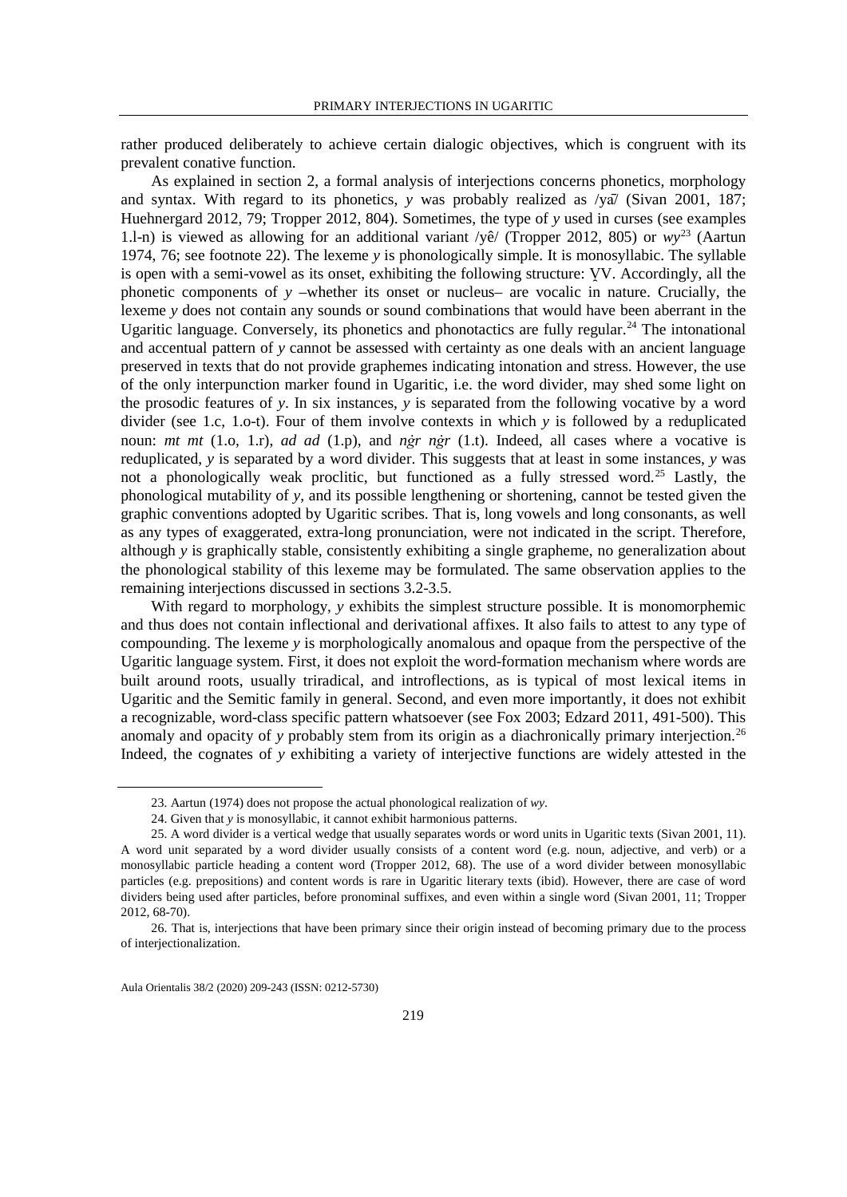rather produced deliberately to achieve certain dialogic objectives, which is congruent with its prevalent conative function.

As explained in section 2, a formal analysis of interjections concerns phonetics, morphology and syntax. With regard to its phonetics, *y* was probably realized as /yā/ (Sivan 2001, 187; Huehnergard 2012, 79; Tropper 2012, 804). Sometimes, the type of *y* used in curses (see examples 1.l-n) is viewed as allowing for an additional variant /yê/ (Tropper 2012, 805) or *wy*[23] (Aartun 1974, 76; see footnote 22). The lexeme *y* is phonologically simple. It is monosyllabic. The syllable is open with a semi-vowel as its onset, exhibiting the following structure: V̯V. Accordingly, all the phonetic components of *y* –whether its onset or nucleus– are vocalic in nature. Crucially, the lexeme *y* does not contain any sounds or sound combinations that would have been aberrant in the Ugaritic language. Conversely, its phonetics and phonotactics are fully regular.[24] The intonational and accentual pattern of *y* cannot be assessed with certainty as one deals with an ancient language preserved in texts that do not provide graphemes indicating intonation and stress. However, the use of the only interpunction marker found in Ugaritic, i.e. the word divider, may shed some light on the prosodic features of *y*. In six instances, *y* is separated from the following vocative by a word divider (see 1.c, 1.o-t). Four of them involve contexts in which *y* is followed by a reduplicated noun: *mt mt* (1.o, 1.r), *ad ad* (1.p), and *nġr nġr* (1.t). Indeed, all cases where a vocative is reduplicated, *y* is separated by a word divider. This suggests that at least in some instances, *y* was not a phonologically weak proclitic, but functioned as a fully stressed word.[25] Lastly, the phonological mutability of *y*, and its possible lengthening or shortening, cannot be tested given the graphic conventions adopted by Ugaritic scribes. That is, long vowels and long consonants, as well as any types of exaggerated, extra-long pronunciation, were not indicated in the script. Therefore, although *y* is graphically stable, consistently exhibiting a single grapheme, no generalization about the phonological stability of this lexeme may be formulated. The same observation applies to the remaining interjections discussed in sections 3.2-3.5.

With regard to morphology, *y* exhibits the simplest structure possible. It is monomorphemic and thus does not contain inflectional and derivational affixes. It also fails to attest to any type of compounding. The lexeme *y* is morphologically anomalous and opaque from the perspective of the Ugaritic language system. First, it does not exploit the word-formation mechanism where words are built around roots, usually triradical, and introflections, as is typical of most lexical items in Ugaritic and the Semitic family in general. Second, and even more importantly, it does not exhibit a recognizable, word-class specific pattern whatsoever (see Fox 2003; Edzard 2011, 491-500). This anomaly and opacity of *y* probably stem from its origin as a diachronically primary interjection.[26] Indeed, the cognates of *y* exhibiting a variety of interjective functions are widely attested in the

---

23. Aartun (1974) does not propose the actual phonological realization of *wy*.

24. Given that *y* is monosyllabic, it cannot exhibit harmonious patterns.

25. A word divider is a vertical wedge that usually separates words or word units in Ugaritic texts (Sivan 2001, 11). A word unit separated by a word divider usually consists of a content word (e.g. noun, adjective, and verb) or a monosyllabic particle heading a content word (Tropper 2012, 68). The use of a word divider between monosyllabic particles (e.g. prepositions) and content words is rare in Ugaritic literary texts (ibid). However, there are case of word dividers being used after particles, before pronominal suffixes, and even within a single word (Sivan 2001, 11; Tropper 2012, 68-70).

26. That is, interjections that have been primary since their origin instead of becoming primary due to the process of interjectionalization.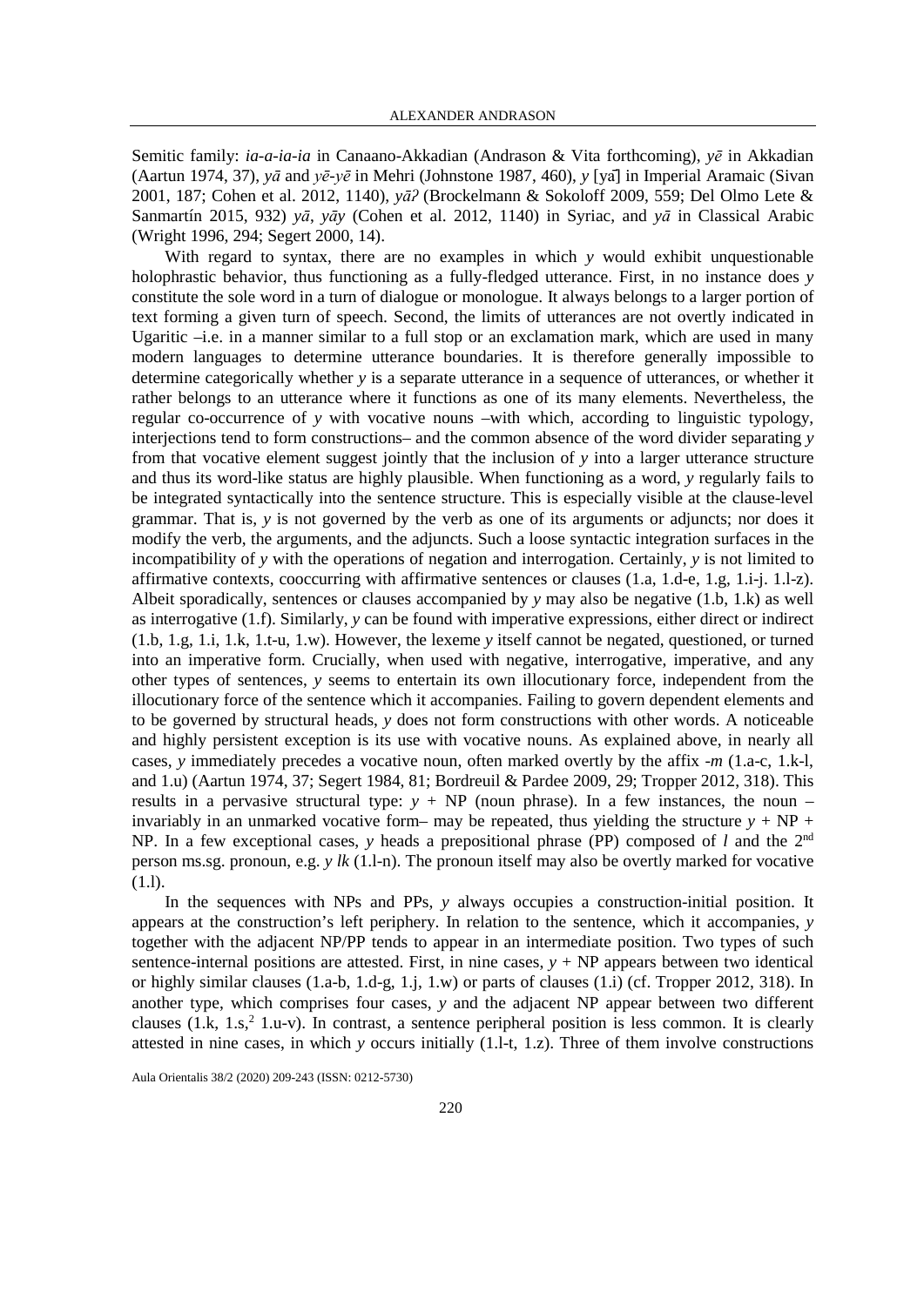Semitic family: *ia-a-ia-ia* in Canaano-Akkadian (Andrason & Vita forthcoming), *yē* in Akkadian (Aartun 1974, 37), *yā* and *yē-yē* in Mehri (Johnstone 1987, 460), *y* [yā] in Imperial Aramaic (Sivan 2001, 187; Cohen et al. 2012, 1140), *yāʔ* (Brockelmann & Sokoloff 2009, 559; Del Olmo Lete & Sanmartín 2015, 932) *yā*, *yāy* (Cohen et al. 2012, 1140) in Syriac, and *yā* in Classical Arabic (Wright 1996, 294; Segert 2000, 14).

With regard to syntax, there are no examples in which *y* would exhibit unquestionable holophrastic behavior, thus functioning as a fully-fledged utterance. First, in no instance does *y* constitute the sole word in a turn of dialogue or monologue. It always belongs to a larger portion of text forming a given turn of speech. Second, the limits of utterances are not overtly indicated in Ugaritic –i.e. in a manner similar to a full stop or an exclamation mark, which are used in many modern languages to determine utterance boundaries. It is therefore generally impossible to determine categorically whether *y* is a separate utterance in a sequence of utterances, or whether it rather belongs to an utterance where it functions as one of its many elements. Nevertheless, the regular co-occurrence of *y* with vocative nouns –with which, according to linguistic typology, interjections tend to form constructions– and the common absence of the word divider separating *y* from that vocative element suggest jointly that the inclusion of *y* into a larger utterance structure and thus its word-like status are highly plausible. When functioning as a word, *y* regularly fails to be integrated syntactically into the sentence structure. This is especially visible at the clause-level grammar. That is, *y* is not governed by the verb as one of its arguments or adjuncts; nor does it modify the verb, the arguments, and the adjuncts. Such a loose syntactic integration surfaces in the incompatibility of *y* with the operations of negation and interrogation. Certainly, *y* is not limited to affirmative contexts, cooccurring with affirmative sentences or clauses (1.a, 1.d-e, 1.g, 1.i-j. 1.l-z). Albeit sporadically, sentences or clauses accompanied by *y* may also be negative (1.b, 1.k) as well as interrogative (1.f). Similarly, *y* can be found with imperative expressions, either direct or indirect (1.b, 1.g, 1.i, 1.k, 1.t-u, 1.w). However, the lexeme *y* itself cannot be negated, questioned, or turned into an imperative form. Crucially, when used with negative, interrogative, imperative, and any other types of sentences, *y* seems to entertain its own illocutionary force, independent from the illocutionary force of the sentence which it accompanies. Failing to govern dependent elements and to be governed by structural heads, *y* does not form constructions with other words. A noticeable and highly persistent exception is its use with vocative nouns. As explained above, in nearly all cases, *y* immediately precedes a vocative noun, often marked overtly by the affix *-m* (1.a-c, 1.k-l, and 1.u) (Aartun 1974, 37; Segert 1984, 81; Bordreuil & Pardee 2009, 29; Tropper 2012, 318). This results in a pervasive structural type: *y* + NP (noun phrase). In a few instances, the noun – invariably in an unmarked vocative form– may be repeated, thus yielding the structure *y* + NP + NP. In a few exceptional cases, *y* heads a prepositional phrase (PP) composed of *l* and the 2nd person ms.sg. pronoun, e.g. *y lk* (1.l-n). The pronoun itself may also be overtly marked for vocative (1.l).

In the sequences with NPs and PPs, *y* always occupies a construction-initial position. It appears at the construction's left periphery. In relation to the sentence, which it accompanies, *y* together with the adjacent NP/PP tends to appear in an intermediate position. Two types of such sentence-internal positions are attested. First, in nine cases, *y* + NP appears between two identical or highly similar clauses (1.a-b, 1.d-g, 1.j, 1.w) or parts of clauses (1.i) (cf. Tropper 2012, 318). In another type, which comprises four cases, *y* and the adjacent NP appear between two different clauses (1.k, 1.s,[2] 1.u-v). In contrast, a sentence peripheral position is less common. It is clearly attested in nine cases, in which *y* occurs initially (1.l-t, 1.z). Three of them involve constructions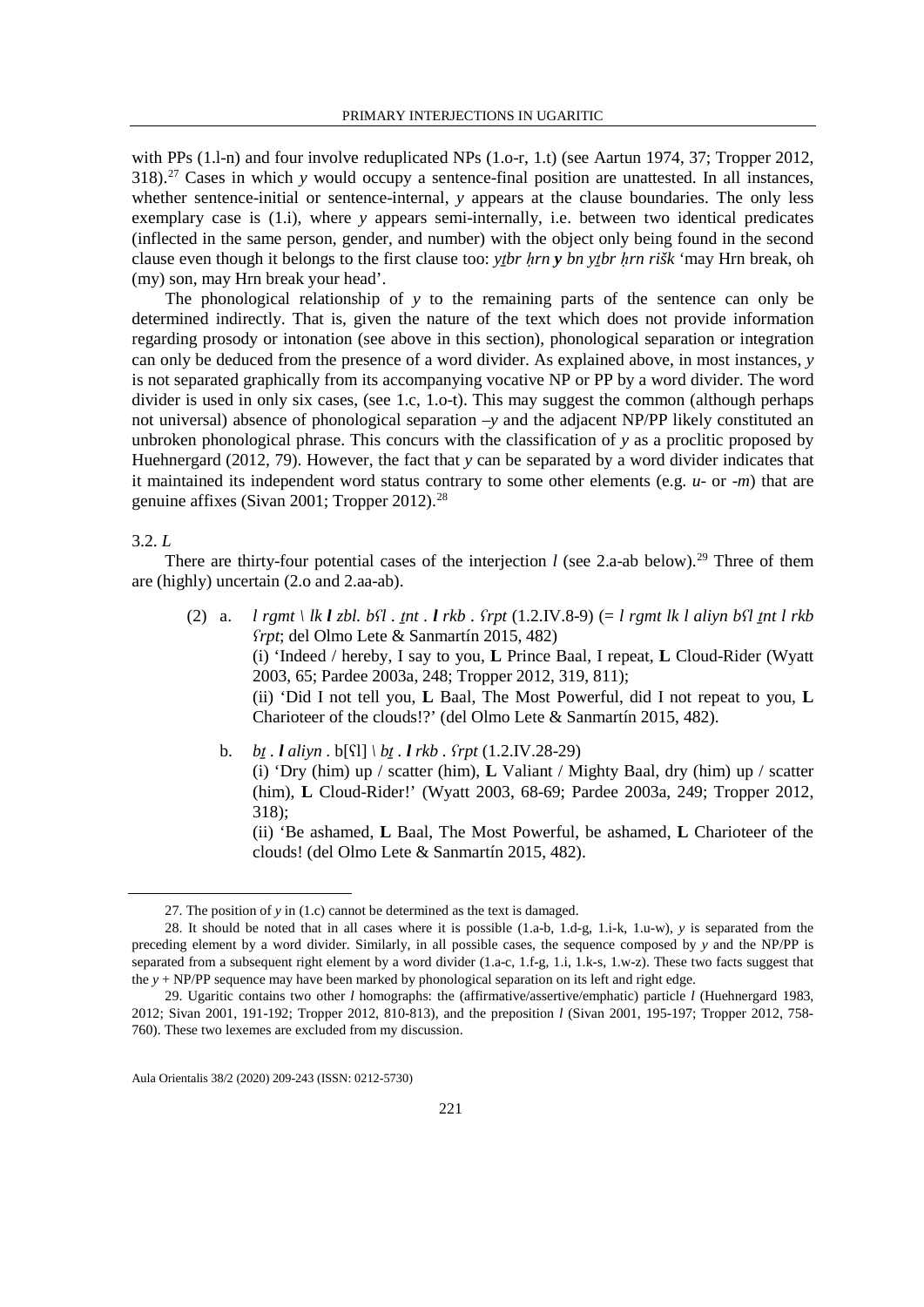with PPs (1.l-n) and four involve reduplicated NPs (1.o-r, 1.t) (see Aartun 1974, 37; Tropper 2012, 318).[27] Cases in which *y* would occupy a sentence-final position are unattested. In all instances, whether sentence-initial or sentence-internal, *y* appears at the clause boundaries. The only less exemplary case is (1.i), where *y* appears semi-internally, i.e. between two identical predicates (inflected in the same person, gender, and number) with the object only being found in the second clause even though it belongs to the first clause too: *yṯbr ḥrn **y** bn yṯbr ḥrn rišk* 'may Hrn break, oh (my) son, may Hrn break your head'.

The phonological relationship of *y* to the remaining parts of the sentence can only be determined indirectly. That is, given the nature of the text which does not provide information regarding prosody or intonation (see above in this section), phonological separation or integration can only be deduced from the presence of a word divider. As explained above, in most instances, *y* is not separated graphically from its accompanying vocative NP or PP by a word divider. The word divider is used in only six cases, (see 1.c, 1.o-t). This may suggest the common (although perhaps not universal) absence of phonological separation –*y* and the adjacent NP/PP likely constituted an unbroken phonological phrase. This concurs with the classification of *y* as a proclitic proposed by Huehnergard (2012, 79). However, the fact that *y* can be separated by a word divider indicates that it maintained its independent word status contrary to some other elements (e.g. *u-* or *-m*) that are genuine affixes (Sivan 2001; Tropper 2012).[28]

### 3.2. *L*

There are thirty-four potential cases of the interjection *l* (see 2.a-ab below).[29] Three of them are (highly) uncertain (2.o and 2.aa-ab).

(2) a. *l rgmt \ lk **l** zbl. bʕl . ṯnt . **l** rkb . ʕrpt* (1.2.IV.8-9) (= *l rgmt lk l aliyn bʕl ṯnt l rkb ʕrpt*; del Olmo Lete & Sanmartín 2015, 482)
(i) 'Indeed / hereby, I say to you, **L** Prince Baal, I repeat, **L** Cloud-Rider (Wyatt 2003, 65; Pardee 2003a, 248; Tropper 2012, 319, 811);
(ii) 'Did I not tell you, **L** Baal, The Most Powerful, did I not repeat to you, **L** Charioteer of the clouds!?' (del Olmo Lete & Sanmartín 2015, 482).

b. *bṯ . **l** aliyn . b[ʕl] \ bṯ . **l** rkb . ʕrpt* (1.2.IV.28-29)
(i) 'Dry (him) up / scatter (him), **L** Valiant / Mighty Baal, dry (him) up / scatter (him), **L** Cloud-Rider!' (Wyatt 2003, 68-69; Pardee 2003a, 249; Tropper 2012, 318);
(ii) 'Be ashamed, **L** Baal, The Most Powerful, be ashamed, **L** Charioteer of the clouds! (del Olmo Lete & Sanmartín 2015, 482).

---

27. The position of *y* in (1.c) cannot be determined as the text is damaged.

28. It should be noted that in all cases where it is possible (1.a-b, 1.d-g, 1.i-k, 1.u-w), *y* is separated from the preceding element by a word divider. Similarly, in all possible cases, the sequence composed by *y* and the NP/PP is separated from a subsequent right element by a word divider (1.a-c, 1.f-g, 1.i, 1.k-s, 1.w-z). These two facts suggest that the *y* + NP/PP sequence may have been marked by phonological separation on its left and right edge.

29. Ugaritic contains two other *l* homographs: the (affirmative/assertive/emphatic) particle *l* (Huehnergard 1983, 2012; Sivan 2001, 191-192; Tropper 2012, 810-813), and the preposition *l* (Sivan 2001, 195-197; Tropper 2012, 758-760). These two lexemes are excluded from my discussion.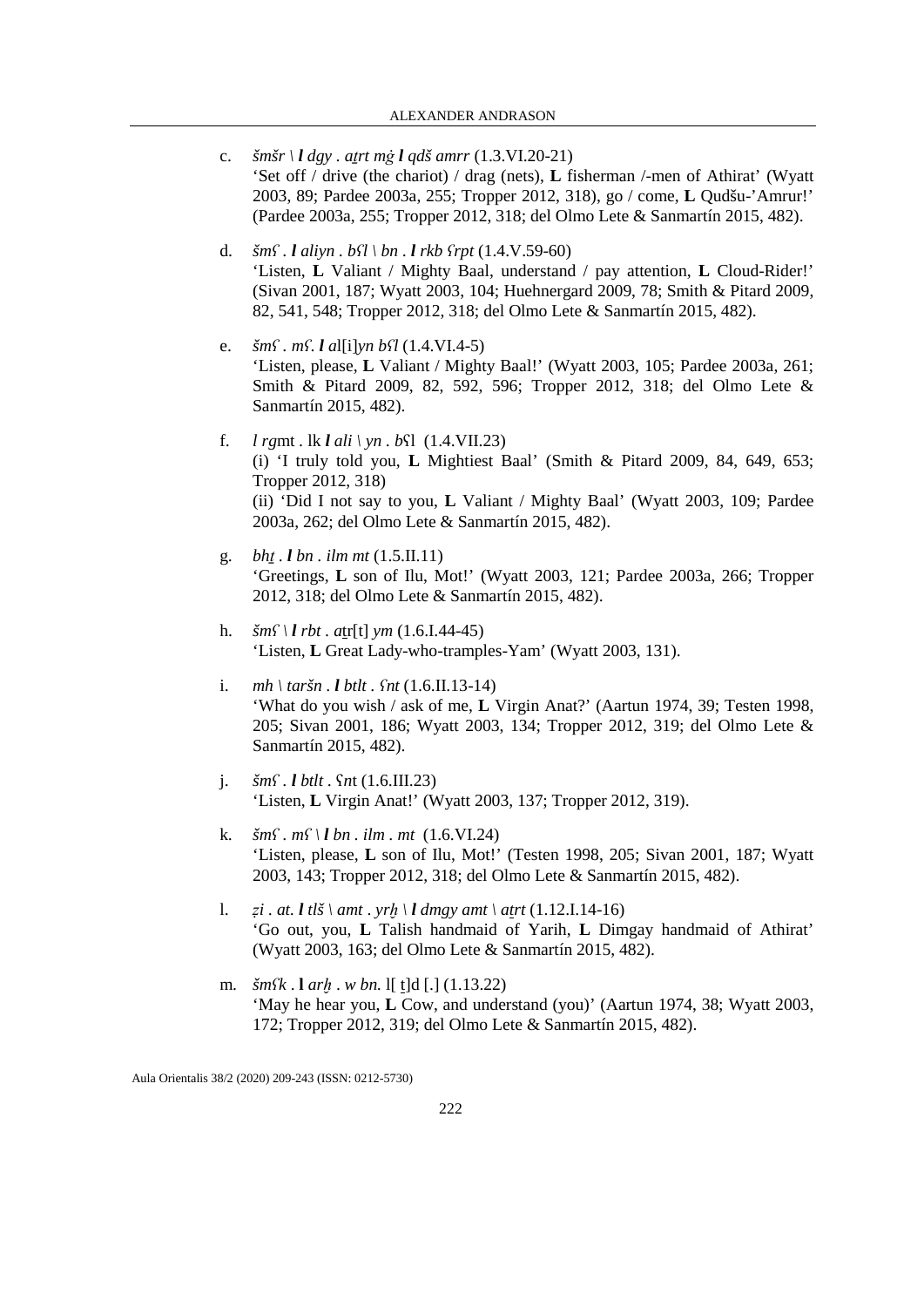c. *šmšr \ **l** dgy . aṯrt mġ **l** qdš amrr* (1.3.VI.20-21)
'Set off / drive (the chariot) / drag (nets), **L** fisherman /-men of Athirat' (Wyatt 2003, 89; Pardee 2003a, 255; Tropper 2012, 318), go / come, **L** Qudšu-'Amrur!' (Pardee 2003a, 255; Tropper 2012, 318; del Olmo Lete & Sanmartín 2015, 482).

d. *šmʕ . **l** aliyn . bʕl \ bn . **l** rkb ʕrpt* (1.4.V.59-60)
'Listen, **L** Valiant / Mighty Baal, understand / pay attention, **L** Cloud-Rider!' (Sivan 2001, 187; Wyatt 2003, 104; Huehnergard 2009, 78; Smith & Pitard 2009, 82, 541, 548; Tropper 2012, 318; del Olmo Lete & Sanmartín 2015, 482).

e. *šmʕ . mʕ. **l** a*l[i]*yn bʕl* (1.4.VI.4-5)
'Listen, please, **L** Valiant / Mighty Baal!' (Wyatt 2003, 105; Pardee 2003a, 261; Smith & Pitard 2009, 82, 592, 596; Tropper 2012, 318; del Olmo Lete & Sanmartín 2015, 482).

f. *l rg*mt . lk ***l** ali \ yn . b*ʕl (1.4.VII.23)
(i) 'I truly told you, **L** Mightiest Baal' (Smith & Pitard 2009, 84, 649, 653; Tropper 2012, 318)
(ii) 'Did I not say to you, **L** Valiant / Mighty Baal' (Wyatt 2003, 109; Pardee 2003a, 262; del Olmo Lete & Sanmartín 2015, 482).

g. *bhṯ . **l** bn . ilm mt* (1.5.II.11)
'Greetings, **L** son of Ilu, Mot!' (Wyatt 2003, 121; Pardee 2003a, 266; Tropper 2012, 318; del Olmo Lete & Sanmartín 2015, 482).

h. *šmʕ \ **l** rbt . a*ṯr[t] *ym* (1.6.I.44-45)
'Listen, **L** Great Lady-who-tramples-Yam' (Wyatt 2003, 131).

i. *mh \ taršn . **l** btlt . ʕnt* (1.6.II.13-14)
'What do you wish / ask of me, **L** Virgin Anat?' (Aartun 1974, 39; Testen 1998, 205; Sivan 2001, 186; Wyatt 2003, 134; Tropper 2012, 319; del Olmo Lete & Sanmartín 2015, 482).

j. *šmʕ . **l** btlt .* ʕ*n*t (1.6.III.23)
'Listen, **L** Virgin Anat!' (Wyatt 2003, 137; Tropper 2012, 319).

k. *šmʕ . mʕ \ **l** bn . ilm . mt* (1.6.VI.24)
'Listen, please, **L** son of Ilu, Mot!' (Testen 1998, 205; Sivan 2001, 187; Wyatt 2003, 143; Tropper 2012, 318; del Olmo Lete & Sanmartín 2015, 482).

l. *ẓi . at. **l** tlš \ amt . yrḫ \ **l** dmgy amt \ aṯrt* (1.12.I.14-16)
'Go out, you, **L** Talish handmaid of Yarih, **L** Dimgay handmaid of Athirat' (Wyatt 2003, 163; del Olmo Lete & Sanmartín 2015, 482).

m. *šmʕk* . **l** *arḫ . w bn.* l[ ṯ]d [.] (1.13.22)
'May he hear you, **L** Cow, and understand (you)' (Aartun 1974, 38; Wyatt 2003, 172; Tropper 2012, 319; del Olmo Lete & Sanmartín 2015, 482).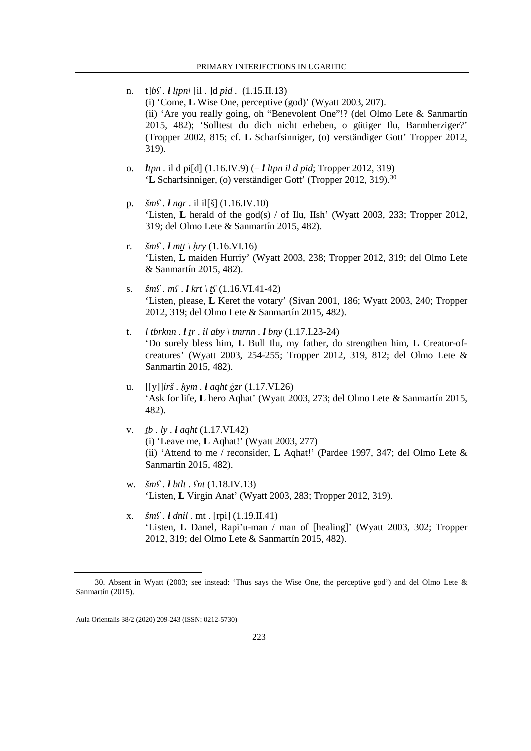n. t]*bʕ* . ***l*** *lṭpn*\ [il . ]d *pid* . (1.15.II.13)
(i) 'Come, **L** Wise One, perceptive (god)' (Wyatt 2003, 207).
(ii) 'Are you really going, oh "Benevolent One"!? (del Olmo Lete & Sanmartín 2015, 482); 'Solltest du dich nicht erheben, o gütiger Ilu, Barmherziger?' (Tropper 2002, 815; cf. **L** Scharfsinniger, (o) verständiger Gott' Tropper 2012, 319).

o. ***l****ṭpn* . il d pi[d] (1.16.IV.9) (= ***l*** *lṭpn il d pid*; Tropper 2012, 319)
'**L** Scharfsinniger, (o) verständiger Gott' (Tropper 2012, 319).[30]

p. *šmʕ* . ***l*** *ngr* . il il[š] (1.16.IV.10)
'Listen, **L** herald of the god(s) / of Ilu, IIsh' (Wyatt 2003, 233; Tropper 2012, 319; del Olmo Lete & Sanmartín 2015, 482).

r. *šmʕ* . ***l*** *mṯt* \ *ḥry* (1.16.VI.16)
'Listen, **L** maiden Hurriy' (Wyatt 2003, 238; Tropper 2012, 319; del Olmo Lete & Sanmartín 2015, 482).

s. *šmʕ* . *mʕ* . ***l*** *krt* \ *ṯʕ* (1.16.VI.41-42)
'Listen, please, **L** Keret the votary' (Sivan 2001, 186; Wyatt 2003, 240; Tropper 2012, 319; del Olmo Lete & Sanmartín 2015, 482).

t. *l tbrknn* . ***l*** *ṯr* . *il aby* \ *tmrnn* . ***l*** *bny* (1.17.I.23-24)
'Do surely bless him, **L** Bull Ilu, my father, do strengthen him, **L** Creator-of-creatures' (Wyatt 2003, 254-255; Tropper 2012, 319, 812; del Olmo Lete & Sanmartín 2015, 482).

u. [[y]]*irš* . *ḥym* . ***l*** *aqht ġzr* (1.17.VI.26)
'Ask for life, **L** hero Aqhat' (Wyatt 2003, 273; del Olmo Lete & Sanmartín 2015, 482).

v. *ṯb* . *ly* . ***l*** *aqht* (1.17.VI.42)
(i) 'Leave me, **L** Aqhat!' (Wyatt 2003, 277)
(ii) 'Attend to me / reconsider, **L** Aqhat!' (Pardee 1997, 347; del Olmo Lete & Sanmartín 2015, 482).

w. *šmʕ* . ***l*** *btlt* . *ʕnt* (1.18.IV.13)
'Listen, **L** Virgin Anat' (Wyatt 2003, 283; Tropper 2012, 319).

x. *šmʕ* . ***l*** *dnil* . mt . [rpi] (1.19.II.41)
'Listen, **L** Danel, Rapi'u-man / man of [healing]' (Wyatt 2003, 302; Tropper 2012, 319; del Olmo Lete & Sanmartín 2015, 482).

---

30. Absent in Wyatt (2003; see instead: 'Thus says the Wise One, the perceptive god') and del Olmo Lete & Sanmartín (2015).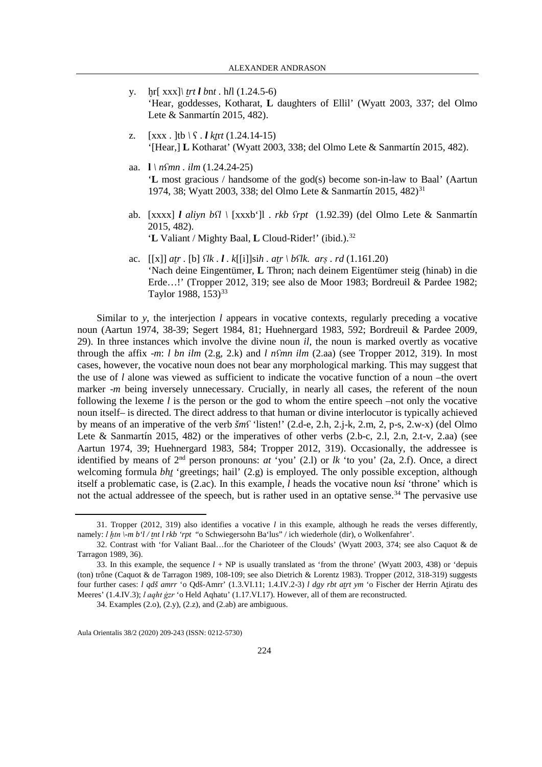y. ḫr[ xxx]\ *ṯrt* ***l*** *bnt* . h*ll* (1.24.5-6)
'Hear, goddesses, Kotharat, **L** daughters of Ellil' (Wyatt 2003, 337; del Olmo Lete & Sanmartín 2015, 482).

z. [xxx . ]tb \ ʕ . ***l*** *kṯrt* (1.24.14-15)
'[Hear,] **L** Kotharat' (Wyatt 2003, 338; del Olmo Lete & Sanmartín 2015, 482).

aa. **l** \ *nʕmn* . *ilm* (1.24.24-25)
'**L** most gracious / handsome of the god(s) become son-in-law to Baal' (Aartun 1974, 38; Wyatt 2003, 338; del Olmo Lete & Sanmartín 2015, 482)[31]

ab. [xxxx] ***l*** *aliyn bʕl* \ [xxxb'*]l* . *rkb ʕrpt* (1.92.39) (del Olmo Lete & Sanmartín 2015, 482).
'**L** Valiant / Mighty Baal, **L** Cloud-Rider!' (ibid.).[32]

ac. [[x]] *aṯr* . [b] *ʕlk* . ***l*** . *k*[[i]]si*h* . *aṯr* \ *bʕlk. arṣ* . *rd* (1.161.20)
'Nach deine Eigentümer, **L** Thron; nach deinem Eigentümer steig (hinab) in die Erde…!' (Tropper 2012, 319; see also de Moor 1983; Bordreuil & Pardee 1982; Taylor 1988, 153)[33]

Similar to *y*, the interjection *l* appears in vocative contexts, regularly preceding a vocative noun (Aartun 1974, 38-39; Segert 1984, 81; Huehnergard 1983, 592; Bordreuil & Pardee 2009, 29). In three instances which involve the divine noun *il*, the noun is marked overtly as vocative through the affix *-m*: *l bn ilm* (2.g, 2.k) and *l nʕmn ilm* (2.aa) (see Tropper 2012, 319). In most cases, however, the vocative noun does not bear any morphological marking. This may suggest that the use of *l* alone was viewed as sufficient to indicate the vocative function of a noun –the overt marker *-m* being inversely unnecessary. Crucially, in nearly all cases, the referent of the noun following the lexeme *l* is the person or the god to whom the entire speech –not only the vocative noun itself– is directed. The direct address to that human or divine interlocutor is typically achieved by means of an imperative of the verb *šmʕ* 'listen!' (2.d-e, 2.h, 2.j-k, 2.m, 2, p-s, 2.w-x) (del Olmo Lete & Sanmartín 2015, 482) or the imperatives of other verbs (2.b-c, 2.l, 2.n, 2.t-v, 2.aa) (see Aartun 1974, 39; Huehnergard 1983, 584; Tropper 2012, 319). Occasionally, the addressee is identified by means of 2nd person pronouns: *at* 'you' (2.l) or *lk* 'to you' (2a, 2.f). Once, a direct welcoming formula *bhṯ* 'greetings; hail' (2.g) is employed. The only possible exception, although itself a problematic case, is (2.ac). In this example, *l* heads the vocative noun *ksi* 'throne' which is not the actual addressee of the speech, but is rather used in an optative sense.[34] The pervasive use

---

31. Tropper (2012, 319) also identifies a vocative *l* in this example, although he reads the verses differently, namely: *l ḫtn \-m b'l / ṯnt l rkb 'rpt* "o Schwiegersohn Ba'lus" / ich wiederhole (dir), o Wolkenfahrer'.

32. Contrast with 'for Valiant Baal…for the Charioteer of the Clouds' (Wyatt 2003, 374; see also Caquot & de Tarragon 1989, 36).

33. In this example, the sequence *l* + NP is usually translated as 'from the throne' (Wyatt 2003, 438) or 'depuis (ton) trône (Caquot & de Tarragon 1989, 108-109; see also Dietrich & Lorentz 1983). Tropper (2012, 318-319) suggests four further cases: *l qdš amrr* 'o Qdš-Amrr' (1.3.VI.11; 1.4.IV.2-3) *l dgy rbt aṯrt ym* 'o Fischer der Herrin Aṯiratu des Meeres' (1.4.IV.3); *l aqht ġzr* 'o Held Aqhatu' (1.17.VI.17). However, all of them are reconstructed.

34. Examples (2.o), (2.y), (2.z), and (2.ab) are ambiguous.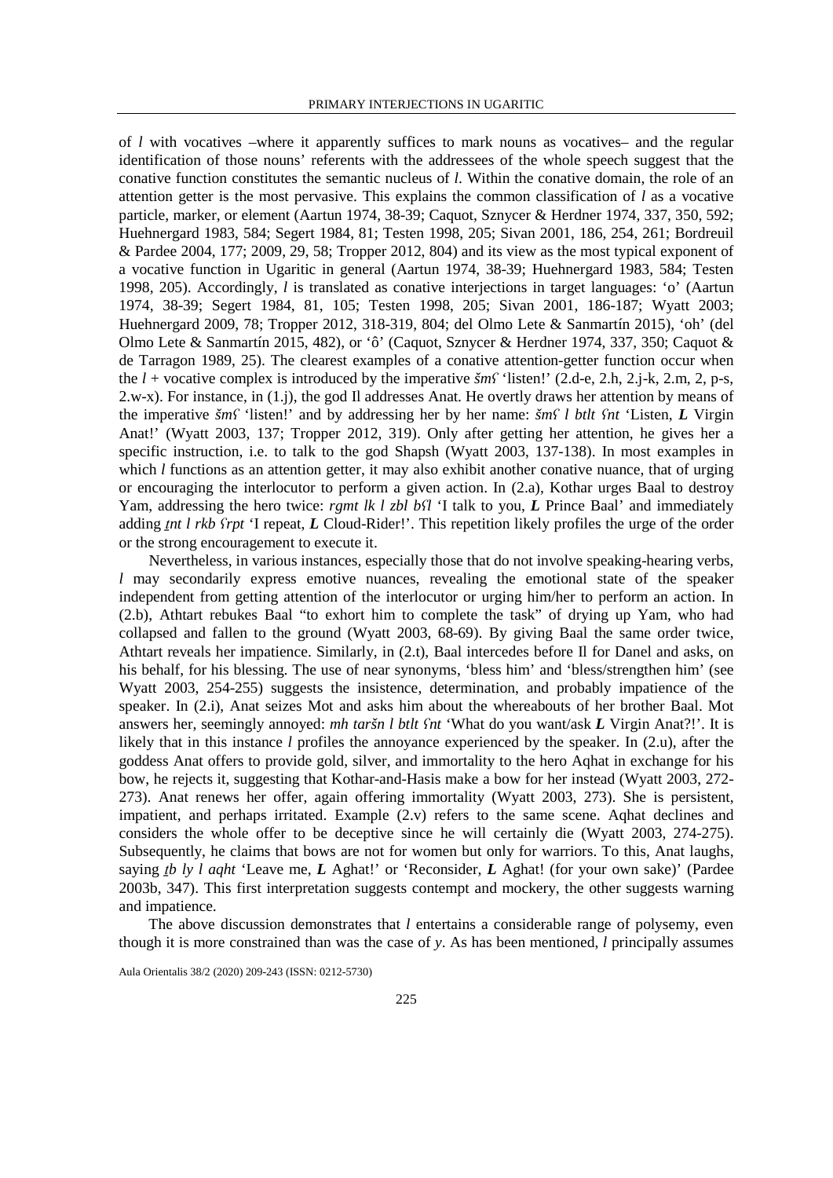of *l* with vocatives –where it apparently suffices to mark nouns as vocatives– and the regular identification of those nouns' referents with the addressees of the whole speech suggest that the conative function constitutes the semantic nucleus of *l*. Within the conative domain, the role of an attention getter is the most pervasive. This explains the common classification of *l* as a vocative particle, marker, or element (Aartun 1974, 38-39; Caquot, Sznycer & Herdner 1974, 337, 350, 592; Huehnergard 1983, 584; Segert 1984, 81; Testen 1998, 205; Sivan 2001, 186, 254, 261; Bordreuil & Pardee 2004, 177; 2009, 29, 58; Tropper 2012, 804) and its view as the most typical exponent of a vocative function in Ugaritic in general (Aartun 1974, 38-39; Huehnergard 1983, 584; Testen 1998, 205). Accordingly, *l* is translated as conative interjections in target languages: 'o' (Aartun 1974, 38-39; Segert 1984, 81, 105; Testen 1998, 205; Sivan 2001, 186-187; Wyatt 2003; Huehnergard 2009, 78; Tropper 2012, 318-319, 804; del Olmo Lete & Sanmartín 2015), 'oh' (del Olmo Lete & Sanmartín 2015, 482), or 'ô' (Caquot, Sznycer & Herdner 1974, 337, 350; Caquot & de Tarragon 1989, 25). The clearest examples of a conative attention-getter function occur when the *l* + vocative complex is introduced by the imperative *šmʕ* 'listen!' (2.d-e, 2.h, 2.j-k, 2.m, 2, p-s, 2.w-x). For instance, in (1.j), the god Il addresses Anat. He overtly draws her attention by means of the imperative *šmʕ* 'listen!' and by addressing her by her name: *šmʕ l btlt ʕnt* 'Listen, ***L*** Virgin Anat!' (Wyatt 2003, 137; Tropper 2012, 319). Only after getting her attention, he gives her a specific instruction, i.e. to talk to the god Shapsh (Wyatt 2003, 137-138). In most examples in which *l* functions as an attention getter, it may also exhibit another conative nuance, that of urging or encouraging the interlocutor to perform a given action. In (2.a), Kothar urges Baal to destroy Yam, addressing the hero twice: *rgmt lk l zbl bʕl* 'I talk to you, ***L*** Prince Baal' and immediately adding *ṯnt l rkb ʕrpt* 'I repeat, ***L*** Cloud-Rider!'. This repetition likely profiles the urge of the order or the strong encouragement to execute it.

Nevertheless, in various instances, especially those that do not involve speaking-hearing verbs, *l* may secondarily express emotive nuances, revealing the emotional state of the speaker independent from getting attention of the interlocutor or urging him/her to perform an action. In (2.b), Athtart rebukes Baal "to exhort him to complete the task" of drying up Yam, who had collapsed and fallen to the ground (Wyatt 2003, 68-69). By giving Baal the same order twice, Athtart reveals her impatience. Similarly, in (2.t), Baal intercedes before Il for Danel and asks, on his behalf, for his blessing. The use of near synonyms, 'bless him' and 'bless/strengthen him' (see Wyatt 2003, 254-255) suggests the insistence, determination, and probably impatience of the speaker. In (2.i), Anat seizes Mot and asks him about the whereabouts of her brother Baal. Mot answers her, seemingly annoyed: *mh taršn l btlt ʕnt* 'What do you want/ask ***L*** Virgin Anat?!'. It is likely that in this instance *l* profiles the annoyance experienced by the speaker. In (2.u), after the goddess Anat offers to provide gold, silver, and immortality to the hero Aqhat in exchange for his bow, he rejects it, suggesting that Kothar-and-Hasis make a bow for her instead (Wyatt 2003, 272-273). Anat renews her offer, again offering immortality (Wyatt 2003, 273). She is persistent, impatient, and perhaps irritated. Example (2.v) refers to the same scene. Aqhat declines and considers the whole offer to be deceptive since he will certainly die (Wyatt 2003, 274-275). Subsequently, he claims that bows are not for women but only for warriors. To this, Anat laughs, saying *ṯb ly l aqht* 'Leave me, ***L*** Aghat!' or 'Reconsider, ***L*** Aghat! (for your own sake)' (Pardee 2003b, 347). This first interpretation suggests contempt and mockery, the other suggests warning and impatience.

The above discussion demonstrates that *l* entertains a considerable range of polysemy, even though it is more constrained than was the case of *y*. As has been mentioned, *l* principally assumes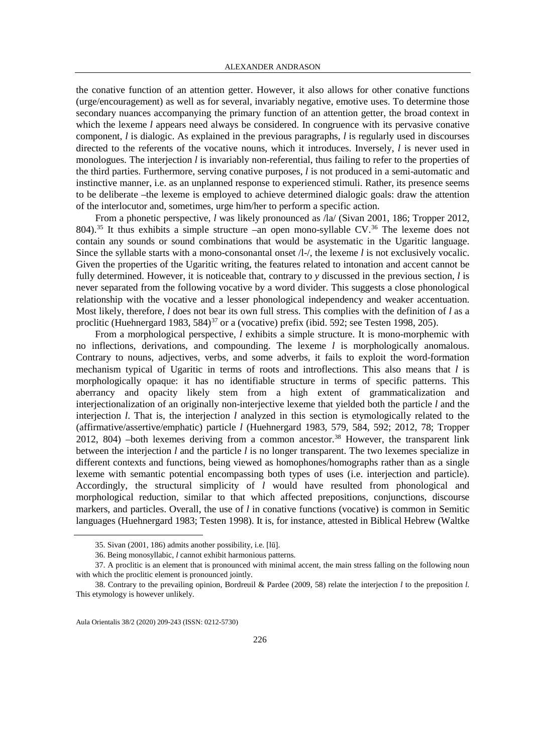the conative function of an attention getter. However, it also allows for other conative functions (urge/encouragement) as well as for several, invariably negative, emotive uses. To determine those secondary nuances accompanying the primary function of an attention getter, the broad context in which the lexeme *l* appears need always be considered. In congruence with its pervasive conative component, *l* is dialogic. As explained in the previous paragraphs, *l* is regularly used in discourses directed to the referents of the vocative nouns, which it introduces. Inversely, *l* is never used in monologues. The interjection *l* is invariably non-referential, thus failing to refer to the properties of the third parties. Furthermore, serving conative purposes, *l* is not produced in a semi-automatic and instinctive manner, i.e. as an unplanned response to experienced stimuli. Rather, its presence seems to be deliberate –the lexeme is employed to achieve determined dialogic goals: draw the attention of the interlocutor and, sometimes, urge him/her to perform a specific action.

From a phonetic perspective, *l* was likely pronounced as /la/ (Sivan 2001, 186; Tropper 2012, 804).[35] It thus exhibits a simple structure –an open mono-syllable CV.[36] The lexeme does not contain any sounds or sound combinations that would be asystematic in the Ugaritic language. Since the syllable starts with a mono-consonantal onset /l-/, the lexeme *l* is not exclusively vocalic. Given the properties of the Ugaritic writing, the features related to intonation and accent cannot be fully determined. However, it is noticeable that, contrary to *y* discussed in the previous section, *l* is never separated from the following vocative by a word divider. This suggests a close phonological relationship with the vocative and a lesser phonological independency and weaker accentuation. Most likely, therefore, *l* does not bear its own full stress. This complies with the definition of *l* as a proclitic (Huehnergard 1983, 584)[37] or a (vocative) prefix (ibid. 592; see Testen 1998, 205).

From a morphological perspective, *l* exhibits a simple structure. It is mono-morphemic with no inflections, derivations, and compounding. The lexeme *l* is morphologically anomalous. Contrary to nouns, adjectives, verbs, and some adverbs, it fails to exploit the word-formation mechanism typical of Ugaritic in terms of roots and introflections. This also means that *l* is morphologically opaque: it has no identifiable structure in terms of specific patterns. This aberrancy and opacity likely stem from a high extent of grammaticalization and interjectionalization of an originally non-interjective lexeme that yielded both the particle *l* and the interjection *l*. That is, the interjection *l* analyzed in this section is etymologically related to the (affirmative/assertive/emphatic) particle *l* (Huehnergard 1983, 579, 584, 592; 2012, 78; Tropper 2012, 804) –both lexemes deriving from a common ancestor.[38] However, the transparent link between the interjection *l* and the particle *l* is no longer transparent. The two lexemes specialize in different contexts and functions, being viewed as homophones/homographs rather than as a single lexeme with semantic potential encompassing both types of uses (i.e. interjection and particle). Accordingly, the structural simplicity of *l* would have resulted from phonological and morphological reduction, similar to that which affected prepositions, conjunctions, discourse markers, and particles. Overall, the use of *l* in conative functions (vocative) is common in Semitic languages (Huehnergard 1983; Testen 1998). It is, for instance, attested in Biblical Hebrew (Waltke

---

35. Sivan (2001, 186) admits another possibility, i.e. [lū].

36. Being monosyllabic, *l* cannot exhibit harmonious patterns.

37. A proclitic is an element that is pronounced with minimal accent, the main stress falling on the following noun with which the proclitic element is pronounced jointly.

38. Contrary to the prevailing opinion, Bordreuil & Pardee (2009, 58) relate the interjection *l* to the preposition *l*. This etymology is however unlikely.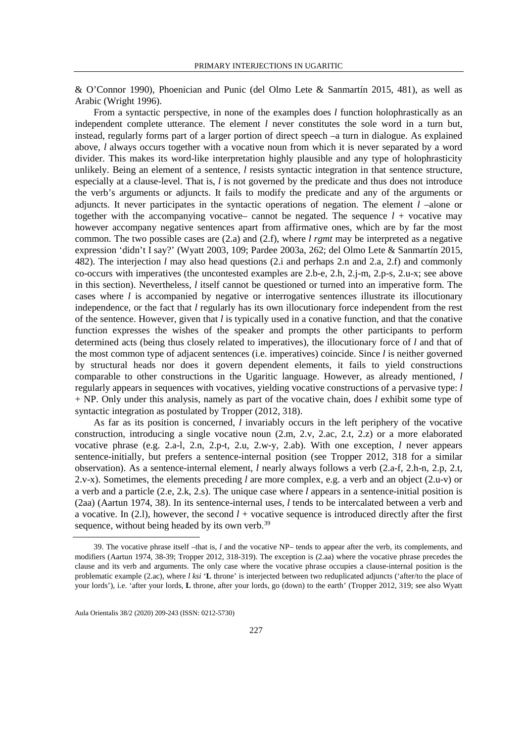& O'Connor 1990), Phoenician and Punic (del Olmo Lete & Sanmartín 2015, 481), as well as Arabic (Wright 1996).

From a syntactic perspective, in none of the examples does *l* function holophrastically as an independent complete utterance. The element *l* never constitutes the sole word in a turn but, instead, regularly forms part of a larger portion of direct speech –a turn in dialogue. As explained above, *l* always occurs together with a vocative noun from which it is never separated by a word divider. This makes its word-like interpretation highly plausible and any type of holophrasticity unlikely. Being an element of a sentence, *l* resists syntactic integration in that sentence structure, especially at a clause-level. That is, *l* is not governed by the predicate and thus does not introduce the verb's arguments or adjuncts. It fails to modify the predicate and any of the arguments or adjuncts. It never participates in the syntactic operations of negation. The element *l* –alone or together with the accompanying vocative– cannot be negated. The sequence *l* + vocative may however accompany negative sentences apart from affirmative ones, which are by far the most common. The two possible cases are (2.a) and (2.f), where *l rgmt* may be interpreted as a negative expression 'didn't I say?' (Wyatt 2003, 109; Pardee 2003a, 262; del Olmo Lete & Sanmartín 2015, 482). The interjection *l* may also head questions (2.i and perhaps 2.n and 2.a, 2.f) and commonly co-occurs with imperatives (the uncontested examples are 2.b-e, 2.h, 2.j-m, 2.p-s, 2.u-x; see above in this section). Nevertheless, *l* itself cannot be questioned or turned into an imperative form. The cases where *l* is accompanied by negative or interrogative sentences illustrate its illocutionary independence, or the fact that *l* regularly has its own illocutionary force independent from the rest of the sentence. However, given that *l* is typically used in a conative function, and that the conative function expresses the wishes of the speaker and prompts the other participants to perform determined acts (being thus closely related to imperatives), the illocutionary force of *l* and that of the most common type of adjacent sentences (i.e. imperatives) coincide. Since *l* is neither governed by structural heads nor does it govern dependent elements, it fails to yield constructions comparable to other constructions in the Ugaritic language. However, as already mentioned, *l* regularly appears in sequences with vocatives, yielding vocative constructions of a pervasive type: *l* + NP. Only under this analysis, namely as part of the vocative chain, does *l* exhibit some type of syntactic integration as postulated by Tropper (2012, 318).

As far as its position is concerned, *l* invariably occurs in the left periphery of the vocative construction, introducing a single vocative noun (2.m, 2.v, 2.ac, 2.t, 2.z) or a more elaborated vocative phrase (e.g. 2.a-l, 2.n, 2.p-t, 2.u, 2.w-y, 2.ab). With one exception, *l* never appears sentence-initially, but prefers a sentence-internal position (see Tropper 2012, 318 for a similar observation). As a sentence-internal element, *l* nearly always follows a verb (2.a-f, 2.h-n, 2.p, 2.t, 2.v-x). Sometimes, the elements preceding *l* are more complex, e.g. a verb and an object (2.u-v) or a verb and a particle (2.e, 2.k, 2.s). The unique case where *l* appears in a sentence-initial position is (2aa) (Aartun 1974, 38). In its sentence-internal uses, *l* tends to be intercalated between a verb and a vocative. In (2.l), however, the second *l* + vocative sequence is introduced directly after the first sequence, without being headed by its own verb.[39]

---

39. The vocative phrase itself –that is, *l* and the vocative NP– tends to appear after the verb, its complements, and modifiers (Aartun 1974, 38-39; Tropper 2012, 318-319). The exception is (2.aa) where the vocative phrase precedes the clause and its verb and arguments. The only case where the vocative phrase occupies a clause-internal position is the problematic example (2.ac), where *l ksi* '**L** throne' is interjected between two reduplicated adjuncts ('after/to the place of your lords'), i.e. 'after your lords, **L** throne, after your lords, go (down) to the earth' (Tropper 2012, 319; see also Wyatt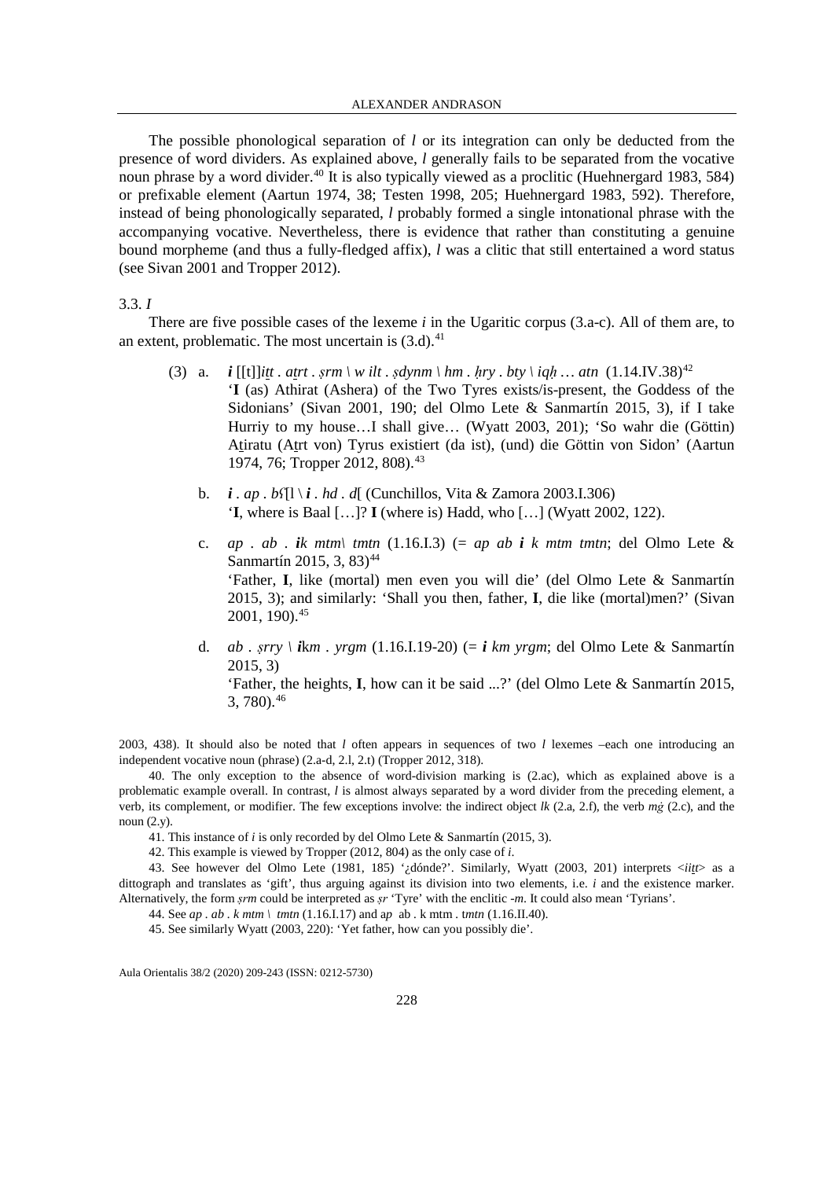The possible phonological separation of *l* or its integration can only be deducted from the presence of word dividers. As explained above, *l* generally fails to be separated from the vocative noun phrase by a word divider.[40] It is also typically viewed as a proclitic (Huehnergard 1983, 584) or prefixable element (Aartun 1974, 38; Testen 1998, 205; Huehnergard 1983, 592). Therefore, instead of being phonologically separated, *l* probably formed a single intonational phrase with the accompanying vocative. Nevertheless, there is evidence that rather than constituting a genuine bound morpheme (and thus a fully-fledged affix), *l* was a clitic that still entertained a word status (see Sivan 2001 and Tropper 2012).

### 3.3. *I*

There are five possible cases of the lexeme *i* in the Ugaritic corpus (3.a-c). All of them are, to an extent, problematic. The most uncertain is (3.d).[41]

(3) a. ***i*** [[t]]*iṯt . aṯrt . ṣrm \ w ilt . ṣdynm \ hm . ḥry . bty \ iqḥ … atn* (1.14.IV.38)[42]
'**I** (as) Athirat (Ashera) of the Two Tyres exists/is-present, the Goddess of the Sidonians' (Sivan 2001, 190; del Olmo Lete & Sanmartín 2015, 3), if I take Hurriy to my house…I shall give… (Wyatt 2003, 201); 'So wahr die (Göttin) Aṯiratu (Aṯrt von) Tyrus existiert (da ist), (und) die Göttin von Sidon' (Aartun 1974, 76; Tropper 2012, 808).[43]

b. ***i*** *. ap . bʕ*[l \ ***i*** *. hd . d*[ (Cunchillos, Vita & Zamora 2003.I.306)
'**I**, where is Baal […]? **I** (where is) Hadd, who […] (Wyatt 2002, 122).

c. *ap . ab .* ***i****k mtm\ tmtn* (1.16.I.3) (= *ap ab* ***i*** *k mtm tmtn*; del Olmo Lete & Sanmartín 2015, 3, 83)[44]
'Father, **I**, like (mortal) men even you will die' (del Olmo Lete & Sanmartín 2015, 3); and similarly: 'Shall you then, father, **I**, die like (mortal)men?' (Sivan 2001, 190).[45]

d. *ab . ṣrry \* ***i****km . yrgm* (1.16.I.19-20) (= ***i*** *km yrgm*; del Olmo Lete & Sanmartín 2015, 3)
'Father, the heights, **I**, how can it be said ...?' (del Olmo Lete & Sanmartín 2015, 3, 780).[46]

2003, 438). It should also be noted that *l* often appears in sequences of two *l* lexemes –each one introducing an independent vocative noun (phrase) (2.a-d, 2.l, 2.t) (Tropper 2012, 318).

40. The only exception to the absence of word-division marking is (2.ac), which as explained above is a problematic example overall. In contrast, *l* is almost always separated by a word divider from the preceding element, a verb, its complement, or modifier. The few exceptions involve: the indirect object *lk* (2.a, 2.f), the verb *mġ* (2.c), and the noun (2.y).

41. This instance of *i* is only recorded by del Olmo Lete & Sanmartín (2015, 3).

42. This example is viewed by Tropper (2012, 804) as the only case of *i*.

43. See however del Olmo Lete (1981, 185) '¿dónde?'. Similarly, Wyatt (2003, 201) interprets <*iṯt*> as a dittograph and translates as 'gift', thus arguing against its division into two elements, i.e. *i* and the existence marker. Alternatively, the form *ṣrm* could be interpreted as *ṣr* 'Tyre' with the enclitic *-m*. It could also mean 'Tyrians'.

44. See *ap . ab . k mtm \ tmtn* (1.16.I.17) and a*p* ab . k mtm . t*mtn* (1.16.II.40).

45. See similarly Wyatt (2003, 220): 'Yet father, how can you possibly die'.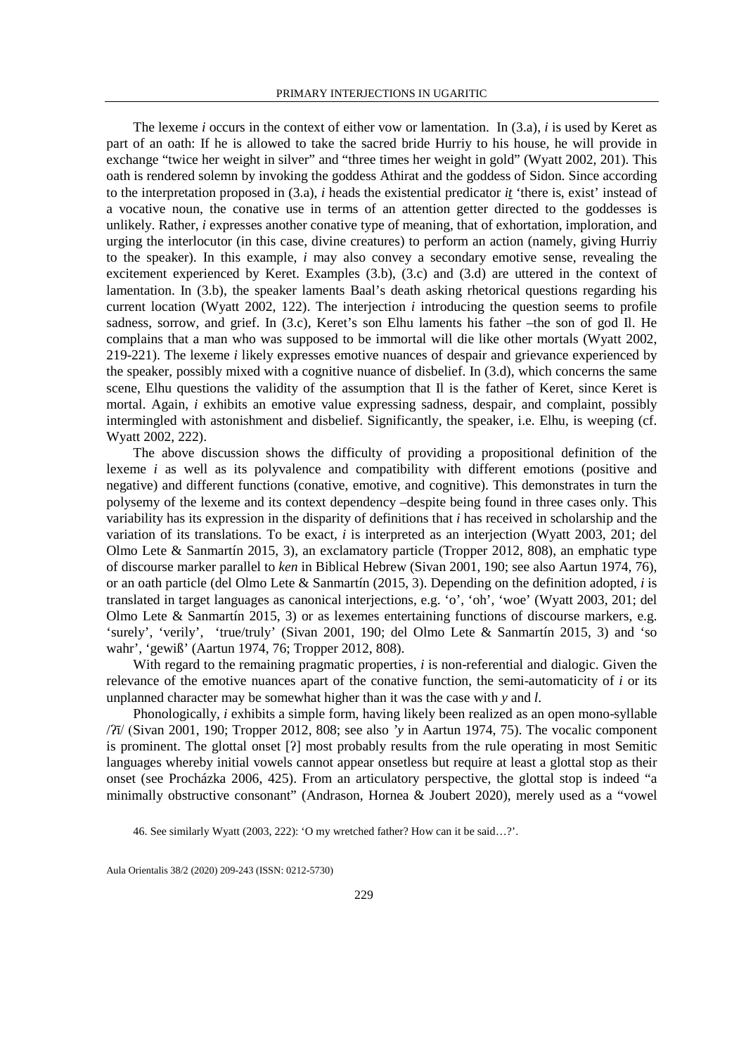The lexeme *i* occurs in the context of either vow or lamentation. In (3.a), *i* is used by Keret as part of an oath: If he is allowed to take the sacred bride Hurriy to his house, he will provide in exchange "twice her weight in silver" and "three times her weight in gold" (Wyatt 2002, 201). This oath is rendered solemn by invoking the goddess Athirat and the goddess of Sidon. Since according to the interpretation proposed in (3.a), *i* heads the existential predicator *i͟t* 'there is, exist' instead of a vocative noun, the conative use in terms of an attention getter directed to the goddesses is unlikely. Rather, *i* expresses another conative type of meaning, that of exhortation, imploration, and urging the interlocutor (in this case, divine creatures) to perform an action (namely, giving Hurriy to the speaker). In this example, *i* may also convey a secondary emotive sense, revealing the excitement experienced by Keret. Examples (3.b), (3.c) and (3.d) are uttered in the context of lamentation. In (3.b), the speaker laments Baal's death asking rhetorical questions regarding his current location (Wyatt 2002, 122). The interjection *i* introducing the question seems to profile sadness, sorrow, and grief. In (3.c), Keret's son Elhu laments his father –the son of god Il. He complains that a man who was supposed to be immortal will die like other mortals (Wyatt 2002, 219-221). The lexeme *i* likely expresses emotive nuances of despair and grievance experienced by the speaker, possibly mixed with a cognitive nuance of disbelief. In (3.d), which concerns the same scene, Elhu questions the validity of the assumption that Il is the father of Keret, since Keret is mortal. Again, *i* exhibits an emotive value expressing sadness, despair, and complaint, possibly intermingled with astonishment and disbelief. Significantly, the speaker, i.e. Elhu, is weeping (cf. Wyatt 2002, 222).

The above discussion shows the difficulty of providing a propositional definition of the lexeme *i* as well as its polyvalence and compatibility with different emotions (positive and negative) and different functions (conative, emotive, and cognitive). This demonstrates in turn the polysemy of the lexeme and its context dependency –despite being found in three cases only. This variability has its expression in the disparity of definitions that *i* has received in scholarship and the variation of its translations. To be exact, *i* is interpreted as an interjection (Wyatt 2003, 201; del Olmo Lete & Sanmartín 2015, 3), an exclamatory particle (Tropper 2012, 808), an emphatic type of discourse marker parallel to *ken* in Biblical Hebrew (Sivan 2001, 190; see also Aartun 1974, 76), or an oath particle (del Olmo Lete & Sanmartín (2015, 3). Depending on the definition adopted, *i* is translated in target languages as canonical interjections, e.g. 'o', 'oh', 'woe' (Wyatt 2003, 201; del Olmo Lete & Sanmartín 2015, 3) or as lexemes entertaining functions of discourse markers, e.g. 'surely', 'verily', 'true/truly' (Sivan 2001, 190; del Olmo Lete & Sanmartín 2015, 3) and 'so wahr', 'gewiß' (Aartun 1974, 76; Tropper 2012, 808).

With regard to the remaining pragmatic properties, *i* is non-referential and dialogic. Given the relevance of the emotive nuances apart of the conative function, the semi-automaticity of *i* or its unplanned character may be somewhat higher than it was the case with *y* and *l*.

Phonologically, *i* exhibits a simple form, having likely been realized as an open mono-syllable /ʔī/ (Sivan 2001, 190; Tropper 2012, 808; see also *'y* in Aartun 1974, 75). The vocalic component is prominent. The glottal onset [ʔ] most probably results from the rule operating in most Semitic languages whereby initial vowels cannot appear onsetless but require at least a glottal stop as their onset (see Procházka 2006, 425). From an articulatory perspective, the glottal stop is indeed "a minimally obstructive consonant" (Andrason, Hornea & Joubert 2020), merely used as a "vowel

46. See similarly Wyatt (2003, 222): 'O my wretched father? How can it be said…?'.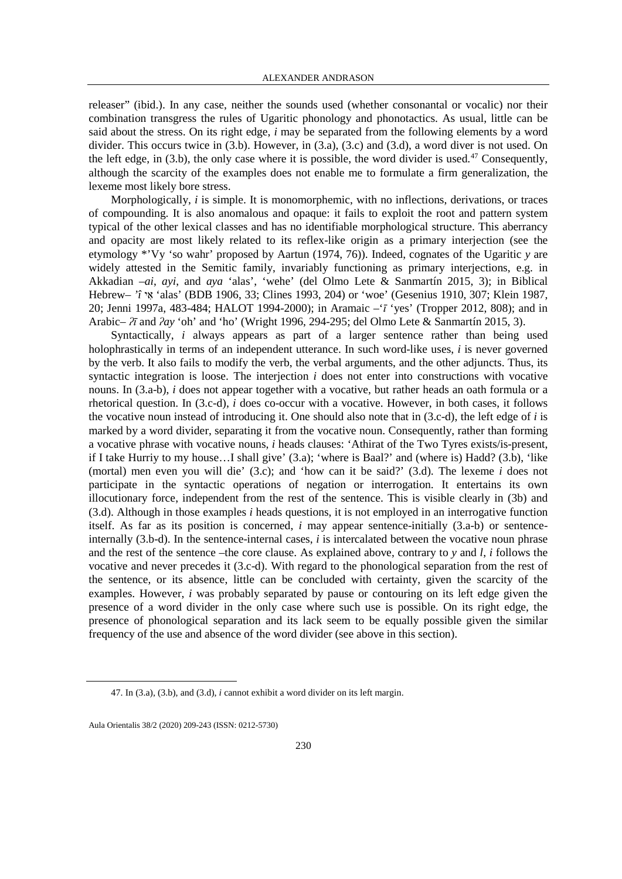releaser" (ibid.). In any case, neither the sounds used (whether consonantal or vocalic) nor their combination transgress the rules of Ugaritic phonology and phonotactics. As usual, little can be said about the stress. On its right edge, *i* may be separated from the following elements by a word divider. This occurs twice in (3.b). However, in (3.a), (3.c) and (3.d), a word diver is not used. On the left edge, in (3.b), the only case where it is possible, the word divider is used.[47] Consequently, although the scarcity of the examples does not enable me to formulate a firm generalization, the lexeme most likely bore stress.

Morphologically, *i* is simple. It is monomorphemic, with no inflections, derivations, or traces of compounding. It is also anomalous and opaque: it fails to exploit the root and pattern system typical of the other lexical classes and has no identifiable morphological structure. This aberrancy and opacity are most likely related to its reflex-like origin as a primary interjection (see the etymology \*'Vy 'so wahr' proposed by Aartun (1974, 76)). Indeed, cognates of the Ugaritic *y* are widely attested in the Semitic family, invariably functioning as primary interjections, e.g. in Akkadian –*ai*, *ayi*, and *aya* 'alas', 'wehe' (del Olmo Lete & Sanmartín 2015, 3); in Biblical Hebrew– *'î* אִי 'alas' (BDB 1906, 33; Clines 1993, 204) or 'woe' (Gesenius 1910, 307; Klein 1987, 20; Jenni 1997a, 483-484; HALOT 1994-2000); in Aramaic –*'ī* 'yes' (Tropper 2012, 808); and in Arabic– *ʔī* and *ʔay* 'oh' and 'ho' (Wright 1996, 294-295; del Olmo Lete & Sanmartín 2015, 3).

Syntactically, *i* always appears as part of a larger sentence rather than being used holophrastically in terms of an independent utterance. In such word-like uses, *i* is never governed by the verb. It also fails to modify the verb, the verbal arguments, and the other adjuncts. Thus, its syntactic integration is loose. The interjection *i* does not enter into constructions with vocative nouns. In (3.a-b), *i* does not appear together with a vocative, but rather heads an oath formula or a rhetorical question. In (3.c-d), *i* does co-occur with a vocative. However, in both cases, it follows the vocative noun instead of introducing it. One should also note that in (3.c-d), the left edge of *i* is marked by a word divider, separating it from the vocative noun. Consequently, rather than forming a vocative phrase with vocative nouns, *i* heads clauses: 'Athirat of the Two Tyres exists/is-present, if I take Hurriy to my house…I shall give' (3.a); 'where is Baal?' and (where is) Hadd? (3.b), 'like (mortal) men even you will die' (3.c); and 'how can it be said?' (3.d). The lexeme *i* does not participate in the syntactic operations of negation or interrogation. It entertains its own illocutionary force, independent from the rest of the sentence. This is visible clearly in (3b) and (3.d). Although in those examples *i* heads questions, it is not employed in an interrogative function itself. As far as its position is concerned, *i* may appear sentence-initially (3.a-b) or sentence-internally (3.b-d). In the sentence-internal cases, *i* is intercalated between the vocative noun phrase and the rest of the sentence –the core clause. As explained above, contrary to *y* and *l*, *i* follows the vocative and never precedes it (3.c-d). With regard to the phonological separation from the rest of the sentence, or its absence, little can be concluded with certainty, given the scarcity of the examples. However, *i* was probably separated by pause or contouring on its left edge given the presence of a word divider in the only case where such use is possible. On its right edge, the presence of phonological separation and its lack seem to be equally possible given the similar frequency of the use and absence of the word divider (see above in this section).

---

47. In (3.a), (3.b), and (3.d), *i* cannot exhibit a word divider on its left margin.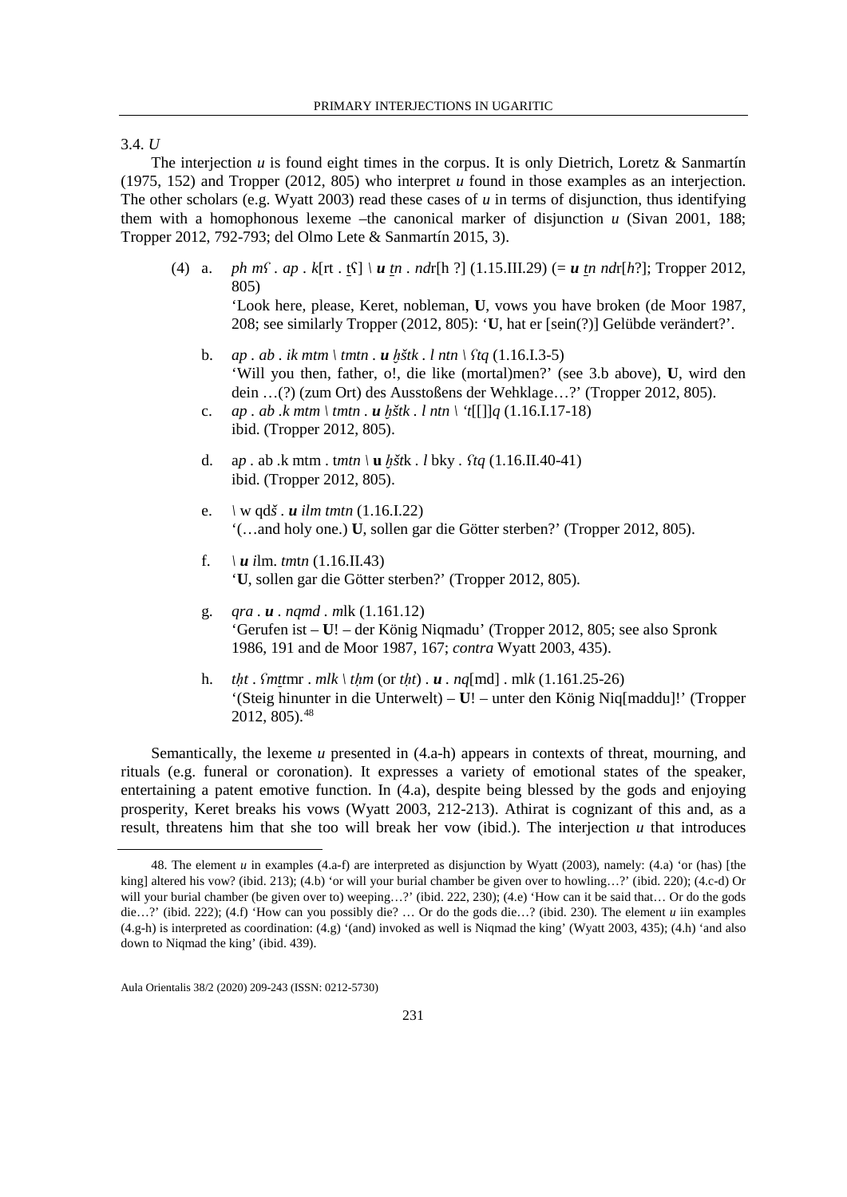### 3.4. *U*

The interjection *u* is found eight times in the corpus. It is only Dietrich, Loretz & Sanmartín (1975, 152) and Tropper (2012, 805) who interpret *u* found in those examples as an interjection. The other scholars (e.g. Wyatt 2003) read these cases of *u* in terms of disjunction, thus identifying them with a homophonous lexeme –the canonical marker of disjunction *u* (Sivan 2001, 188; Tropper 2012, 792-793; del Olmo Lete & Sanmartín 2015, 3).

(4) a. *ph mʕ . ap . k*[rt . ṯʕ] \ ***u** ṯn . nd*r[h ?] (1.15.III.29) (= ***u** ṯn nd*r[*h*?]; Tropper 2012, 805)
'Look here, please, Keret, nobleman, **U**, vows you have broken (de Moor 1987, 208; see similarly Tropper (2012, 805): '**U**, hat er [sein(?)] Gelübde verändert?'.

b. *ap . ab . ik mtm \ tmtn . **u** ḫštk . l ntn \ ʕtq* (1.16.I.3-5)
'Will you then, father, o!, die like (mortal)men?' (see 3.b above), **U**, wird den dein …(?) (zum Ort) des Ausstoßens der Wehklage…?' (Tropper 2012, 805).

c. *ap . ab .k mtm \ tmtn . **u** ḫštk . l ntn \ ʻt*[[]]*q* (1.16.I.17-18)
ibid. (Tropper 2012, 805).

d. a*p* . ab .k mtm . t*mtn* \ **u** *ḫšt*k . *l* bky . *ʕtq* (1.16.II.40-41)
ibid. (Tropper 2012, 805).

e. \ w qd*š* . ***u** ilm tmtn* (1.16.I.22)
'(…and holy one.) **U**, sollen gar die Götter sterben?' (Tropper 2012, 805).

f. \ ***u** i*lm. *tmtn* (1.16.II.43)
'**U**, sollen gar die Götter sterben?' (Tropper 2012, 805).

g. *qra* . ***u*** . *nqmd* . *m*lk (1.161.12)
'Gerufen ist – **U**! – der König Niqmadu' (Tropper 2012, 805; see also Spronk 1986, 191 and de Moor 1987, 167; *contra* Wyatt 2003, 435).

h. *tḥt* . *ʕmṯṯ*mr . *mlk* \ *tḥm* (or *tḥt*) . ***u*** . *nq*[md] . ml*k* (1.161.25-26)
'(Steig hinunter in die Unterwelt) – **U**! – unter den König Niq[maddu]!' (Tropper 2012, 805).[48]

Semantically, the lexeme *u* presented in (4.a-h) appears in contexts of threat, mourning, and rituals (e.g. funeral or coronation). It expresses a variety of emotional states of the speaker, entertaining a patent emotive function. In (4.a), despite being blessed by the gods and enjoying prosperity, Keret breaks his vows (Wyatt 2003, 212-213). Athirat is cognizant of this and, as a result, threatens him that she too will break her vow (ibid.). The interjection *u* that introduces

---

48. The element *u* in examples (4.a-f) are interpreted as disjunction by Wyatt (2003), namely: (4.a) 'or (has) [the king] altered his vow? (ibid. 213); (4.b) 'or will your burial chamber be given over to howling…?' (ibid. 220); (4.c-d) Or will your burial chamber (be given over to) weeping…?' (ibid. 222, 230); (4.e) 'How can it be said that… Or do the gods die…?' (ibid. 222); (4.f) 'How can you possibly die? … Or do the gods die…? (ibid. 230). The element *u* iin examples (4.g-h) is interpreted as coordination: (4.g) '(and) invoked as well is Niqmad the king' (Wyatt 2003, 435); (4.h) 'and also down to Niqmad the king' (ibid. 439).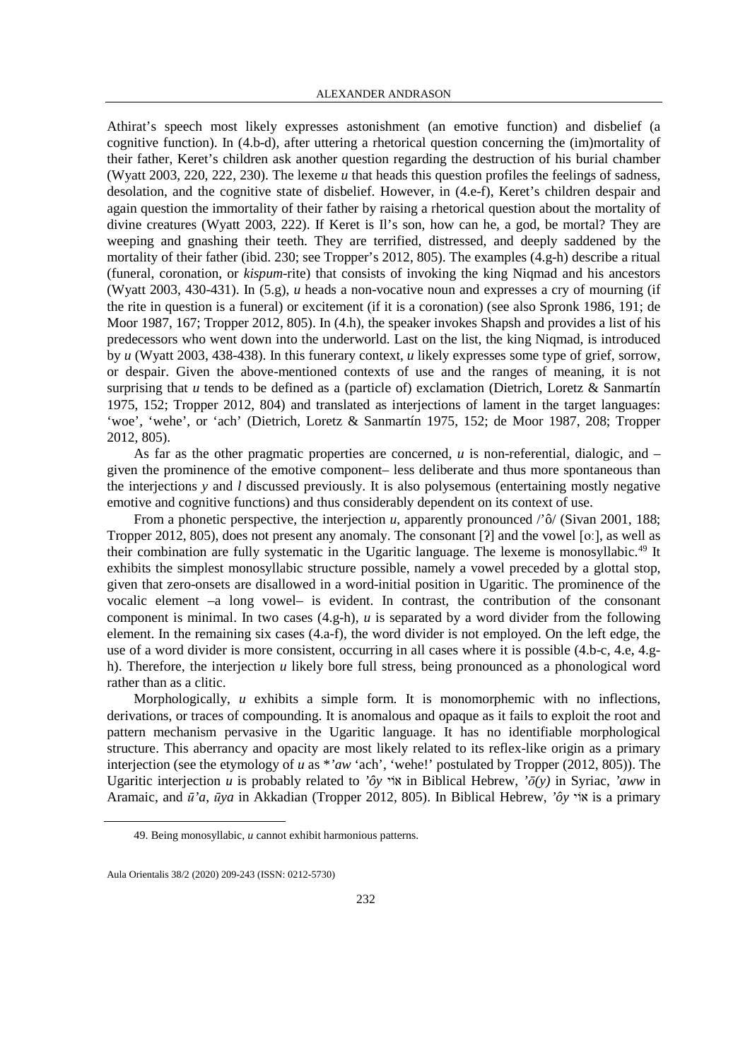Athirat's speech most likely expresses astonishment (an emotive function) and disbelief (a cognitive function). In (4.b-d), after uttering a rhetorical question concerning the (im)mortality of their father, Keret's children ask another question regarding the destruction of his burial chamber (Wyatt 2003, 220, 222, 230). The lexeme *u* that heads this question profiles the feelings of sadness, desolation, and the cognitive state of disbelief. However, in (4.e-f), Keret's children despair and again question the immortality of their father by raising a rhetorical question about the mortality of divine creatures (Wyatt 2003, 222). If Keret is Il's son, how can he, a god, be mortal? They are weeping and gnashing their teeth. They are terrified, distressed, and deeply saddened by the mortality of their father (ibid. 230; see Tropper's 2012, 805). The examples (4.g-h) describe a ritual (funeral, coronation, or *kispum*-rite) that consists of invoking the king Niqmad and his ancestors (Wyatt 2003, 430-431). In (5.g), *u* heads a non-vocative noun and expresses a cry of mourning (if the rite in question is a funeral) or excitement (if it is a coronation) (see also Spronk 1986, 191; de Moor 1987, 167; Tropper 2012, 805). In (4.h), the speaker invokes Shapsh and provides a list of his predecessors who went down into the underworld. Last on the list, the king Niqmad, is introduced by *u* (Wyatt 2003, 438-438). In this funerary context, *u* likely expresses some type of grief, sorrow, or despair. Given the above-mentioned contexts of use and the ranges of meaning, it is not surprising that *u* tends to be defined as a (particle of) exclamation (Dietrich, Loretz & Sanmartín 1975, 152; Tropper 2012, 804) and translated as interjections of lament in the target languages: 'woe', 'wehe', or 'ach' (Dietrich, Loretz & Sanmartín 1975, 152; de Moor 1987, 208; Tropper 2012, 805).

As far as the other pragmatic properties are concerned, *u* is non-referential, dialogic, and – given the prominence of the emotive component– less deliberate and thus more spontaneous than the interjections *y* and *l* discussed previously. It is also polysemous (entertaining mostly negative emotive and cognitive functions) and thus considerably dependent on its context of use.

From a phonetic perspective, the interjection *u*, apparently pronounced /'ô/ (Sivan 2001, 188; Tropper 2012, 805), does not present any anomaly. The consonant [ʔ] and the vowel [oː], as well as their combination are fully systematic in the Ugaritic language. The lexeme is monosyllabic.[49] It exhibits the simplest monosyllabic structure possible, namely a vowel preceded by a glottal stop, given that zero-onsets are disallowed in a word-initial position in Ugaritic. The prominence of the vocalic element –a long vowel– is evident. In contrast, the contribution of the consonant component is minimal. In two cases (4.g-h), *u* is separated by a word divider from the following element. In the remaining six cases (4.a-f), the word divider is not employed. On the left edge, the use of a word divider is more consistent, occurring in all cases where it is possible (4.b-c, 4.e, 4.g-h). Therefore, the interjection *u* likely bore full stress, being pronounced as a phonological word rather than as a clitic.

Morphologically, *u* exhibits a simple form. It is monomorphemic with no inflections, derivations, or traces of compounding. It is anomalous and opaque as it fails to exploit the root and pattern mechanism pervasive in the Ugaritic language. It has no identifiable morphological structure. This aberrancy and opacity are most likely related to its reflex-like origin as a primary interjection (see the etymology of *u* as *\*'aw* 'ach', 'wehe!' postulated by Tropper (2012, 805)). The Ugaritic interjection *u* is probably related to *'ôy* אוֹי in Biblical Hebrew, *'ō(y)* in Syriac, *'aww* in Aramaic, and *ū'a*, *ūya* in Akkadian (Tropper 2012, 805). In Biblical Hebrew, *'ôy* אוֹי is a primary

---

49. Being monosyllabic, *u* cannot exhibit harmonious patterns.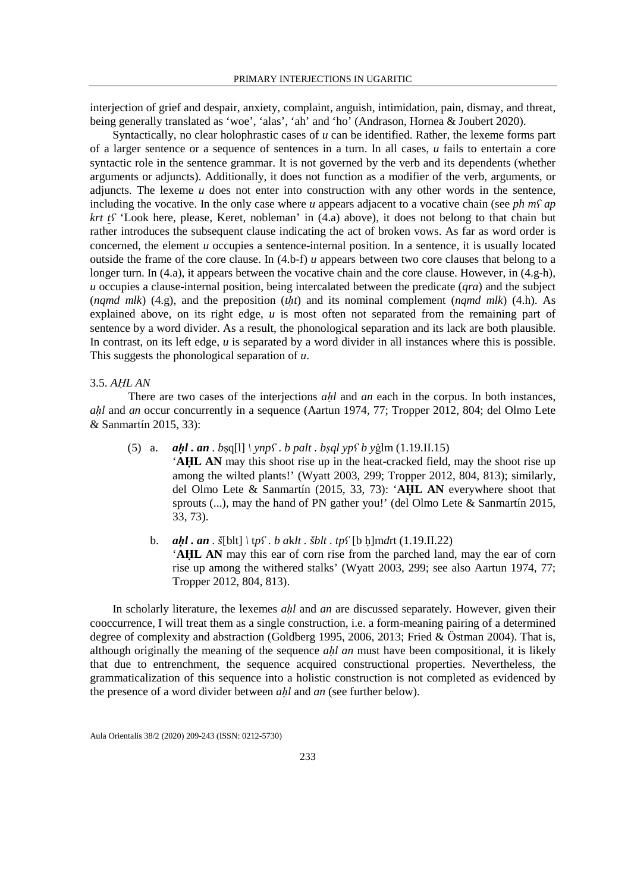interjection of grief and despair, anxiety, complaint, anguish, intimidation, pain, dismay, and threat, being generally translated as 'woe', 'alas', 'ah' and 'ho' (Andrason, Hornea & Joubert 2020).

Syntactically, no clear holophrastic cases of *u* can be identified. Rather, the lexeme forms part of a larger sentence or a sequence of sentences in a turn. In all cases, *u* fails to entertain a core syntactic role in the sentence grammar. It is not governed by the verb and its dependents (whether arguments or adjuncts). Additionally, it does not function as a modifier of the verb, arguments, or adjuncts. The lexeme *u* does not enter into construction with any other words in the sentence, including the vocative. In the only case where *u* appears adjacent to a vocative chain (see *ph mʕ ap krt ṯʕ* 'Look here, please, Keret, nobleman' in (4.a) above), it does not belong to that chain but rather introduces the subsequent clause indicating the act of broken vows. As far as word order is concerned, the element *u* occupies a sentence-internal position. In a sentence, it is usually located outside the frame of the core clause. In (4.b-f) *u* appears between two core clauses that belong to a longer turn. In (4.a), it appears between the vocative chain and the core clause. However, in (4.g-h), *u* occupies a clause-internal position, being intercalated between the predicate (*qra*) and the subject (*nqmd mlk*) (4.g), and the preposition (*tḥt*) and its nominal complement (*nqmd mlk*) (4.h). As explained above, on its right edge, *u* is most often not separated from the remaining part of sentence by a word divider. As a result, the phonological separation and its lack are both plausible. In contrast, on its left edge, *u* is separated by a word divider in all instances where this is possible. This suggests the phonological separation of *u*.

### 3.5. *AḪL AN*

There are two cases of the interjections *aḫl* and *an* each in the corpus. In both instances, *aḫl* and *an* occur concurrently in a sequence (Aartun 1974, 77; Tropper 2012, 804; del Olmo Lete & Sanmartín 2015, 33):

(5) a. ***aḫl . an*** . *b*ṣq[l] \ *ynpʕ* . *b palt* . *bṣql ypʕ b y*ġlm (1.19.II.15)
'**AḪL AN** may this shoot rise up in the heat-cracked field, may the shoot rise up among the wilted plants!' (Wyatt 2003, 299; Tropper 2012, 804, 813); similarly, del Olmo Lete & Sanmartín (2015, 33, 73): '**AḪL AN** everywhere shoot that sprouts (...), may the hand of PN gather you!' (del Olmo Lete & Sanmartín 2015, 33, 73).

b. ***aḫl . an*** . *š*[blt] \ t*pʕ* . *b aklt* . *šblt* . *tpʕ* [b ḫ]m*d*rt (1.19.II.22)
'**AḪL AN** may this ear of corn rise from the parched land, may the ear of corn rise up among the withered stalks' (Wyatt 2003, 299; see also Aartun 1974, 77; Tropper 2012, 804, 813).

In scholarly literature, the lexemes *aḫl* and *an* are discussed separately. However, given their cooccurrence, I will treat them as a single construction, i.e. a form-meaning pairing of a determined degree of complexity and abstraction (Goldberg 1995, 2006, 2013; Fried & Östman 2004). That is, although originally the meaning of the sequence *aḫl an* must have been compositional, it is likely that due to entrenchment, the sequence acquired constructional properties. Nevertheless, the grammaticalization of this sequence into a holistic construction is not completed as evidenced by the presence of a word divider between *aḫl* and *an* (see further below).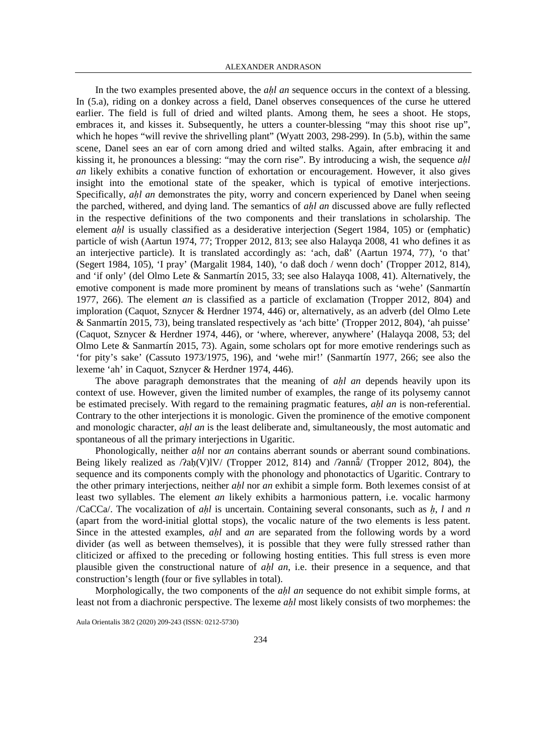In the two examples presented above, the *aḥl an* sequence occurs in the context of a blessing. In (5.a), riding on a donkey across a field, Danel observes consequences of the curse he uttered earlier. The field is full of dried and wilted plants. Among them, he sees a shoot. He stops, embraces it, and kisses it. Subsequently, he utters a counter-blessing "may this shoot rise up", which he hopes "will revive the shrivelling plant" (Wyatt 2003, 298-299). In (5.b), within the same scene, Danel sees an ear of corn among dried and wilted stalks. Again, after embracing it and kissing it, he pronounces a blessing: "may the corn rise". By introducing a wish, the sequence *aḥl an* likely exhibits a conative function of exhortation or encouragement. However, it also gives insight into the emotional state of the speaker, which is typical of emotive interjections. Specifically, *aḥl an* demonstrates the pity, worry and concern experienced by Danel when seeing the parched, withered, and dying land. The semantics of *aḥl an* discussed above are fully reflected in the respective definitions of the two components and their translations in scholarship. The element *aḥl* is usually classified as a desiderative interjection (Segert 1984, 105) or (emphatic) particle of wish (Aartun 1974, 77; Tropper 2012, 813; see also Halayqa 2008, 41 who defines it as an interjective particle). It is translated accordingly as: 'ach, daß' (Aartun 1974, 77), 'o that' (Segert 1984, 105), 'I pray' (Margalit 1984, 140), 'o daß doch / wenn doch' (Tropper 2012, 814), and 'if only' (del Olmo Lete & Sanmartín 2015, 33; see also Halayqa 1008, 41). Alternatively, the emotive component is made more prominent by means of translations such as 'wehe' (Sanmartín 1977, 266). The element *an* is classified as a particle of exclamation (Tropper 2012, 804) and imploration (Caquot, Sznycer & Herdner 1974, 446) or, alternatively, as an adverb (del Olmo Lete & Sanmartín 2015, 73), being translated respectively as 'ach bitte' (Tropper 2012, 804), 'ah puisse' (Caquot, Sznycer & Herdner 1974, 446), or 'where, wherever, anywhere' (Halayqa 2008, 53; del Olmo Lete & Sanmartín 2015, 73). Again, some scholars opt for more emotive renderings such as 'for pity's sake' (Cassuto 1973/1975, 196), and 'wehe mir!' (Sanmartín 1977, 266; see also the lexeme 'ah' in Caquot, Sznycer & Herdner 1974, 446).

The above paragraph demonstrates that the meaning of *aḥl an* depends heavily upon its context of use. However, given the limited number of examples, the range of its polysemy cannot be estimated precisely. With regard to the remaining pragmatic features, *aḥl an* is non-referential. Contrary to the other interjections it is monologic. Given the prominence of the emotive component and monologic character, *aḥl an* is the least deliberate and, simultaneously, the most automatic and spontaneous of all the primary interjections in Ugaritic.

Phonologically, neither *aḥl* nor *an* contains aberrant sounds or aberrant sound combinations. Being likely realized as /ʔaḥ(V)lV/ (Tropper 2012, 814) and /ʔannă/ (Tropper 2012, 804), the sequence and its components comply with the phonology and phonotactics of Ugaritic. Contrary to the other primary interjections, neither *aḥl* nor *an* exhibit a simple form. Both lexemes consist of at least two syllables. The element *an* likely exhibits a harmonious pattern, i.e. vocalic harmony /CaCCa/. The vocalization of *aḥl* is uncertain. Containing several consonants, such as *ḥ*, *l* and *n* (apart from the word-initial glottal stops), the vocalic nature of the two elements is less patent. Since in the attested examples, *aḥl* and *an* are separated from the following words by a word divider (as well as between themselves), it is possible that they were fully stressed rather than cliticized or affixed to the preceding or following hosting entities. This full stress is even more plausible given the constructional nature of *aḥl an*, i.e. their presence in a sequence, and that construction's length (four or five syllables in total).

Morphologically, the two components of the *aḥl an* sequence do not exhibit simple forms, at least not from a diachronic perspective. The lexeme *aḥl* most likely consists of two morphemes: the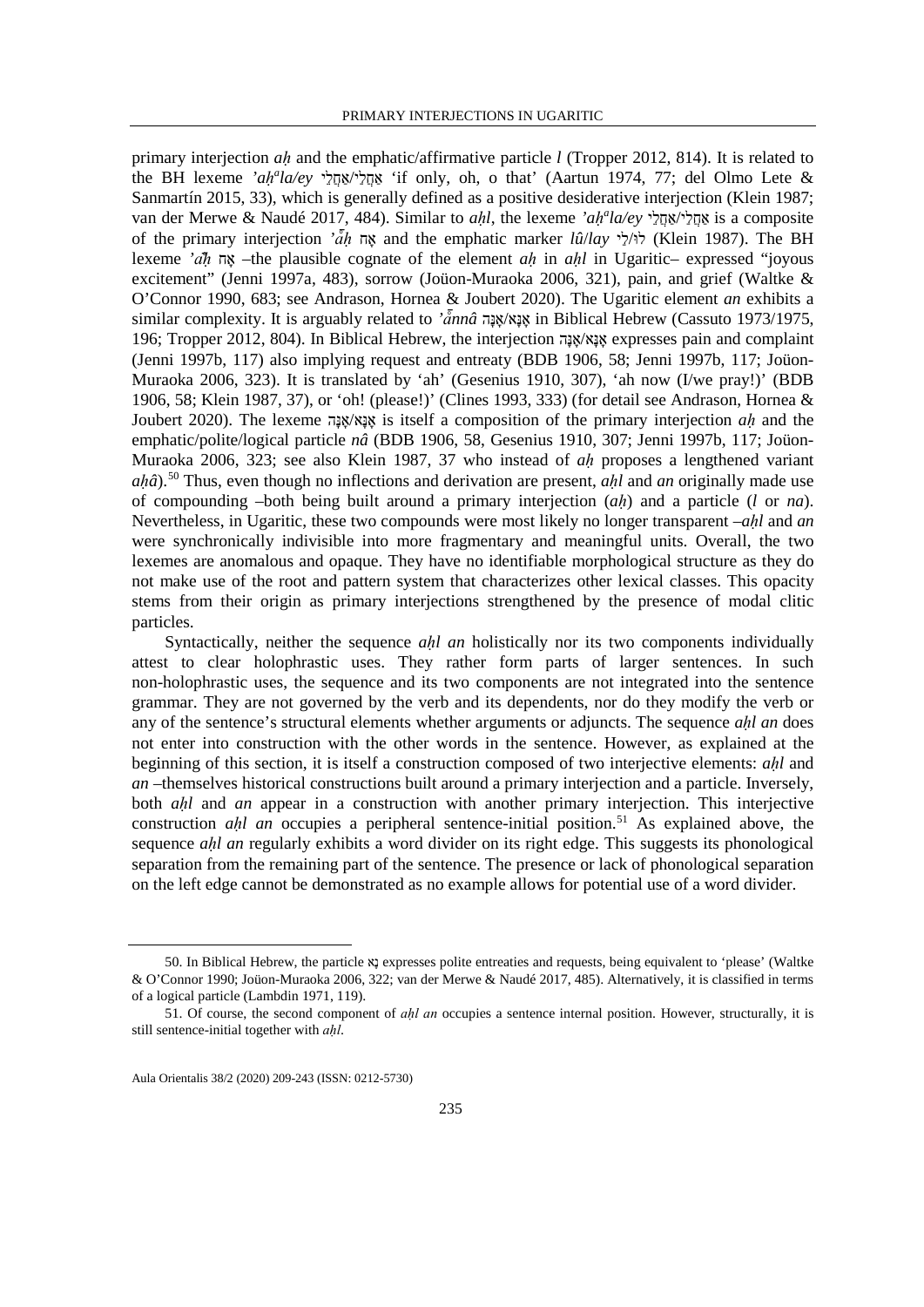primary interjection *aḥ* and the emphatic/affirmative particle *l* (Tropper 2012, 814). It is related to the BH lexeme *ʾaḥ*$^{a}$*la/ey* אַחֲלַי/אַחֲלֵי 'if only, oh, o that' (Aartun 1974, 77; del Olmo Lete & Sanmartín 2015, 33), which is generally defined as a positive desiderative interjection (Klein 1987; van der Merwe & Naudé 2017, 484). Similar to *aḥl*, the lexeme *ʾaḥ*$^{a}$*la/ey* אַחֲלַי/אַחֲלֵי is a composite of the primary interjection *ʾāḥ* אָח and the emphatic marker *lû*/*lay* לוּ/לַי (Klein 1987). The BH lexeme *ʾāḥ* אָח –the plausible cognate of the element *aḥ* in *aḥl* in Ugaritic– expressed "joyous excitement" (Jenni 1997a, 483), sorrow (Joüon-Muraoka 2006, 321), pain, and grief (Waltke & O'Connor 1990, 683; see Andrason, Hornea & Joubert 2020). The Ugaritic element *an* exhibits a similar complexity. It is arguably related to *ʾānnâ* אָנָּא/אָנָּה in Biblical Hebrew (Cassuto 1973/1975, 196; Tropper 2012, 804). In Biblical Hebrew, the interjection אָנָּא/אָנָּה expresses pain and complaint (Jenni 1997b, 117) also implying request and entreaty (BDB 1906, 58; Jenni 1997b, 117; Joüon-Muraoka 2006, 323). It is translated by 'ah' (Gesenius 1910, 307), 'ah now (I/we pray!)' (BDB 1906, 58; Klein 1987, 37), or 'oh! (please!)' (Clines 1993, 333) (for detail see Andrason, Hornea & Joubert 2020). The lexeme אָנָּא/אָנָּה is itself a composition of the primary interjection *aḥ* and the emphatic/polite/logical particle *nâ* (BDB 1906, 58, Gesenius 1910, 307; Jenni 1997b, 117; Joüon-Muraoka 2006, 323; see also Klein 1987, 37 who instead of *aḥ* proposes a lengthened variant *aḥâ*).[50] Thus, even though no inflections and derivation are present, *aḥl* and *an* originally made use of compounding –both being built around a primary interjection (*aḥ*) and a particle (*l* or *na*). Nevertheless, in Ugaritic, these two compounds were most likely no longer transparent –*aḥl* and *an* were synchronically indivisible into more fragmentary and meaningful units. Overall, the two lexemes are anomalous and opaque. They have no identifiable morphological structure as they do not make use of the root and pattern system that characterizes other lexical classes. This opacity stems from their origin as primary interjections strengthened by the presence of modal clitic particles.

Syntactically, neither the sequence *aḥl an* holistically nor its two components individually attest to clear holophrastic uses. They rather form parts of larger sentences. In such non-holophrastic uses, the sequence and its two components are not integrated into the sentence grammar. They are not governed by the verb and its dependents, nor do they modify the verb or any of the sentence's structural elements whether arguments or adjuncts. The sequence *aḥl an* does not enter into construction with the other words in the sentence. However, as explained at the beginning of this section, it is itself a construction composed of two interjective elements: *aḥl* and *an* –themselves historical constructions built around a primary interjection and a particle. Inversely, both *aḥl* and *an* appear in a construction with another primary interjection. This interjective construction *aḥl an* occupies a peripheral sentence-initial position.[51] As explained above, the sequence *aḥl an* regularly exhibits a word divider on its right edge. This suggests its phonological separation from the remaining part of the sentence. The presence or lack of phonological separation on the left edge cannot be demonstrated as no example allows for potential use of a word divider.

---

50. In Biblical Hebrew, the particle נָא expresses polite entreaties and requests, being equivalent to 'please' (Waltke & O'Connor 1990; Joüon-Muraoka 2006, 322; van der Merwe & Naudé 2017, 485). Alternatively, it is classified in terms of a logical particle (Lambdin 1971, 119).

51. Of course, the second component of *aḥl an* occupies a sentence internal position. However, structurally, it is still sentence-initial together with *aḥl*.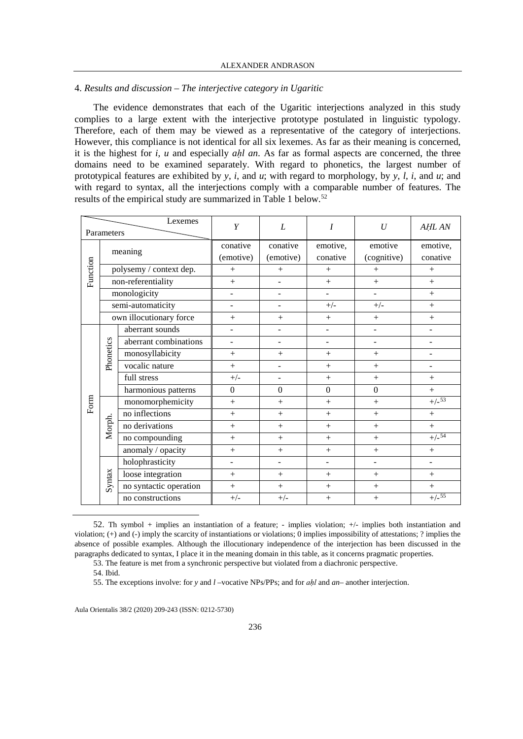## 4. *Results and discussion – The interjective category in Ugaritic*

The evidence demonstrates that each of the Ugaritic interjections analyzed in this study complies to a large extent with the interjective prototype postulated in linguistic typology. Therefore, each of them may be viewed as a representative of the category of interjections. However, this compliance is not identical for all six lexemes. As far as their meaning is concerned, it is the highest for *i*, *u* and especially *aḫl an*. As far as formal aspects are concerned, the three domains need to be examined separately. With regard to phonetics, the largest number of prototypical features are exhibited by *y*, *i*, and *u*; with regard to morphology, by *y*, *l*, *i*, and *u*; and with regard to syntax, all the interjections comply with a comparable number of features. The results of the empirical study are summarized in Table 1 below.[52]

| Parameters | | Lexemes | *Y* | *L* | *I* | *U* | *AḪL AN* |
|---|---|---|---|---|---|---|---|
| Function | meaning | | conative (emotive) | conative (emotive) | emotive, conative | emotive (cognitive) | emotive, conative |
| | polysemy / context dep. | | + | + | + | + | + |
| | non-referentiality | | + | - | + | + | + |
| | monologicity | | - | - | - | - | + |
| | semi-automaticity | | - | - | +/- | +/- | + |
| | own illocutionary force | | + | + | + | + | + |
| Form | Phonetics | aberrant sounds | - | - | - | - | - |
| | | aberrant combinations | - | - | - | - | - |
| | | monosyllabicity | + | + | + | + | - |
| | | vocalic nature | + | - | + | + | - |
| | | full stress | +/- | - | + | + | + |
| | | harmonious patterns | 0 | 0 | 0 | 0 | + |
| | Morph. | monomorphemicity | + | + | + | + | +/-[53] |
| | | no inflections | + | + | + | + | + |
| | | no derivations | + | + | + | + | + |
| | | no compounding | + | + | + | + | +/-[54] |
| | | anomaly / opacity | + | + | + | + | + |
| | Syntax | holophrasticity | - | - | - | - | - |
| | | loose integration | + | + | + | + | + |
| | | no syntactic operation | + | + | + | + | + |
| | | no constructions | +/- | +/- | + | + | +/-[55] |

52. Th symbol + implies an instantiation of a feature; - implies violation; +/- implies both instantiation and violation; (+) and (-) imply the scarcity of instantiations or violations; 0 implies impossibility of attestations; ? implies the absence of possible examples. Although the illocutionary independence of the interjection has been discussed in the paragraphs dedicated to syntax, I place it in the meaning domain in this table, as it concerns pragmatic properties.

53. The feature is met from a synchronic perspective but violated from a diachronic perspective.

54. Ibid.

55. The exceptions involve: for *y* and *l* –vocative NPs/PPs; and for *aḫl* and *an*– another interjection.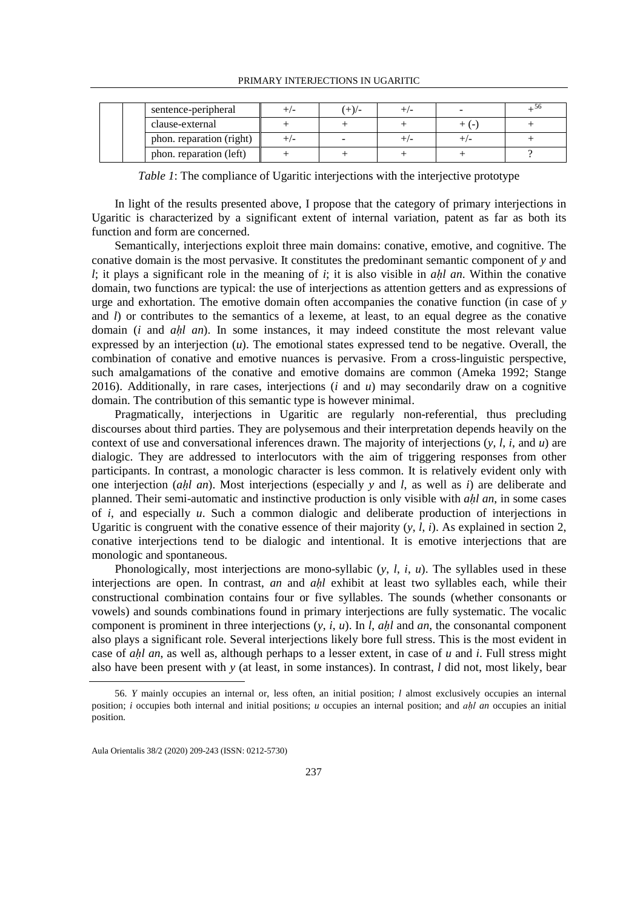| | | sentence-peripheral | +/- | (+)/- | +/- | - | +[56] |
|---|---|---|---|---|---|---|---|
| | | clause-external | + | + | + | + (-) | + |
| | | phon. reparation (right) | +/- | - | +/- | +/- | + |
| | | phon. reparation (left) | + | + | + | + | ? |

*Table 1*: The compliance of Ugaritic interjections with the interjective prototype

In light of the results presented above, I propose that the category of primary interjections in Ugaritic is characterized by a significant extent of internal variation, patent as far as both its function and form are concerned.

Semantically, interjections exploit three main domains: conative, emotive, and cognitive. The conative domain is the most pervasive. It constitutes the predominant semantic component of *y* and *l*; it plays a significant role in the meaning of *i*; it is also visible in *aḥl an*. Within the conative domain, two functions are typical: the use of interjections as attention getters and as expressions of urge and exhortation. The emotive domain often accompanies the conative function (in case of *y* and *l*) or contributes to the semantics of a lexeme, at least, to an equal degree as the conative domain (*i* and *aḥl an*). In some instances, it may indeed constitute the most relevant value expressed by an interjection (*u*). The emotional states expressed tend to be negative. Overall, the combination of conative and emotive nuances is pervasive. From a cross-linguistic perspective, such amalgamations of the conative and emotive domains are common (Ameka 1992; Stange 2016). Additionally, in rare cases, interjections (*i* and *u*) may secondarily draw on a cognitive domain. The contribution of this semantic type is however minimal.

Pragmatically, interjections in Ugaritic are regularly non-referential, thus precluding discourses about third parties. They are polysemous and their interpretation depends heavily on the context of use and conversational inferences drawn. The majority of interjections (*y*, *l*, *i*, and *u*) are dialogic. They are addressed to interlocutors with the aim of triggering responses from other participants. In contrast, a monologic character is less common. It is relatively evident only with one interjection (*aḥl an*). Most interjections (especially *y* and *l*, as well as *i*) are deliberate and planned. Their semi-automatic and instinctive production is only visible with *aḥl an*, in some cases of *i*, and especially *u*. Such a common dialogic and deliberate production of interjections in Ugaritic is congruent with the conative essence of their majority (*y*, *l*, *i*). As explained in section 2, conative interjections tend to be dialogic and intentional. It is emotive interjections that are monologic and spontaneous.

Phonologically, most interjections are mono-syllabic (*y*, *l*, *i*, *u*). The syllables used in these interjections are open. In contrast, *an* and *aḥl* exhibit at least two syllables each, while their constructional combination contains four or five syllables. The sounds (whether consonants or vowels) and sounds combinations found in primary interjections are fully systematic. The vocalic component is prominent in three interjections (*y*, *i*, *u*). In *l*, *aḥl* and *an*, the consonantal component also plays a significant role. Several interjections likely bore full stress. This is the most evident in case of *aḥl an*, as well as, although perhaps to a lesser extent, in case of *u* and *i*. Full stress might also have been present with *y* (at least, in some instances). In contrast, *l* did not, most likely, bear

56. *Y* mainly occupies an internal or, less often, an initial position; *l* almost exclusively occupies an internal position; *i* occupies both internal and initial positions; *u* occupies an internal position; and *aḥl an* occupies an initial position.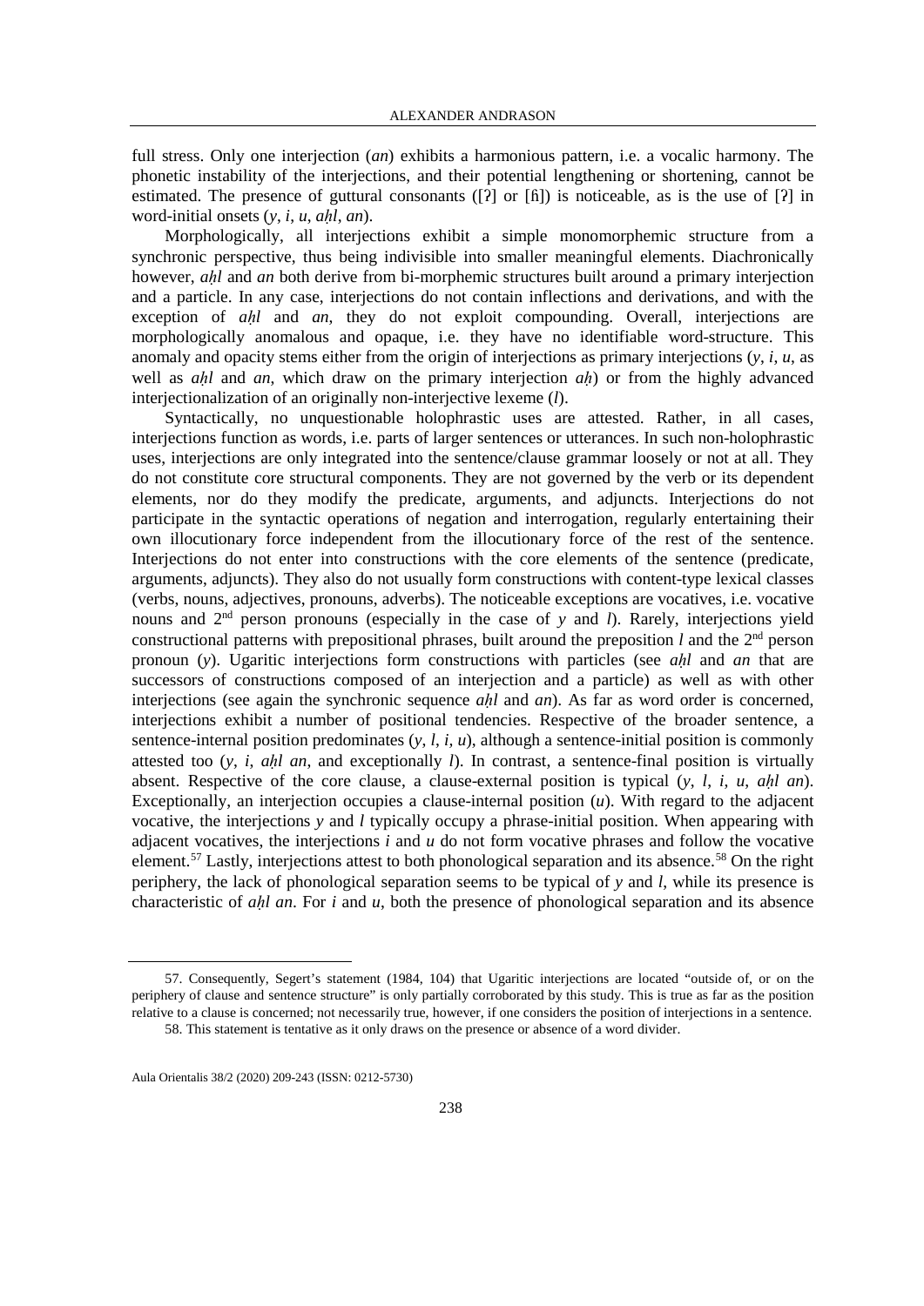full stress. Only one interjection (*an*) exhibits a harmonious pattern, i.e. a vocalic harmony. The phonetic instability of the interjections, and their potential lengthening or shortening, cannot be estimated. The presence of guttural consonants ([ʔ] or [ɦ]) is noticeable, as is the use of [ʔ] in word-initial onsets (*y*, *i*, *u*, *aḥl*, *an*).

Morphologically, all interjections exhibit a simple monomorphemic structure from a synchronic perspective, thus being indivisible into smaller meaningful elements. Diachronically however, *aḥl* and *an* both derive from bi-morphemic structures built around a primary interjection and a particle. In any case, interjections do not contain inflections and derivations, and with the exception of *aḥl* and *an*, they do not exploit compounding. Overall, interjections are morphologically anomalous and opaque, i.e. they have no identifiable word-structure. This anomaly and opacity stems either from the origin of interjections as primary interjections (*y*, *i*, *u*, as well as *aḥl* and *an*, which draw on the primary interjection *aḥ*) or from the highly advanced interjectionalization of an originally non-interjective lexeme (*l*).

Syntactically, no unquestionable holophrastic uses are attested. Rather, in all cases, interjections function as words, i.e. parts of larger sentences or utterances. In such non-holophrastic uses, interjections are only integrated into the sentence/clause grammar loosely or not at all. They do not constitute core structural components. They are not governed by the verb or its dependent elements, nor do they modify the predicate, arguments, and adjuncts. Interjections do not participate in the syntactic operations of negation and interrogation, regularly entertaining their own illocutionary force independent from the illocutionary force of the rest of the sentence. Interjections do not enter into constructions with the core elements of the sentence (predicate, arguments, adjuncts). They also do not usually form constructions with content-type lexical classes (verbs, nouns, adjectives, pronouns, adverbs). The noticeable exceptions are vocatives, i.e. vocative nouns and 2nd person pronouns (especially in the case of *y* and *l*). Rarely, interjections yield constructional patterns with prepositional phrases, built around the preposition *l* and the 2nd person pronoun (*y*). Ugaritic interjections form constructions with particles (see *aḥl* and *an* that are successors of constructions composed of an interjection and a particle) as well as with other interjections (see again the synchronic sequence *aḥl* and *an*). As far as word order is concerned, interjections exhibit a number of positional tendencies. Respective of the broader sentence, a sentence-internal position predominates (*y*, *l*, *i*, *u*), although a sentence-initial position is commonly attested too (*y*, *i*, *aḥl an*, and exceptionally *l*). In contrast, a sentence-final position is virtually absent. Respective of the core clause, a clause-external position is typical (*y*, *l*, *i*, *u*, *aḥl an*). Exceptionally, an interjection occupies a clause-internal position (*u*). With regard to the adjacent vocative, the interjections *y* and *l* typically occupy a phrase-initial position. When appearing with adjacent vocatives, the interjections *i* and *u* do not form vocative phrases and follow the vocative element.[57] Lastly, interjections attest to both phonological separation and its absence.[58] On the right periphery, the lack of phonological separation seems to be typical of *y* and *l*, while its presence is characteristic of *aḥl an*. For *i* and *u*, both the presence of phonological separation and its absence

---

57. Consequently, Segert's statement (1984, 104) that Ugaritic interjections are located "outside of, or on the periphery of clause and sentence structure" is only partially corroborated by this study. This is true as far as the position relative to a clause is concerned; not necessarily true, however, if one considers the position of interjections in a sentence.

58. This statement is tentative as it only draws on the presence or absence of a word divider.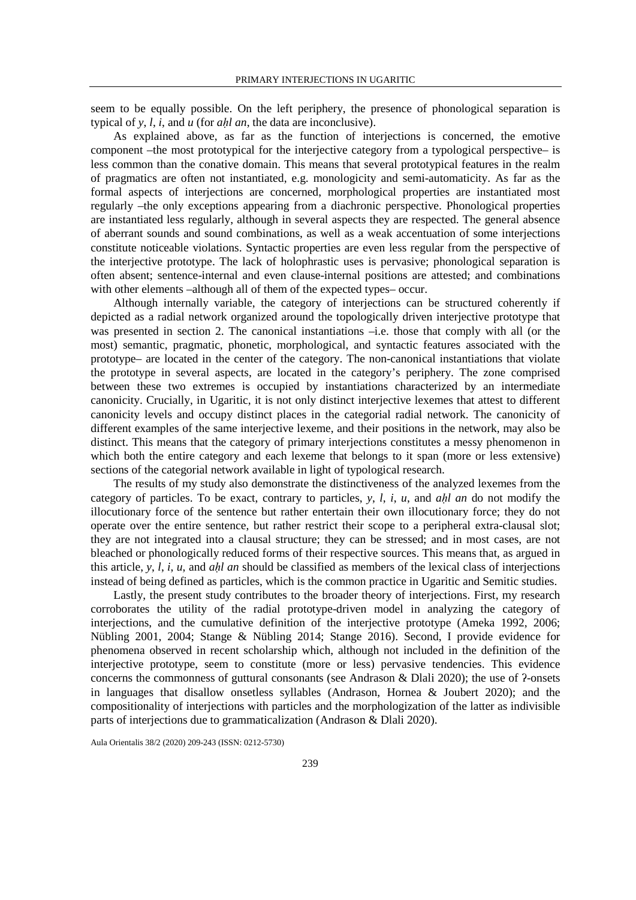seem to be equally possible. On the left periphery, the presence of phonological separation is typical of *y*, *l*, *i*, and *u* (for *aḥl an*, the data are inconclusive).

As explained above, as far as the function of interjections is concerned, the emotive component –the most prototypical for the interjective category from a typological perspective– is less common than the conative domain. This means that several prototypical features in the realm of pragmatics are often not instantiated, e.g. monologicity and semi-automaticity. As far as the formal aspects of interjections are concerned, morphological properties are instantiated most regularly –the only exceptions appearing from a diachronic perspective. Phonological properties are instantiated less regularly, although in several aspects they are respected. The general absence of aberrant sounds and sound combinations, as well as a weak accentuation of some interjections constitute noticeable violations. Syntactic properties are even less regular from the perspective of the interjective prototype. The lack of holophrastic uses is pervasive; phonological separation is often absent; sentence-internal and even clause-internal positions are attested; and combinations with other elements –although all of them of the expected types– occur.

Although internally variable, the category of interjections can be structured coherently if depicted as a radial network organized around the topologically driven interjective prototype that was presented in section 2. The canonical instantiations –i.e. those that comply with all (or the most) semantic, pragmatic, phonetic, morphological, and syntactic features associated with the prototype– are located in the center of the category. The non-canonical instantiations that violate the prototype in several aspects, are located in the category's periphery. The zone comprised between these two extremes is occupied by instantiations characterized by an intermediate canonicity. Crucially, in Ugaritic, it is not only distinct interjective lexemes that attest to different canonicity levels and occupy distinct places in the categorial radial network. The canonicity of different examples of the same interjective lexeme, and their positions in the network, may also be distinct. This means that the category of primary interjections constitutes a messy phenomenon in which both the entire category and each lexeme that belongs to it span (more or less extensive) sections of the categorial network available in light of typological research.

The results of my study also demonstrate the distinctiveness of the analyzed lexemes from the category of particles. To be exact, contrary to particles, *y*, *l*, *i*, *u*, and *aḥl an* do not modify the illocutionary force of the sentence but rather entertain their own illocutionary force; they do not operate over the entire sentence, but rather restrict their scope to a peripheral extra-clausal slot; they are not integrated into a clausal structure; they can be stressed; and in most cases, are not bleached or phonologically reduced forms of their respective sources. This means that, as argued in this article, *y*, *l*, *i*, *u*, and *aḥl an* should be classified as members of the lexical class of interjections instead of being defined as particles, which is the common practice in Ugaritic and Semitic studies.

Lastly, the present study contributes to the broader theory of interjections. First, my research corroborates the utility of the radial prototype-driven model in analyzing the category of interjections, and the cumulative definition of the interjective prototype (Ameka 1992, 2006; Nübling 2001, 2004; Stange & Nübling 2014; Stange 2016). Second, I provide evidence for phenomena observed in recent scholarship which, although not included in the definition of the interjective prototype, seem to constitute (more or less) pervasive tendencies. This evidence concerns the commonness of guttural consonants (see Andrason & Dlali 2020); the use of ʔ-onsets in languages that disallow onsetless syllables (Andrason, Hornea & Joubert 2020); and the compositionality of interjections with particles and the morphologization of the latter as indivisible parts of interjections due to grammaticalization (Andrason & Dlali 2020).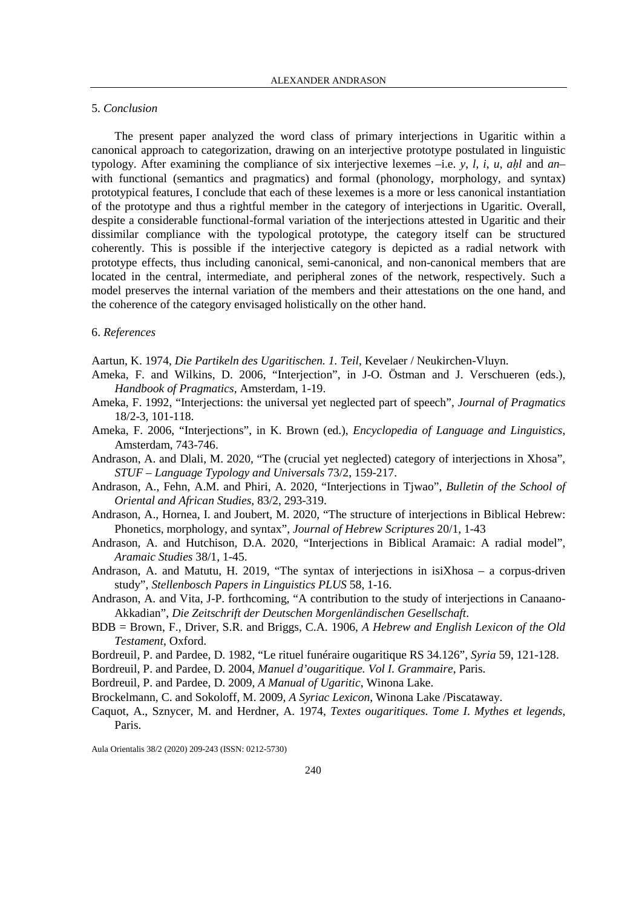## 5. *Conclusion*

The present paper analyzed the word class of primary interjections in Ugaritic within a canonical approach to categorization, drawing on an interjective prototype postulated in linguistic typology. After examining the compliance of six interjective lexemes –i.e. *y*, *l*, *i*, *u*, *aḥl* and *an*– with functional (semantics and pragmatics) and formal (phonology, morphology, and syntax) prototypical features, I conclude that each of these lexemes is a more or less canonical instantiation of the prototype and thus a rightful member in the category of interjections in Ugaritic. Overall, despite a considerable functional-formal variation of the interjections attested in Ugaritic and their dissimilar compliance with the typological prototype, the category itself can be structured coherently. This is possible if the interjective category is depicted as a radial network with prototype effects, thus including canonical, semi-canonical, and non-canonical members that are located in the central, intermediate, and peripheral zones of the network, respectively. Such a model preserves the internal variation of the members and their attestations on the one hand, and the coherence of the category envisaged holistically on the other hand.

## 6. *References*

Aartun, K. 1974, *Die Partikeln des Ugaritischen. 1. Teil*, Kevelaer / Neukirchen-Vluyn.

Ameka, F. and Wilkins, D. 2006, "Interjection", in J-O. Östman and J. Verschueren (eds.), *Handbook of Pragmatics*, Amsterdam, 1-19.

Ameka, F. 1992, "Interjections: the universal yet neglected part of speech", *Journal of Pragmatics* 18/2-3, 101-118.

Ameka, F. 2006, "Interjections", in K. Brown (ed.), *Encyclopedia of Language and Linguistics*, Amsterdam, 743-746.

Andrason, A. and Dlali, M. 2020, "The (crucial yet neglected) category of interjections in Xhosa", *STUF – Language Typology and Universals* 73/2, 159-217.

Andrason, A., Fehn, A.M. and Phiri, A. 2020, "Interjections in Tjwao", *Bulletin of the School of Oriental and African Studies*, 83/2, 293-319.

Andrason, A., Hornea, I. and Joubert, M. 2020, "The structure of interjections in Biblical Hebrew: Phonetics, morphology, and syntax", *Journal of Hebrew Scriptures* 20/1, 1-43

Andrason, A. and Hutchison, D.A. 2020, "Interjections in Biblical Aramaic: A radial model", *Aramaic Studies* 38/1, 1-45.

Andrason, A. and Matutu, H. 2019, "The syntax of interjections in isiXhosa – a corpus-driven study", *Stellenbosch Papers in Linguistics PLUS* 58, 1-16.

Andrason, A. and Vita, J-P. forthcoming, "A contribution to the study of interjections in Canaano-Akkadian", *Die Zeitschrift der Deutschen Morgenländischen Gesellschaft*.

BDB = Brown, F., Driver, S.R. and Briggs, C.A. 1906, *A Hebrew and English Lexicon of the Old Testament*, Oxford.

Bordreuil, P. and Pardee, D. 1982, "Le rituel funéraire ougaritique RS 34.126", *Syria* 59, 121-128.

Bordreuil, P. and Pardee, D. 2004, *Manuel d'ougaritique. Vol I. Grammaire*, Paris.

Bordreuil, P. and Pardee, D. 2009, *A Manual of Ugaritic*, Winona Lake.

Brockelmann, C. and Sokoloff, M. 2009, *A Syriac Lexicon*, Winona Lake /Piscataway.

Caquot, A., Sznycer, M. and Herdner, A. 1974, *Textes ougaritiques. Tome I. Mythes et legends*, Paris.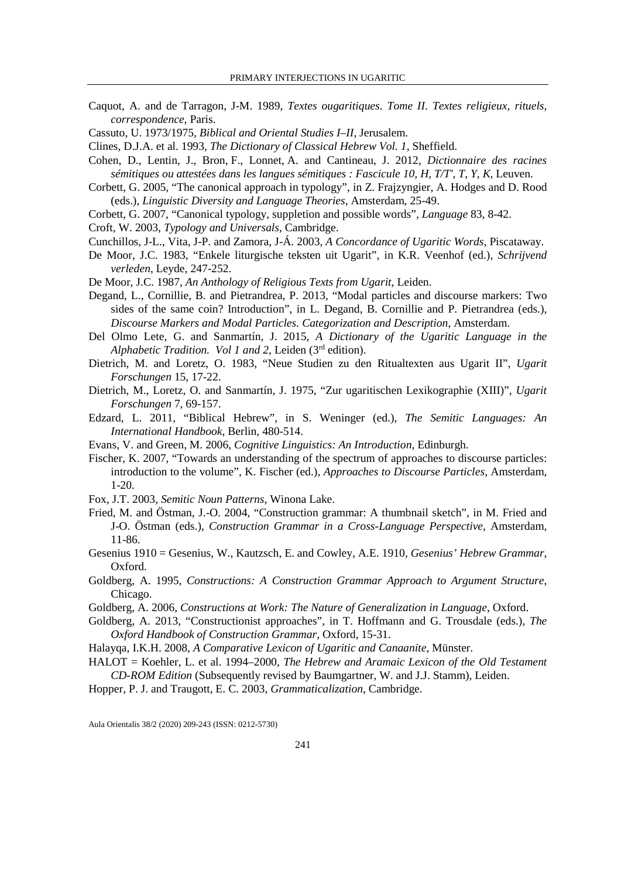Caquot, A. and de Tarragon, J-M. 1989, *Textes ougaritiques. Tome II. Textes religieux, rituels, correspondence*, Paris.

Cassuto, U. 1973/1975, *Biblical and Oriental Studies I–II*, Jerusalem.

Clines, D.J.A. et al. 1993, *The Dictionary of Classical Hebrew Vol. 1*, Sheffield.

Cohen, D., Lentin, J., Bron, F., Lonnet, A. and Cantineau, J. 2012, *Dictionnaire des racines sémitiques ou attestées dans les langues sémitiques : Fascicule 10, H, T/T', T, Y, K*, Leuven.

Corbett, G. 2005, "The canonical approach in typology", in Z. Frajzyngier, A. Hodges and D. Rood (eds.), *Linguistic Diversity and Language Theories*, Amsterdam, 25-49.

Corbett, G. 2007, "Canonical typology, suppletion and possible words", *Language* 83, 8-42.

Croft, W. 2003, *Typology and Universals*, Cambridge.

Cunchillos, J-L., Vita, J-P. and Zamora, J-Á. 2003, *A Concordance of Ugaritic Words*, Piscataway.

De Moor, J.C. 1983, "Enkele liturgische teksten uit Ugarit", in K.R. Veenhof (ed.), *Schrijvend verleden*, Leyde, 247-252.

De Moor, J.C. 1987, *An Anthology of Religious Texts from Ugarit*, Leiden.

Degand, L., Cornillie, B. and Pietrandrea, P. 2013, "Modal particles and discourse markers: Two sides of the same coin? Introduction", in L. Degand, B. Cornillie and P. Pietrandrea (eds.), *Discourse Markers and Modal Particles. Categorization and Description*, Amsterdam.

Del Olmo Lete, G. and Sanmartín, J. 2015, *A Dictionary of the Ugaritic Language in the Alphabetic Tradition. Vol 1 and 2*, Leiden (3rd edition).

Dietrich, M. and Loretz, O. 1983, "Neue Studien zu den Ritualtexten aus Ugarit II", *Ugarit Forschungen* 15, 17-22.

Dietrich, M., Loretz, O. and Sanmartín, J. 1975, "Zur ugaritischen Lexikographie (XIII)", *Ugarit Forschungen* 7, 69-157.

Edzard, L. 2011, "Biblical Hebrew", in S. Weninger (ed.), *The Semitic Languages: An International Handbook*, Berlin, 480-514.

Evans, V. and Green, M. 2006, *Cognitive Linguistics: An Introduction*, Edinburgh.

Fischer, K. 2007, "Towards an understanding of the spectrum of approaches to discourse particles: introduction to the volume", K. Fischer (ed.), *Approaches to Discourse Particles*, Amsterdam, 1-20.

Fox, J.T. 2003, *Semitic Noun Patterns*, Winona Lake.

Fried, M. and Östman, J.-O. 2004, "Construction grammar: A thumbnail sketch", in M. Fried and J-O. Östman (eds.), *Construction Grammar in a Cross-Language Perspective*, Amsterdam, 11-86.

Gesenius 1910 = Gesenius, W., Kautzsch, E. and Cowley, A.E. 1910, *Gesenius' Hebrew Grammar*, Oxford.

Goldberg, A. 1995, *Constructions: A Construction Grammar Approach to Argument Structure*, Chicago.

Goldberg, A. 2006, *Constructions at Work: The Nature of Generalization in Language*, Oxford.

Goldberg, A. 2013, "Constructionist approaches", in T. Hoffmann and G. Trousdale (eds.), *The Oxford Handbook of Construction Grammar*, Oxford, 15-31.

Halayqa, I.K.H. 2008, *A Comparative Lexicon of Ugaritic and Canaanite*, Münster.

HALOT = Koehler, L. et al. 1994–2000, *The Hebrew and Aramaic Lexicon of the Old Testament CD-ROM Edition* (Subsequently revised by Baumgartner, W. and J.J. Stamm), Leiden.

Hopper, P. J. and Traugott, E. C. 2003, *Grammaticalization*, Cambridge.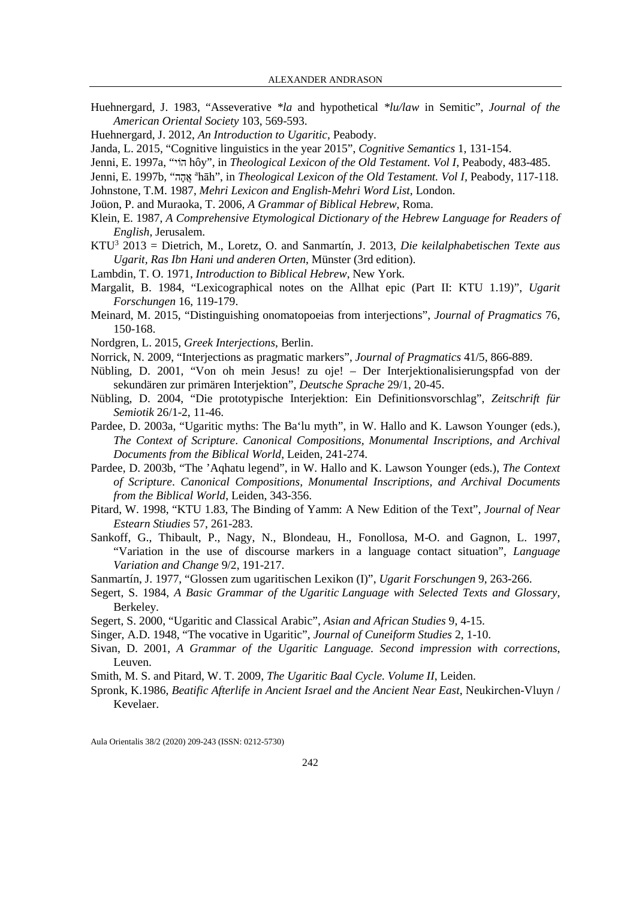Huehnergard, J. 1983, "Asseverative *la and hypothetical *lu/law in Semitic", *Journal of the American Oriental Society* 103, 569-593.

Huehnergard, J. 2012, *An Introduction to Ugaritic*, Peabody.

Janda, L. 2015, "Cognitive linguistics in the year 2015", *Cognitive Semantics* 1, 131-154.

Jenni, E. 1997a, "הוֹי hôy", in *Theological Lexicon of the Old Testament. Vol I*, Peabody, 483-485.

Jenni, E. 1997b, "אֲהָהּ ᵃhāh", in *Theological Lexicon of the Old Testament. Vol I*, Peabody, 117-118.

Johnstone, T.M. 1987, *Mehri Lexicon and English-Mehri Word List*, London.

Joüon, P. and Muraoka, T. 2006, *A Grammar of Biblical Hebrew*, Roma.

Klein, E. 1987, *A Comprehensive Etymological Dictionary of the Hebrew Language for Readers of English*, Jerusalem.

KTU[3] 2013 = Dietrich, M., Loretz, O. and Sanmartín, J. 2013, *Die keilalphabetischen Texte aus Ugarit, Ras Ibn Hani und anderen Orten*, Münster (3rd edition).

Lambdin, T. O. 1971, *Introduction to Biblical Hebrew*, New York.

Margalit, B. 1984, "Lexicographical notes on the Allhat epic (Part II: KTU 1.19)", *Ugarit Forschungen* 16, 119-179.

Meinard, M. 2015, "Distinguishing onomatopoeias from interjections", *Journal of Pragmatics* 76, 150-168.

Nordgren, L. 2015, *Greek Interjections*, Berlin.

Norrick, N. 2009, "Interjections as pragmatic markers", *Journal of Pragmatics* 41/5, 866-889.

Nübling, D. 2001, "Von oh mein Jesus! zu oje! – Der Interjektionalisierungspfad von der sekundären zur primären Interjektion", *Deutsche Sprache* 29/1, 20-45.

Nübling, D. 2004, "Die prototypische Interjektion: Ein Definitionsvorschlag", *Zeitschrift für Semiotik* 26/1-2, 11-46.

Pardee, D. 2003a, "Ugaritic myths: The Ba'lu myth", in W. Hallo and K. Lawson Younger (eds.), *The Context of Scripture. Canonical Compositions, Monumental Inscriptions, and Archival Documents from the Biblical World*, Leiden, 241-274.

Pardee, D. 2003b, "The 'Aqhatu legend", in W. Hallo and K. Lawson Younger (eds.), *The Context of Scripture. Canonical Compositions, Monumental Inscriptions, and Archival Documents from the Biblical World*, Leiden, 343-356.

Pitard, W. 1998, "KTU 1.83, The Binding of Yamm: A New Edition of the Text", *Journal of Near Estearn Stiudies* 57, 261-283.

Sankoff, G., Thibault, P., Nagy, N., Blondeau, H., Fonollosa, M-O. and Gagnon, L. 1997, "Variation in the use of discourse markers in a language contact situation", *Language Variation and Change* 9/2, 191-217.

Sanmartín, J. 1977, "Glossen zum ugaritischen Lexikon (I)", *Ugarit Forschungen* 9, 263-266.

Segert, S. 1984, *A Basic Grammar of the Ugaritic Language with Selected Texts and Glossary*, Berkeley.

Segert, S. 2000, "Ugaritic and Classical Arabic", *Asian and African Studies* 9, 4-15.

Singer, A.D. 1948, "The vocative in Ugaritic", *Journal of Cuneiform Studies* 2, 1-10.

Sivan, D. 2001, *A Grammar of the Ugaritic Language. Second impression with corrections*, Leuven.

Smith, M. S. and Pitard, W. T. 2009, *The Ugaritic Baal Cycle. Volume II*, Leiden.

Spronk, K.1986, *Beatific Afterlife in Ancient Israel and the Ancient Near East*, Neukirchen-Vluyn / Kevelaer.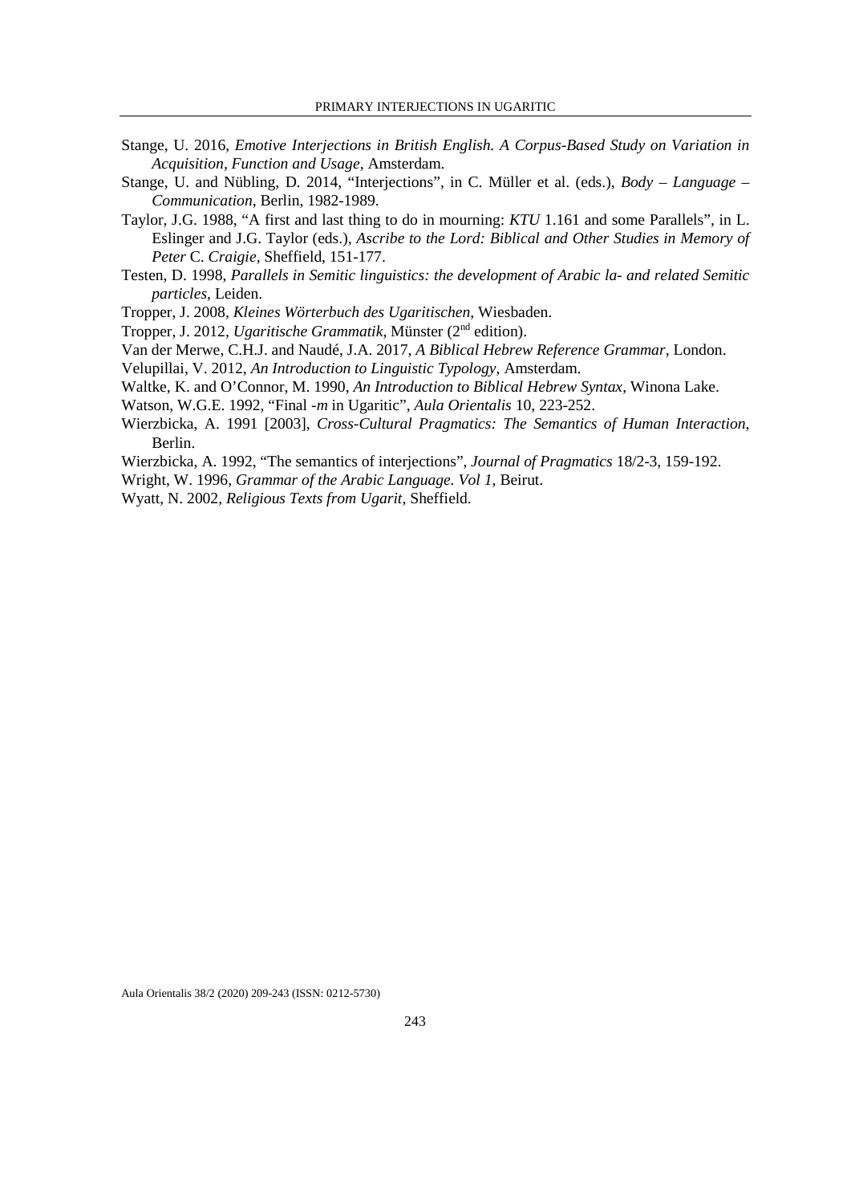Stange, U. 2016, *Emotive Interjections in British English. A Corpus-Based Study on Variation in Acquisition, Function and Usage*, Amsterdam.

Stange, U. and Nübling, D. 2014, "Interjections", in C. Müller et al. (eds.), *Body – Language – Communication*, Berlin, 1982-1989.

Taylor, J.G. 1988, "A first and last thing to do in mourning: *KTU* 1.161 and some Parallels", in L. Eslinger and J.G. Taylor (eds.), *Ascribe to the Lord: Biblical and Other Studies in Memory of Peter* C. *Craigie*, Sheffield, 151-177.

Testen, D. 1998, *Parallels in Semitic linguistics: the development of Arabic la- and related Semitic particles*, Leiden.

Tropper, J. 2008, *Kleines Wörterbuch des Ugaritischen*, Wiesbaden.

Tropper, J. 2012, *Ugaritische Grammatik*, Münster (2nd edition).

Van der Merwe, C.H.J. and Naudé, J.A. 2017, *A Biblical Hebrew Reference Grammar*, London.

Velupillai, V. 2012, *An Introduction to Linguistic Typology*, Amsterdam.

Waltke, K. and O'Connor, M. 1990, *An Introduction to Biblical Hebrew Syntax*, Winona Lake.

Watson, W.G.E. 1992, "Final -*m* in Ugaritic", *Aula Orientalis* 10, 223-252.

Wierzbicka, A. 1991 [2003], *Cross-Cultural Pragmatics: The Semantics of Human Interaction*, Berlin.

Wierzbicka, A. 1992, "The semantics of interjections", *Journal of Pragmatics* 18/2-3, 159-192.

Wright, W. 1996, *Grammar of the Arabic Language. Vol 1*, Beirut.

Wyatt, N. 2002, *Religious Texts from Ugarit*, Sheffield.